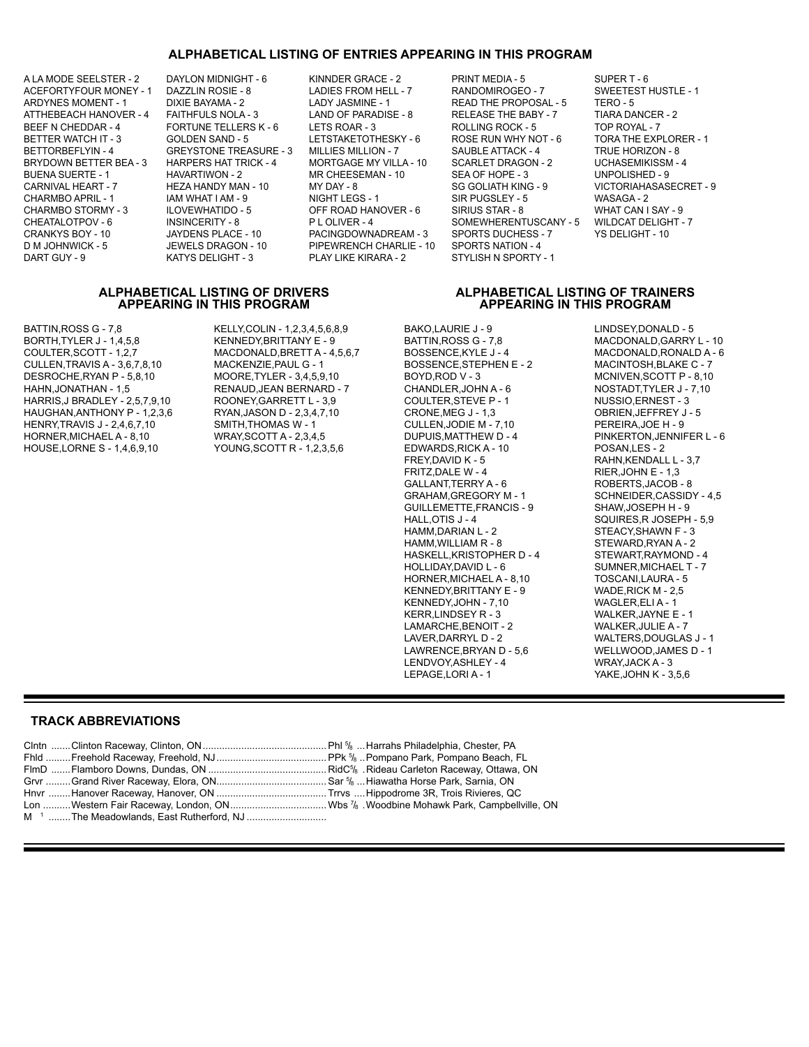## ALPHABETICAL LISTING OF ENTRIES APPEARING IN THIS PROGRAM

A LA MODE SEELSTER - 2
ACEFORTYFOUR MONEY - 1
ARDYNES MOMENT - 1
ATTHEBEACH HANOVER - 4
BEEF N CHEDDAR - 4
BETTER WATCH IT - 3
BETTORBEFLYIN - 4
BRYDOWN BETTER BEA - 3
BUENA SUERTE - 1
CARNIVAL HEART - 7
CHARMBO APRIL - 1
CHARMBO STORMY - 3
CHEATALOTPOV - 6
CRANKYS BOY - 10
D M JOHNWICK - 5
DART GUY - 9
DAYLON MIDNIGHT - 6
DAZZLIN ROSIE - 8
DIXIE BAYAMA - 2
FAITHFULS NOLA - 3
FORTUNE TELLERS K - 6
GOLDEN SAND - 5
GREYSTONE TREASURE - 3
HARPERS HAT TRICK - 4
HAVARTIWON - 2
HEZA HANDY MAN - 10
IAM WHAT I AM - 9
ILOVEWHATIDO - 5
INSINCERITY - 8
JAYDENS PLACE - 10
JEWELS DRAGON - 10
KATYS DELIGHT - 3
KINNDER GRACE - 2
LADIES FROM HELL - 7
LADY JASMINE - 1
LAND OF PARADISE - 8
LETS ROAR - 3
LETSTAKETOTHESKY - 6
MILLIES MILLION - 7
MORTGAGE MY VILLA - 10
MR CHEESEMAN - 10
MY DAY - 8
NIGHT LEGS - 1
OFF ROAD HANOVER - 6
P L OLIVER - 4
PACINGDOWNADREAM - 3
PIPEWRENCH CHARLIE - 10
PLAY LIKE KIRARA - 2
PRINT MEDIA - 5
RANDOMIROGEO - 7
READ THE PROPOSAL - 5
RELEASE THE BABY - 7
ROLLING ROCK - 5
ROSE RUN WHY NOT - 6
SAUBLE ATTACK - 4
SCARLET DRAGON - 2
SEA OF HOPE - 3
SG GOLIATH KING - 9
SIR PUGSLEY - 5
SIRIUS STAR - 8
SOMEWHERENTUSCANY - 5
SPORTS DUCHESS - 7
SPORTS NATION - 4
STYLISH N SPORTY - 1
SUPER T - 6
SWEETEST HUSTLE - 1
TERO - 5
TIARA DANCER - 2
TOP ROYAL - 7
TORA THE EXPLORER - 1
TRUE HORIZON - 8
UCHASEMIKISSM - 4
UNPOLISHED - 9
VICTORIAHASASECRET - 9
WASAGA - 2
WHAT CAN I SAY - 9
WILDCAT DELIGHT - 7
YS DELIGHT - 10

## ALPHABETICAL LISTING OF DRIVERS APPEARING IN THIS PROGRAM

BATTIN,ROSS G - 7,8
BORTH,TYLER J - 1,4,5,8
COULTER,SCOTT - 1,2,7
CULLEN,TRAVIS A - 3,6,7,8,10
DESROCHE,RYAN P - 5,8,10
HAHN,JONATHAN - 1,5
HARRIS,J BRADLEY - 2,5,7,9,10
HAUGHAN,ANTHONY P - 1,2,3,6
HENRY,TRAVIS J - 2,4,6,7,10
HORNER,MICHAEL A - 8,10
HOUSE,LORNE S - 1,4,6,9,10
KELLY,COLIN - 1,2,3,4,5,6,8,9
KENNEDY,BRITTANY E - 9
MACDONALD,BRETT A - 4,5,6,7
MACKENZIE,PAUL G - 1
MOORE,TYLER - 3,4,5,9,10
RENAUD,JEAN BERNARD - 7
ROONEY,GARRETT L - 3,9
RYAN,JASON D - 2,3,4,7,10
SMITH,THOMAS W - 1
WRAY,SCOTT A - 2,3,4,5
YOUNG,SCOTT R - 1,2,3,5,6

## ALPHABETICAL LISTING OF TRAINERS APPEARING IN THIS PROGRAM

BAKO,LAURIE J - 9
BATTIN,ROSS G - 7,8
BOSSENCE,KYLE J - 4
BOSSENCE,STEPHEN E - 2
BOYD,ROD V - 3
CHANDLER,JOHN A - 6
COULTER,STEVE P - 1
CRONE,MEG J - 1,3
CULLEN,JODIE M - 7,10
DUPUIS,MATTHEW D - 4
EDWARDS,RICK A - 10
FREY,DAVID K - 5
FRITZ,DALE W - 4
GALLANT,TERRY A - 6
GRAHAM,GREGORY M - 1
GUILLEMETTE,FRANCIS - 9
HALL,OTIS J - 4
HAMM,DARIAN L - 2
HAMM,WILLIAM R - 8
HASKELL,KRISTOPHER D - 4
HOLLIDAY,DAVID L - 6
HORNER,MICHAEL A - 8,10
KENNEDY,BRITTANY E - 9
KENNEDY,JOHN - 7,10
KERR,LINDSEY R - 3
LAMARCHE,BENOIT - 2
LAVER,DARRYL D - 2
LAWRENCE,BRYAN D - 5,6
LENDVOY,ASHLEY - 4
LEPAGE,LORI A - 1
LINDSEY,DONALD - 5
MACDONALD,GARRY L - 10
MACDONALD,RONALD A - 6
MACINTOSH,BLAKE C - 7
MCNIVEN,SCOTT P - 8,10
NOSTADT,TYLER J - 7,10
NUSSIO,ERNEST - 3
OBRIEN,JEFFREY J - 5
PEREIRA,JOE H - 9
PINKERTON,JENNIFER L - 6
POSAN,LES - 2
RAHN,KENDALL L - 3,7
RIER,JOHN E - 1,3
ROBERTS,JACOB - 8
SCHNEIDER,CASSIDY - 4,5
SHAW,JOSEPH H - 9
SQUIRES,R JOSEPH - 5,9
STEACY,SHAWN F - 3
STEWARD,RYAN A - 2
STEWART,RAYMOND - 4
SUMNER,MICHAEL T - 7
TOSCANI,LAURA - 5
WADE,RICK M - 2,5
WAGLER,ELI A - 1
WALKER,JAYNE E - 1
WALKER,JULIE A - 7
WALTERS,DOUGLAS J - 1
WELLWOOD,JAMES D - 1
WRAY,JACK A - 3
YAKE,JOHN K - 3,5,6

## TRACK ABBREVIATIONS

Clntn ....... Clinton Raceway, Clinton, ON
Fhld ......... Freehold Raceway, Freehold, NJ
FlmD ....... Flamboro Downs, Dundas, ON
Grvr ......... Grand River Raceway, Elora, ON
Hnvr ........ Hanover Raceway, Hanover, ON
Lon .......... Western Fair Raceway, London, ON
M 1 ........ The Meadowlands, East Rutherford, NJ
Phl 5/8 ... Harrahs Philadelphia, Chester, PA
PPk 5/8 .. Pompano Park, Pompano Beach, FL
RidC5/8 . Rideau Carleton Raceway, Ottawa, ON
Sar 5/8 ... Hiawatha Horse Park, Sarnia, ON
Trrvs .... Hippodrome 3R, Trois Rivieres, QC
Wbs 7/8 . Woodbine Mohawk Park, Campbellville, ON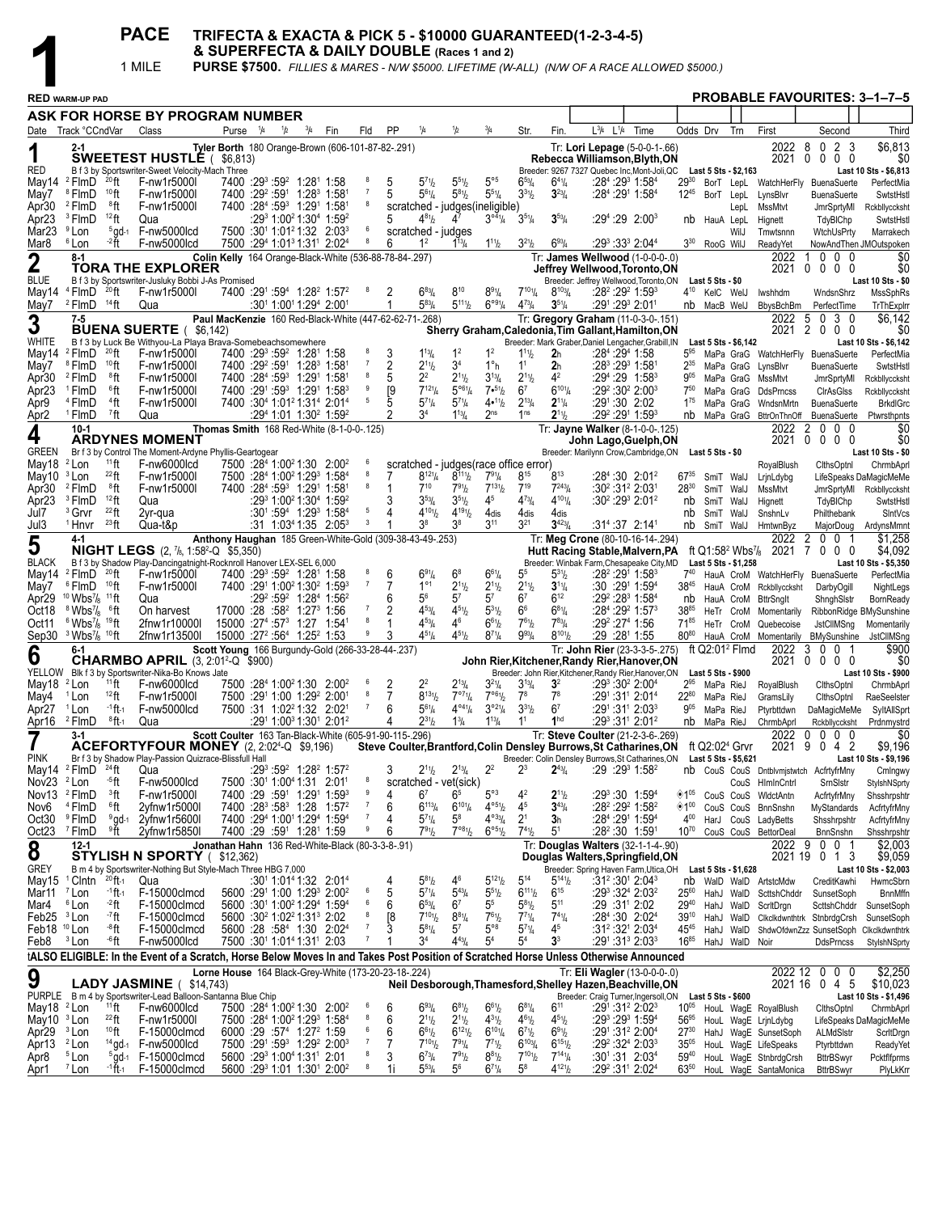# 1 PACE — 1 MILE

**TRIFECTA & EXACTA & PICK 5 - $10000 GUARANTEED(1-2-3-4-5)**
**& SUPERFECTA & DAILY DOUBLE (Races 1 and 2)**

**PURSE $7500.** *FILLIES & MARES - N/W $5000. LIFETIME (W-ALL) (N/W OF A RACE ALLOWED $5000.)*

**RED WARM-UP PAD** — **PROBABLE FAVOURITES: 3–1–7–5**

**ASK FOR HORSE BY PROGRAM NUMBER**

| Date | Track °CCndVar | Class | Purse | 1/4 | 1/2 | 3/4 | Fin | Fld | PP | 1/4 | 1/2 | 3/4 | Str. | Fin. | L3/4 L1/4 Time | Odds | Drv | Trn | First | Second | Third |
|---|---|---|---|---|---|---|---|---|---|---|---|---|---|---|---|---|---|---|---|---|---|

## 1 — RED — 2-1 — SWEETEST HUSTLE ($6,813)

Tyler Borth 180 Orange-Brown (606-101-87-82-.291) — Tr: Lori Lepage (5-0-0-1-.66)
B f 3 by Sportswriter-Sweet Velocity-Mach Three — Rebecca Williamson,Blyth,ON
Breeder: 9267 7327 Quebec Inc,Mont-Joli,QC — Last 5 Sts - $2,163
2022: 8 0 2 3 $6,813 — 2021: 0 0 0 0 $0 — Last 10 Sts - $6,813

| Date | Track | Class | Purse | 1/4 | 1/2 | 3/4 | Fin | Fld | PP | 1/4 | 1/2 | 3/4 | Str. | Fin. | L3/4 L1/4 Time | Odds | Drv | Trn | First | Second | Third |
|---|---|---|---|---|---|---|---|---|---|---|---|---|---|---|---|---|---|---|---|---|---|
| May14 | 2 FlmD 20ft | F-nw1r5000l | 7400 | :29³ | :59² | 1:28¹ | 1:58 | 8 | 5 | 5⁷½ | 5⁵½ | 5°⁵ | 6⁵¼ | 6⁴¼ | :28⁴ :29³ 1:58⁴ | 29³⁰ | BorT | LepL | WatchHerFly | BuenaSuerte | PerfectMia |
| May7 | 8 FlmD 10ft | F-nw1r5000l | 7400 | :29² | :59¹ | 1:28³ | 1:58¹ | 7 | 5 | 5⁶¼ | 5⁶½ | 5⁵¼ | 3³½ | 3²¾ | :28⁴ :29¹ 1:58⁴ | 12⁴⁵ | BorT | LepL | LynsBlvr | BuenaSuerte | SwtstHstl |
| Apr30 | 2 FlmD 8ft | F-nw1r5000l | 7400 | :28⁴ | :59³ | 1:29¹ | 1:58¹ | 8 | scratched - judges(ineligible) | | | | | | | | | LepL | MssMtvt | JmrSprtyMl | Rckblyccksht |
| Apr23 | 3 FlmD 12ft | Qua | | :29³ | 1:00² | 1:30⁴ | 1:59² | | 5 | 4⁸½ | 4⁷ | 3°⁴¼ | 3⁵¼ | 3⁵¾ | :29⁴ :29 2:00³ | nb | HauA | LepL | Hignett | TdyBlChp | SwtstHstl |
| Mar23 | 9 Lon 5gd-1 | F-nw5000lcd | 7500 | :30¹ | 1:01² | 1:32 | 2:03³ | 6 | scratched - judges | | | | | | | | | WilJ | Trnwtsnnn | WtchUsPrty | Marrakech |
| Mar8 | 6 Lon -2ft | F-nw5000lcd | 7500 | :29⁴ | 1:01³ | 1:31¹ | 2:02⁴ | 8 | 6 | 1² | 1¹¾ | 1¹½ | 3²½ | 6⁹¾ | :29³ :33³ 2:04⁴ | 3³⁰ | RooG | WilJ | ReadyYet | NowAndThen | JMOutspoken |

## 2 — BLUE — 8-1 — TORA THE EXPLORER

Colin Kelly 164 Orange-Black-White (536-88-78-84-.297) — Tr: James Wellwood (1-0-0-0-.0)
B f 3 by Sportswriter-Jusluky Bobbi J-As Promised — Jeffrey Wellwood,Toronto,ON
Breeder: Jeffrey Wellwood,Toronto,ON — Last 5 Sts - $0
2022: 1 0 0 0 $0 — 2021: 0 0 0 0 $0 — Last 10 Sts - $0

| Date | Track | Class | Purse | 1/4 | 1/2 | 3/4 | Fin | Fld | PP | 1/4 | 1/2 | 3/4 | Str. | Fin. | L3/4 L1/4 Time | Odds | Drv | Trn | First | Second | Third |
|---|---|---|---|---|---|---|---|---|---|---|---|---|---|---|---|---|---|---|---|---|---|
| May14 | 4 FlmD 20ft | F-nw1r5000l | 7400 | :29¹ | :59⁴ | 1:28² | 1:57² | 8 | 2 | 6⁸¾ | 8¹⁰ | 8⁹¹¼ | 7¹⁰¹¼ | 8¹⁰¾ | :28² :29² 1:59³ | 4¹⁰ | KelC | WelJ | Iwshhdm | WndsnShrz | MssSphRs |
| May7 | 2 FlmD 14ft | Qua | | :30¹ | 1:00¹ | 1:29⁴ | 2:00¹ | | 1 | 5⁸¾ | 5¹¹½ | 6°⁹¼ | 4⁷¾ | 3⁵¼ | :29¹ :29³ 2:01¹ | nb | MacB | WelJ | BbysBchBm | PerfectTime | TrThExplrr |

## 3 — WHITE — 7-5 — BUENA SUERTE ($6,142)

Paul MacKenzie 160 Red-Black-White (447-62-62-71-.268) — Tr: Gregory Graham (11-0-3-0-.151)
B f 3 by Luck Be Withyou-La Playa Brava-Somebeachsomewhere — Sherry Graham,Caledonia,Tim Gallant,Hamilton,ON
Breeder: Mark Graber,Daniel Lengacher,Grabill,IN — Last 5 Sts - $6,142
2022: 5 0 3 0 $6,142 — 2021: 2 0 0 0 $0 — Last 10 Sts - $6,142

| Date | Track | Class | Purse | 1/4 | 1/2 | 3/4 | Fin | Fld | PP | 1/4 | 1/2 | 3/4 | Str. | Fin. | L3/4 L1/4 Time | Odds | Drv | Trn | First | Second | Third |
|---|---|---|---|---|---|---|---|---|---|---|---|---|---|---|---|---|---|---|---|---|---|
| May14 | 2 FlmD 20ft | F-nw1r5000l | 7400 | :29³ | :59² | 1:28¹ | 1:58 | 8 | 3 | 1¹¾ | 1² | 1² | 1¹½ | 2h | :28⁴ :29⁴ 1:58 | 5⁸⁵ | MaPa | GraG | WatchHerFly | BuenaSuerte | PerfectMia |
| May7 | 8 FlmD 10ft | F-nw1r5000l | 7400 | :29² | :59¹ | 1:28³ | 1:58¹ | 7 | 2 | 2¹½ | 3⁴ | 1°h | 1¹ | 2h | :28³ :29³ 1:58¹ | 2³⁵ | MaPa | GraG | LynsBlvr | BuenaSuerte | SwtstHstl |
| Apr30 | 2 FlmD 8ft | F-nw1r5000l | 7400 | :28⁴ | :59³ | 1:29¹ | 1:58¹ | 8 | 5 | 2² | 2¹½ | 3¹¾ | 2¹½ | 4² | :29⁴ :29 1:58³ | 9⁰⁵ | MaPa | GraG | MssMtvt | JmrSprtyMl | Rckblyccksht |
| Apr23 | 1 FlmD 6ft | F-nw1r5000l | 7400 | :29¹ | :59³ | 1:29¹ | 1:58³ | 9 | [9 | 7¹²¼ | 5°⁶¼ | 7•⁵½ | 6⁷ | 6¹⁰¼ | :29² :30² 2:00³ | 7⁵⁰ | MaPa | GraG | DdsPrncss | ClrAsGlss | Rckblyccksht |
| Apr9 | 4 FlmD 4ft | F-nw1r5000l | 7400 | :30⁴ | 1:01² | 1:31⁴ | 2:01⁴ | 5 | 5 | 5⁷¼ | 5⁷¼ | 4•¹½ | 2¹¾ | 2¹¼ | :29¹ :30 2:02 | 1⁷⁵ | MaPa | GraG | WndsnMrtn | BuenaSuerte | BrkdlGrc |
| Apr2 | 1 FlmD 7ft | Qua | | :29⁴ | 1:01 | 1:30² | 1:59² | | 2 | 3⁴ | 1¹¾ | 2ns | 1ns | 2¹½ | :29² :29¹ 1:59³ | nb | MaPa | GraG | BttrOnThnOff | BuenaSuerte | Ptwrsthpnts |

## 4 — GREEN — 10-1 — ARDYNES MOMENT

Thomas Smith 168 Red-White (8-1-0-0-.125) — Tr: Jayne Walker (8-1-0-0-.125)
Br f 3 by Control The Moment-Ardyne Phyllis-Geartogear — John Laga,Guelph,ON
Breeder: Marilynn Crow,Cambridge,ON — Last 5 Sts - $0
2022: 2 0 0 0 $0 — 2021: 0 0 0 0 $0 — Last 10 Sts - $0

| Date | Track | Class | Purse | 1/4 | 1/2 | 3/4 | Fin | Fld | PP | 1/4 | 1/2 | 3/4 | Str. | Fin. | L3/4 L1/4 Time | Odds | Drv | Trn | First | Second | Third |
|---|---|---|---|---|---|---|---|---|---|---|---|---|---|---|---|---|---|---|---|---|---|
| May18 | 2 Lon 11ft | F-nw6000lcd | 7500 | :28⁴ | 1:00² | 1:30 | 2:00² | 6 | scratched - judges(race office error) | | | | | | | | | | RoyalBlush | ClthsOptnl | ChrmbAprl |
| May10 | 3 Lon 22ft | F-nw1r5000l | 7500 | :28⁴ | 1:00² | 1:29³ | 1:58⁴ | 8 | 7 | 8¹²¹½ | 8¹¹½ | 7⁹¼ | 8¹⁵ | 8¹³ | :28⁴ :30 2:01² | 67³⁵ | SmiT | WalJ | LrjnLdybg | LifeSpeaks | DaMagicMeMe |
| Apr30 | 2 FlmD 8ft | F-nw1r5000l | 7400 | :28⁴ | :59³ | 1:29¹ | 1:58¹ | 8 | 1 | 7¹⁰ | 7⁹½ | 7¹³½ | 7¹⁹ | 7²⁴¾ | :30² :31² 2:03¹ | 28³⁰ | SmiT | WalJ | MssMtvt | JmrSprtyMl | Rckblyccksht |
| Apr23 | 3 FlmD 12ft | Qua | | :29³ | 1:00² | 1:30⁴ | 1:59² | | 3 | 3⁵¾ | 3⁵½ | 4⁵ | 4⁷¾ | 4¹⁰¼ | :30² :29³ 2:01² | nb | SmiT | WalJ | Hignett | TdyBlChp | SwtstHstl |
| Jul7 | 3 Grvr 22ft | 2yr-qua | | :30¹ | :59⁴ | 1:29³ | 1:58⁴ | 5 | 4 | 4¹⁰½ | 4¹⁹½ | 4dis | 4dis | 4dis | | nb | SmiT | WalJ | SnshnLv | Philthebank | SlntVcs |
| Jul3 | 1 Hnvr 23ft | Qua-t&p | | :31 | 1:03⁴ | 1:35 | 2:05³ | 3 | 1 | 3⁸ | 3⁸ | 3¹¹ | 3²¹ | 3⁴²¾ | :31⁴ :37 2:14¹ | nb | SmiT | WalJ | HmtwnByz | MajorDoug | ArdynsMmnt |

## 5 — BLACK — 4-1 — NIGHT LEGS (2, 7/8, 1:58²-Q $5,350)

Anthony Haughan 185 Green-White-Gold (309-38-43-49-.253) — Tr: Meg Crone (80-10-16-14-.294)
B f 3 by Shadow Play-Dancingatnight-Rocknroll Hanover LEX-SEL 6,000 — Hutt Racing Stable,Malvern,PA — ft Q1:58² Wbs7/8
Breeder: Winbak Farm,Chesapeake City,MD — Last 5 Sts - $1,258
2022: 2 0 0 1 $1,258 — 2021: 7 0 0 0 $4,092 — Last 10 Sts - $5,350

| Date | Track | Class | Purse | 1/4 | 1/2 | 3/4 | Fin | Fld | PP | 1/4 | 1/2 | 3/4 | Str. | Fin. | L3/4 L1/4 Time | Odds | Drv | Trn | First | Second | Third |
|---|---|---|---|---|---|---|---|---|---|---|---|---|---|---|---|---|---|---|---|---|---|
| May14 | 2 FlmD 20ft | F-nw1r5000l | 7400 | :29³ | :59² | 1:28¹ | 1:58 | 8 | 6 | 6⁹¼ | 6⁸ | 6⁶¼ | 5⁵ | 5³½ | :28² :29¹ 1:58³ | 7⁴⁰ | HauA | CroM | WatchHerFly | BuenaSuerte | PerfectMia |
| May7 | 6 FlmD 10ft | F-nw1r5000l | 7400 | :29¹ | 1:00² | 1:30² | 1:59³ | 7 | 7 | 1°¹ | 2¹½ | 2¹½ | 2¹½ | 3¹¼ | :30 :29¹ 1:59⁴ | 38⁴⁵ | HauA | CroM | Rckblyccksht | DarbyOgill | NightLegs |
| Apr29 | 10 Wbs7/8 11ft | Qua | | :29² | :59² | 1:28⁴ | 1:56² | | 6 | 5⁶ | 5⁷ | 5⁷ | 6⁷ | 6¹² | :29² :28³ 1:58⁴ | nb | HauA | CroM | BttrSnglt | ShnghSlstr | BornReady |
| Oct18 | 8 Wbs7/8 6ft | On harvest | 17000 | :28 | :58² | 1:27³ | 1:56 | 7 | 2 | 4⁵¾ | 4⁵½ | 5³½ | 6⁶ | 6⁸¼ | :28⁴ :29² 1:57³ | 38⁸⁵ | HeTr | CroM | Momentarily | RibbonRidge | BMySunshine |
| Oct11 | 6 Wbs7/8 19ft | 2fnw1r10000l | 15000 | :27⁴ | :57³ | 1:27 | 1:54¹ | 8 | 1 | 4⁵¾ | 4⁶ | 6⁶½ | 7⁶½ | 7⁸¾ | :29² :27⁴ 1:56 | 71⁸⁵ | HeTr | CroM | Quebecoise | JstClllMSng | Momentarily |
| Sep30 | 3 Wbs7/8 10ft | 2fnw1r13500l | 15000 | :27² | :56⁴ | 1:25² | 1:53 | 9 | 3 | 4⁵¼ | 4⁵½ | 8⁷¼ | 9⁹¾ | 8¹⁰½ | :29 :28¹ 1:55 | 80⁸⁰ | HauA | CroM | Momentarily | BMySunshine | JstClllMSng |

## 6 — YELLOW — 6-1 — CHARMBO APRIL (3, 2:01²-Q $900)

Scott Young 166 Burgundy-Gold (266-33-28-44-.237) — Tr: John Rier (23-3-3-5-.275) — ft Q2:01² Flmd
Blk f 3 by Sportswriter-Nika-Bo Knows Jate — John Rier,Kitchener,Randy Rier,Hanover,ON
Breeder: John Rier,Kitchener,Randy Rier,Hanover,ON — Last 5 Sts - $900
2022: 3 0 0 1 $900 — 2021: 0 0 0 0 $0 — Last 10 Sts - $900

| Date | Track | Class | Purse | 1/4 | 1/2 | 3/4 | Fin | Fld | PP | 1/4 | 1/2 | 3/4 | Str. | Fin. | L3/4 L1/4 Time | Odds | Drv | Trn | First | Second | Third |
|---|---|---|---|---|---|---|---|---|---|---|---|---|---|---|---|---|---|---|---|---|---|
| May18 | 2 Lon 11ft | F-nw6000lcd | 7500 | :28⁴ | 1:00² | 1:30 | 2:00² | 6 | 2 | 2² | 2¹¾ | 3²¼ | 3¹¾ | 3² | :29³ :30² 2:00⁴ | 2⁸⁵ | MaPa | RieJ | RoyalBlush | ClthsOptnl | ChrmbAprl |
| May4 | 1 Lon 12ft | F-nw1r5000l | 7500 | :29¹ | 1:00 | 1:29² | 2:00¹ | 8 | 7 | 8¹³½ | 7°⁷¼ | 7°⁶½ | 7⁸ | 7⁸ | :29¹ :31¹ 2:01⁴ | 22⁸⁰ | MaPa | RieJ | GramsLily | ClthsOptnl | RaeSeelster |
| Apr27 | 1 Lon -1ft-1 | F-nw5000lcd | 7500 | :31 | 1:02² | 1:32 | 2:02¹ | 7 | 6 | 5⁶¼ | 4°⁴¼ | 3°²¼ | 3³½ | 6⁷ | :29¹ :31¹ 2:03³ | 9⁰⁵ | MaPa | RieJ | Ptyrbttdwn | DaMagicMeMe | SyltAllSprt |
| Apr16 | 2 FlmD 8ft-1 | Qua | | :29¹ | 1:00³ | 1:30¹ | 2:01² | | 4 | 2³½ | 1³¼ | 1¹¾ | 1¹ | 1hd | :29³ :31¹ 2:01² | nb | MaPa | RieJ | ChrmbAprl | Rckblyccksht | Prdnmystrd |

## 7 — PINK — 3-1 — ACEFORTYFOUR MONEY (2, 2:02⁴-Q $9,196)

Scott Coulter 163 Tan-Black-White (605-91-90-115-.296) — Tr: Steve Coulter (21-2-3-6-.269) — ft Q2:02⁴ Grvr
Br f 3 by Shadow Play-Passion Quizrace-Blissfull Hall — Steve Coulter,Brantford,Colin Densley Burrows,St Catharines,ON
Breeder: Colin Densley Burrows,St Catharines,ON — Last 5 Sts - $5,621
2022: 0 0 0 0 $0 — 2021: 9 0 4 2 $9,196 — Last 10 Sts - $9,196

| Date | Track | Class | Purse | 1/4 | 1/2 | 3/4 | Fin | Fld | PP | 1/4 | 1/2 | 3/4 | Str. | Fin. | L3/4 L1/4 Time | Odds | Drv | Trn | First | Second | Third |
|---|---|---|---|---|---|---|---|---|---|---|---|---|---|---|---|---|---|---|---|---|---|
| May14 | 2 FlmD 24ft | Qua | | :29³ | :59² | 1:28² | 1:57² | | 3 | 2¹½ | 2¹¾ | 2² | 2³ | 2⁴¾ | :29 :29³ 1:58² | nb | CouS | CouS | Dntblvmjstwtch | AcfrtyfrMny | Cmlngwy |
| Nov23 | 2 Lon -5ft | F-nw5000lcd | 7500 | :30¹ | 1:00⁴ | 1:31 | 2:01¹ | 8 | scratched - vet(sick) | | | | | | | | | CouS | HlmInCntrl | SrnSlstr | StylshNSprty |
| Nov13 | 2 FlmD 3ft | F-nw1r5000l | 7400 | :29 | :59¹ | 1:29¹ | 1:59³ | 9 | 4 | 6⁷ | 6⁵ | 5°³ | 4² | 2¹½ | :29³ :30 1:59⁴ | ✪1⁰⁵ | CouS | CouS | WldctAntn | AcfrtyfrMny | Shsshrpshtr |
| Nov6 | 4 FlmD 6ft | 2yfnw1r5000l | 7400 | :28³ | :58³ | 1:28 | 1:57² | 7 | 6 | 6¹¹³¼ | 6¹⁰¹¼ | 4°⁵½ | 4⁵ | 3⁴¾ | :28² :29² 1:58² | ✪1⁰⁰ | CouS | CouS | BnnSnshn | MyStandards | AcfrtyfrMny |
| Oct30 | 9 FlmD 9gd-1 | 2yfnw1r5600l | 7400 | :29⁴ | 1:00¹ | 1:29⁴ | 1:59⁴ | 7 | 4 | 5⁷¼ | 5⁸ | 4°³¾ | 2¹ | 3h | :28⁴ :29¹ 1:59⁴ | 4⁰⁰ | HarJ | CouS | LadyBetts | Shsshrpshtr | AcfrtyfrMny |
| Oct23 | 7 FlmD 9ft | 2yfnw1r5850l | 7400 | :29 | :59¹ | 1:28¹ | 1:59 | 9 | 6 | 7⁹½ | 7°⁸½ | 6°⁵½ | 7⁴½ | 5¹ | :28² :30 1:59¹ | 10⁷⁰ | CouS | CouS | BettorDeal | BnnSnshn | Shsshrpshtr |

## 8 — GREY — 12-1 — STYLISH N SPORTY ($12,362)

Jonathan Hahn 136 Red-White-Black (80-3-3-8-.91) — Tr: Douglas Walters (32-1-1-4-.90)
B m 4 by Sportswriter-Nothing But Style-Mach Three HBG 7,000 — Douglas Walters,Springfield,ON
Breeder: Spring Haven Farm Inc,Utica,OH — Last 5 Sts - $1,628
2022: 9 0 0 1 $2,003 — 2021: 19 0 1 3 $9,059 — Last 10 Sts - $2,003

| Date | Track | Class | Purse | 1/4 | 1/2 | 3/4 | Fin | Fld | PP | 1/4 | 1/2 | 3/4 | Str. | Fin. | L3/4 L1/4 Time | Odds | Drv | Trn | First | Second | Third |
|---|---|---|---|---|---|---|---|---|---|---|---|---|---|---|---|---|---|---|---|---|---|
| May15 | 1 Clntn 20ft-1 | Qua | | :30¹ | 1:01⁴ | 1:32 | 2:01⁴ | | 4 | 5⁸½ | 4⁶ | 5¹²½ | 5¹⁴ | 5¹⁴½ | :31² :30¹ 2:04³ | nb | WalD | WalD | ArtstcMdw | CreditKawhi | HwmcSbrn |
| Mar11 | 7 Lon -1ft-1 | F-15000clmcd | 5600 | :29¹ | 1:00 | 1:29³ | 2:00² | 6 | 5 | 5⁷¼ | 5⁴¾ | 5⁵½ | 6¹¹½ | 6¹⁵ | :29³ :32⁴ 2:03² | 25⁶⁰ | HahJ | WalD | ScttshChddr | SunsetSoph | BnnMffn |
| Mar4 | 6 Lon -2ft | F-15000clmcd | 5600 | :30¹ | 1:00² | 1:29⁴ | 1:59⁴ | 6 | 6 | 6⁵¾ | 6⁷ | 5⁵ | 5⁸½ | 5¹¹ | :29 :31¹ 2:02 | 29⁴⁰ | HahJ | WalD | ScrltDrgn | ScttshChddr | SunsetSoph |
| Feb25 | 3 Lon -7ft | F-15000clmcd | 5600 | :30² | 1:02² | 1:31³ | 2:02 | 8 | [8 | 7¹⁰½ | 8⁸¼ | 7⁶½ | 7⁷¼ | 7⁴¼ | :28⁴ :30 2:02⁴ | 39¹⁰ | HahJ | WalD | Clkclkdwnthtrk | StnbrdgCrsh | SunsetSoph |
| Feb18 | 10 Lon -8ft | F-15000clmcd | 5600 | :28 | :58⁴ | 1:30 | 2:02⁴ | 7 | 3 | 5⁸¼ | 5⁷ | 5°⁸ | 5⁷¼ | 4⁵ | :31² :32¹ 2:03⁴ | 45⁴⁵ | HahJ | WalD | ShdwOfdwnZzz | SunsetSoph | Clkclkdwnthtrk |
| Feb8 | 3 Lon -6ft | F-nw5000lcd | 7500 | :30¹ | 1:01⁴ | 1:31¹ | 2:03 | 7 | 1 | 3⁴ | 4⁴¾ | 5⁴ | 5⁴ | 3³ | :29¹ :31³ 2:03³ | 16⁸⁵ | HahJ | WalD | Noir | DdsPrncss | StylshNSprty |

†ALSO ELIGIBLE: In the Event of a Scratch, Horse Below Moves In and Takes Post Position of Scratched Horse Unless Otherwise Announced

## 9 — PURPLE — LADY JASMINE ($14,743)

Lorne House 164 Black-Grey-White (173-20-23-18-.224) — Tr: Eli Wagler (13-0-0-0-.0)
B m 4 by Sportswriter-Lead Balloon-Santanna Blue Chip — Neil Desborough,Thamesford,Shelley Hazen,Beachville,ON
Breeder: Craig Turner,Ingersoll,ON — Last 5 Sts - $600
2022: 12 0 0 0 $2,250 — 2021: 16 0 4 5 $10,023 — Last 10 Sts - $1,496

| Date | Track | Class | Purse | 1/4 | 1/2 | 3/4 | Fin | Fld | PP | 1/4 | 1/2 | 3/4 | Str. | Fin. | L3/4 L1/4 Time | Odds | Drv | Trn | First | Second | Third |
|---|---|---|---|---|---|---|---|---|---|---|---|---|---|---|---|---|---|---|---|---|---|
| May18 | 2 Lon 11ft | F-nw6000lcd | 7500 | :28⁴ | 1:00² | 1:30 | 2:00² | 6 | 6 | 6⁹¾ | 6⁸½ | 6⁶½ | 6⁸¼ | 6¹¹ | :29¹ :31² 2:02³ | 10⁸⁵ | HouL | WagE | RoyalBlush | ClthsOptnl | ChrmbAprl |
| May10 | 3 Lon 22ft | F-nw1r5000l | 7500 | :28⁴ | 1:00² | 1:29³ | 1:58⁴ | 8 | 6 | 2¹½ | 2¹½ | 4³½ | 4⁵½ | 4⁵½ | :29³ :29³ 1:59⁴ | 56⁹⁵ | HouL | WagE | LrjnLdybg | LifeSpeaks | DaMagicMeMe |
| Apr29 | 3 Lon 10ft | F-15000clmcd | 6000 | :29 | :57⁴ | 1:27² | 1:59 | 6 | 6 | 6⁶½ | 6¹²½ | 6¹⁰¼ | 6⁷½ | 6⁹½ | :29¹ :31² 2:00⁴ | 27³⁰ | HahJ | WagE | SunsetSoph | ALMdSlstr | ScrltDrgn |
| Apr13 | 2 Lon 14gd-1 | F-nw5000lcd | 7500 | :29¹ | :59³ | 1:29² | 2:00³ | 7 | 7 | 7¹⁰½ | 7⁹¾ | 7⁷½ | 6¹⁰¾ | 6¹⁵½ | :29² :32⁴ 2:03⁴ | 35⁰⁵ | HouL | WagE | LifeSpeaks | Ptyrbttdwn | ReadyYet |
| Apr8 | 5 Lon 5gd-1 | F-15000clmcd | 5600 | :29³ | 1:00⁴ | 1:31¹ | 2:01 | 8 | 3 | 6⁷¾ | 7⁹½ | 8⁸½ | 7¹⁰½ | 7¹⁴¼ | :30¹ :31 2:03⁴ | 59⁴⁰ | HouL | WagE | StnbrdgCrsh | BttrBSwyr | Pcktflfprms |
| Apr1 | 7 Lon -1ft-1 | F-15000clmcd | 5600 | :29³ | 1:01 | 1:30¹ | 2:00² | 8 | 1i | 5⁵¾ | 5⁶ | 6⁷¼ | 5⁸ | 4¹²½ | :29² :31¹ 2:02⁴ | 63⁶⁰ | HouL | WagE | SantaMonica | BttrBSwyr | PlyLkKrr |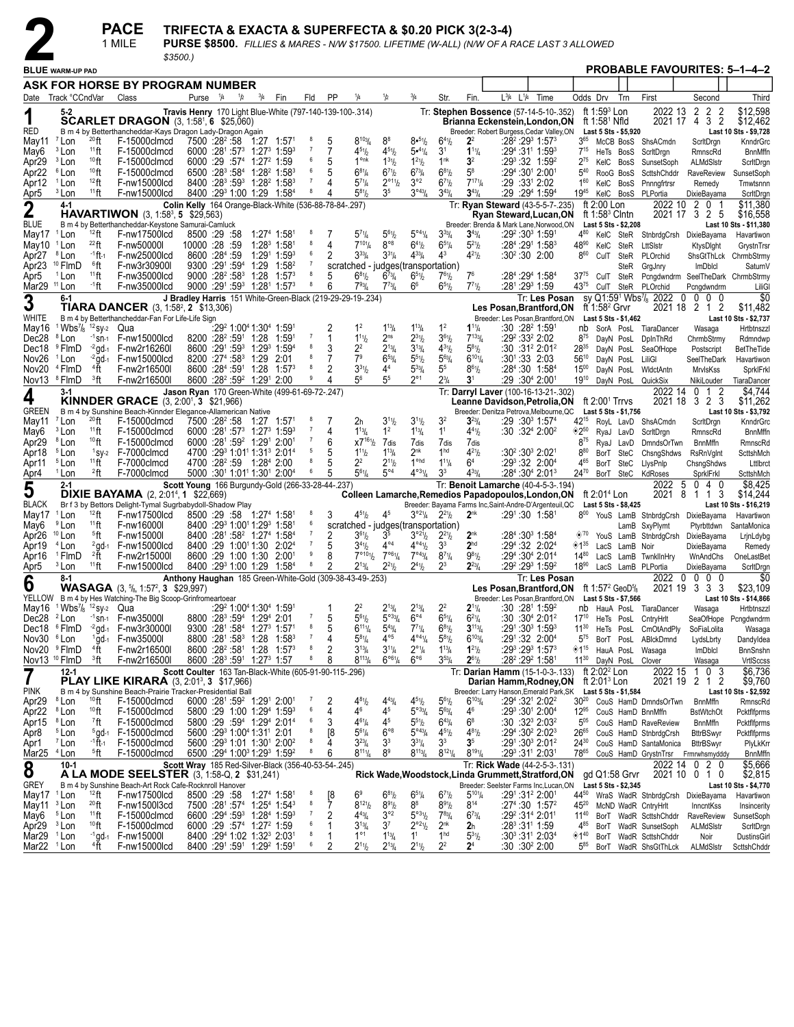# 2

**PACE** — 1 MILE

**TRIFECTA & EXACTA & SUPERFECTA & $0.20 PICK 3(2-3-4)**

**PURSE $8500.** *FILLIES & MARES - N/W $17500. LIFETIME (W-ALL) (N/W OF A RACE LAST 3 ALLOWED $3500.)*

**BLUE WARM-UP PAD** — **PROBABLE FAVOURITES: 5–1–4–2**

**ASK FOR HORSE BY PROGRAM NUMBER**

---

## 1 — RED — 5-2 — SCARLET DRAGON (3, 1:58¹, 6 $25,060)

Travis Henry 170 Light Blue-White (797-140-139-100-.314) — Tr: Stephen Bossence (57-14-5-10-.352) — Brianna Eckenstein,London,ON
B m 4 by Betterthancheddar-Kays Dragon Lady-Dragon Again — Breeder: Robert Burgess,Cedar Valley,ON
ft 1:59³ Lon / ft 1:58¹ Nfld — 2022: 13 2 2 2 $12,598 — 2021: 17 4 3 2 $12,462 — Last 5 Sts - $5,920 — Last 10 Sts - $9,728

| Date | Track | Cond | Class | Purse | 1/4 | 1/2 | 3/4 | Fin | Fld | PP | 1/4 | 1/2 | 3/4 | Str | Fin | Time | Odds | Drv | Trn | First | Second | Third |
|---|---|---|---|---|---|---|---|---|---|---|---|---|---|---|---|---|---|---|---|---|---|---|
| May11 | 7 Lon | 20 ft | F-15000clmcd | 7500 | :28² | :58 | 1:27 | 1:57¹ | 8 | 5 | 8 10³/4 | 8 8 | 8•5 1/2 | 6 4 1/2 | 2 2 | :28² :29³ 1:57³ | 3.65 | McCB | BosS | ShsACmdn | ScrltDrgn | KnndrGrc |
| May6 | 3 Lon | 11 ft | F-15000clmcd | 6000 | :28¹ | :57³ | 1:27³ | 1:59³ | 7 | 7 | 4 5 1/2 | 4 5 1/2 | 5•4 1/4 | 3 1 | 1 1 1/4 | :29⁴ :31¹ 1:59³ | 7.15 | HeTs | BosS | ScrltDrgn | RmnscRd | BnnMffn |
| Apr29 | 3 Lon | 10 ft | F-15000clmcd | 6000 | :29 | :57⁴ | 1:27² | 1:59 | 6 | 5 | 1 onk | 1 3 1/2 | 1 2 1/2 | 1 nk | 3 2 | :29³ :32 1:59² | 2.75 | KelC | BosS | SunsetSoph | ALMdSlstr | ScrltDrgn |
| Apr22 | 6 Lon | 10 ft | F-15000clmcd | 6500 | :28³ | :58⁴ | 1:28² | 1:58³ | 6 | 5 | 6 8 1/4 | 6 7 1/2 | 6 7 3/4 | 6 8 1/2 | 5 8 | :29⁴ :30¹ 2:00¹ | 5.40 | RooG | BosS | ScttshChddr | RaveReview | SunsetSoph |
| Apr12 | 1 Lon | 12 ft | F-nw15000lcd | 8400 | :28³ | :59³ | 1:28² | 1:58³ | 7 | 4 | 5 7 1/4 | 2 o1 1/2 | 3 o2 | 6 7 1/2 | 7 17 1/4 | :29 :33¹ 2:02 | 1.60 | KelC | BosS | Pnnngfrtrsr | Remedy | Trnwtsnnn |
| Apr5 | 3 Lon | 11 ft | F-nw15000lcd | 8400 | :29³ | 1:00 | 1:29 | 1:58⁴ | 8 | 4 | 5 8 1/2 | 3 5 | 3 o4 3/4 | 3 4 3/4 | 3 4 3/4 | :29 :29⁴ 1:59⁴ | 19.45 | KelC | BosS | PLPortia | DixieBayama | ScrltDrgn |

## 2 — BLUE — 4-1 — HAVARTIWON (3, 1:58³, 5 $29,563)

Colin Kelly 164 Orange-Black-White (536-88-78-84-.297) — Tr: Ryan Steward (43-5-5-7-.235) — Ryan Steward,Lucan,ON
B m 4 by Betterthancheddar-Keystone Samurai-Camluck — Breeder: Brenda & Mark Lane,Norwood,ON
ft 2:00 Lon / ft 1:58³ Clntn — 2022: 10 2 0 1 $11,380 — 2021: 17 3 2 5 $16,558 — Last 5 Sts - $2,208 — Last 10 Sts - $11,380

| Date | Track | Cond | Class | Purse | 1/4 | 1/2 | 3/4 | Fin | Fld | PP | 1/4 | 1/2 | 3/4 | Str | Fin | Time | Odds | Drv | Trn | First | Second | Third |
|---|---|---|---|---|---|---|---|---|---|---|---|---|---|---|---|---|---|---|---|---|---|---|
| May17 | 1 Lon | 12 ft | F-nw17500lcd | 8500 | :29 | :58 | 1:27⁴ | 1:58¹ | 8 | 7 | 5 7 1/4 | 5 6 1/2 | 5 o4 1/4 | 3 3 3/4 | 3 4 3/4 | :29² :30³ 1:59¹ | 4.80 | KelC | SteR | StnbrdgCrsh | DixieBayama | Havartiwon |
| May10 | 1 Lon | 22 ft | F-nw50000l | 10000 | :28 | :59 | 1:28³ | 1:58¹ | 8 | 4 | 7 10 1/4 | 8 o8 | 6 4 1/2 | 6 5 1/4 | 5 2 1/2 | :28⁴ :29¹ 1:58³ | 48.90 | KelC | SteR | LttlSlstr | KtysDlght | GrystnTrsr |
| Apr27 | 8 Lon | -1 ft-1 | F-nw25000lcd | 8600 | :28⁴ | :59 | 1:29¹ | 1:59³ | 6 | 2 | 3 3 3/4 | 3 3 1/4 | 4 3 3/4 | 4 3 | 4 2 1/2 | :30² :30 2:00 | 8.60 | CulT | SteR | PLOrchid | ShsGtThLck | ChrmbStrmy |
| Apr23 | 10 FlmD | 6 ft | F-nw3r30900l | 9300 | :29¹ | :59⁴ | 1:29 | 1:58² | 7 | | scratched - judges(transportation) | | | | | | | | SteR | GrgJnry | ImDblcl | SaturnV |
| Apr5 | 1 Lon | 11 ft | F-nw35000lcd | 9000 | :28² | :58³ | 1:28 | 1:57³ | 8 | 5 | 6 8 1/2 | 6 7 3/4 | 6 5 1/2 | 7 6 1/2 | 7 6 | :28⁴ :29⁴ 1:58⁴ | 37.75 | CulT | SteR | Pcngdwndrm | SeelTheDark | ChrmbStrmy |
| Mar29 | 11 Lon | -1 ft | F-nw35000lcd | 9000 | :29¹ | :59³ | 1:28¹ | 1:57³ | 8 | 6 | 7 9 3/4 | 7 7 3/4 | 6 6 | 6 5 1/2 | 7 7 1/2 | :28¹ :29³ 1:59 | 43.75 | CulT | SteR | PLOrchid | Pcngdwndrm | LiliGl |

## 3 — WHITE — 6-1 — TIARA DANCER (3, 1:58², 2 $13,306)

J Bradley Harris 151 White-Green-Black (219-29-29-19-.234) — Tr: Les Posan — Les Posan,Brantford,ON
B m 4 by Betterthancheddar-Fan For Life-Life Sign — Breeder: Les Posan,Brantford,ON
sy Q1:59¹ Wbs⁷/₈ / ft 1:58² Grvr — 2022: 0 0 0 0 $0 — 2021: 18 2 1 2 $11,482 — Last 5 Sts - $1,462 — Last 10 Sts - $2,737

| Date | Track | Cond | Class | Purse | 1/4 | 1/2 | 3/4 | Fin | Fld | PP | 1/4 | 1/2 | 3/4 | Str | Fin | Time | Odds | Drv | Trn | First | Second | Third |
|---|---|---|---|---|---|---|---|---|---|---|---|---|---|---|---|---|---|---|---|---|---|---|
| May16 | 1 Wbs⁷/₈ | 12 sy-2 | Qua | | :29² | 1:00⁴ | 1:30⁴ | 1:59¹ | | 2 | 1 2 | 1 1 3/4 | 1 1 3/4 | 1 2 | 1 1 1/4 | :30 :28² 1:59¹ | nb | SorA | PosL | TiaraDancer | Wasaga | Hrtbtnszzl |
| Dec28 | 8 Lon | -1 sn-1 | F-nw15000lcd | 8200 | :28² | :59¹ | 1:28 | 1:59¹ | 7 | 1 | 1 1 1/2 | 2 ns | 2 3 1/2 | 3 6 1/2 | 7 13 3/4 | :29² :33² 2:02 | 8.75 | DayN | PosL | DplnThRd | ChrmbStrmy | Rdmndwp |
| Dec18 | 9 FlmD | -2 gd-1 | F-nw2r16260l | 8600 | :29¹ | :59³ | 1:29³ | 1:59⁴ | 8 | 3 | 2 2 | 2 1 3/4 | 3 1 3/4 | 4 3 1/2 | 5 8 1/2 | :30 :31² 2:01² | 28.35 | DayN | PosL | SeaOfHope | Postscript | BetTheTide |
| Nov26 | 1 Lon | -2 gd-1 | F-nw15000lcd | 8200 | :27⁴ | :58³ | 1:29 | 2:01 | 8 | 7 | 7 9 | 6 5 3/4 | 5 5 1/2 | 5 6 3/4 | 6 10 1/4 | :30¹ :33 2:03 | 56.10 | DayN | PosL | LiliGl | SeelTheDark | Havartiwon |
| Nov20 | 4 FlmD | 4 ft | F-nw2r16500l | 8600 | :28⁴ | :59¹ | 1:28 | 1:57³ | 8 | 2 | 3 3 1/2 | 4 4 | 5 3 3/4 | 5 5 | 8 6 1/2 | :28⁴ :30 1:58⁴ | 15.00 | DayN | PosL | WldctAntn | MrvlsKss | SprklFrkl |
| Nov13 | 8 FlmD | 3 ft | F-nw2r16500l | 8600 | :28² | :59² | 1:29¹ | 2:00 | 9 | 4 | 5 6 | 5 5 | 2 o1 | 2 3/4 | 3 1 | :29 :30⁴ 2:00¹ | 19.10 | DayN | PosL | QuickSix | NikiLouder | TiaraDancer |

## 4 — GREEN — 3-1 — KINNDER GRACE (3, 2:00¹, 3 $21,966)

Jason Ryan 170 Green-White (499-61-69-72-.247) — Tr: Darryl Laver (100-16-13-21-.302) — Leanne Davidson,Petrolia,ON
B m 4 by Sunshine Beach-Kinnder Elegance-Allamerican Native — Breeder: Denitza Petrova,Melbourne,QC
ft 2:00¹ Trrvs — 2022: 14 0 1 2 $4,744 — 2021: 18 3 2 3 $11,262 — Last 5 Sts - $1,756 — Last 10 Sts - $3,792

| Date | Track | Cond | Class | Purse | 1/4 | 1/2 | 3/4 | Fin | Fld | PP | 1/4 | 1/2 | 3/4 | Str | Fin | Time | Odds | Drv | Trn | First | Second | Third |
|---|---|---|---|---|---|---|---|---|---|---|---|---|---|---|---|---|---|---|---|---|---|---|
| May11 | 7 Lon | 20 ft | F-15000clmcd | 7500 | :28² | :58 | 1:27 | 1:57¹ | 8 | 7 | 2 h | 3 1 1/2 | 3 1 1/2 | 3 2 | 3 2 3/4 | :29 :30³ 1:57⁴ | 42.15 | RoyL | LavD | ShsACmdn | ScrltDrgn | KnndrGrc |
| May6 | 3 Lon | 11 ft | F-15000clmcd | 6000 | :28¹ | :57³ | 1:27³ | 1:59³ | 7 | 4 | 1 1 3/4 | 1 2 | 1 1 3/4 | 1 1 | 4 4 1/2 | :30 :32⁴ 2:00² | ◈2.50 | RyaJ | LavD | ScrltDrgn | RmnscRd | BnnMffn |
| Apr29 | 8 Lon | 10 ft | F-15000clmcd | 6000 | :28¹ | :59² | 1:29¹ | 2:00¹ | 7 | 6 | x7 16 1/2 | 7 dis | 7 dis | 7 dis | 7 dis | | 8.75 | RyaJ | LavD | DmndsOrTwn | BnnMffn | RmnscRd |
| Apr18 | 5 Lon | 1 sy-2 | F-7000clmcd | 4700 | :29³ | 1:01¹ | 1:31³ | 2:01⁴ | 5 | 5 | 1 1 1/2 | 1 1 3/4 | 2 nk | 1 hd | 4 2 1/2 | :30² :30³ 2:02¹ | 8.80 | BorT | SteC | ChsngShdws | RsRnVglnt | ScttshMch |
| Apr11 | 5 Lon | 11 ft | F-7000clmcd | 4700 | :28² | :59 | 1:28⁴ | 2:00 | 8 | 5 | 2 2 | 2 1 1/2 | 1 ohd | 1 1 1/4 | 6 4 | :29³ :32 2:00⁴ | 4.65 | BorT | SteC | LlysPnlp | ChsngShdws | Lttlbrct |
| Apr4 | 1 Lon | 2 ft | F-7000clmcd | 5000 | :30¹ | 1:01¹ | 1:30² | 2:00⁴ | 6 | 5 | 5 6 1/4 | 5 o4 | 4 o3 1/4 | 3 3 | 4 3 3/4 | :28⁴ :30⁴ 2:01³ | 24.70 | BorT | SteC | KdRoses | SprklFrkl | ScttshMch |

## 5 — BLACK — 2-1 — DIXIE BAYAMA (2, 2:01⁴, 1 $22,669)

Scott Young 166 Burgundy-Gold (266-33-28-44-.237) — Tr: Benoit Lamarche (40-4-5-3-.194) — Colleen Lamarche,Remedios Papadopoulos,London,ON
Br f 3 by Bettors Delight-Tymal Sugrbabydoll-Shadow Play — Breeder: Bayama Farms Inc,Saint-Andre-D'Argenteuil,QC
ft 2:01⁴ Lon — 2022: 5 0 4 0 $8,425 — 2021: 8 1 1 3 $14,244 — Last 5 Sts - $8,425 — Last 10 Sts - $16,219

| Date | Track | Cond | Class | Purse | 1/4 | 1/2 | 3/4 | Fin | Fld | PP | 1/4 | 1/2 | 3/4 | Str | Fin | Time | Odds | Drv | Trn | First | Second | Third |
|---|---|---|---|---|---|---|---|---|---|---|---|---|---|---|---|---|---|---|---|---|---|---|
| May17 | 1 Lon | 12 ft | F-nw17500lcd | 8500 | :29 | :58 | 1:27⁴ | 1:58¹ | 8 | 3 | 4 5 1/2 | 4 5 | 3 o2 1/4 | 2 2 1/2 | 2 nk | :29¹ :30 1:58¹ | 8.00 | YouS | LamB | StnbrdgCrsh | DixieBayama | Havartiwon |
| May6 | 9 Lon | 11 ft | F-nw16000l | 8400 | :29³ | 1:00¹ | 1:29³ | 1:58¹ | 6 | | scratched - judges(transportation) | | | | | | | | LamB | SxyPlymt | Ptyrbttdwn | SantaMonica |
| Apr26 | 10 Lon | 5 ft | F-nw15000l | 8400 | :28¹ | :58² | 1:27⁴ | 1:58⁴ | 7 | 2 | 3 6 1/2 | 3 5 | 3 o2 1/2 | 2 2 1/2 | 2 nk | :28⁴ :30³ 1:58⁴ | ◈.70 | YouS | LamB | StnbrdgCrsh | DixieBayama | LrjnLdybg |
| Apr19 | 4 Lon | 2 gd-1 | F-nw15000lcd | 8400 | :29 | 1:00¹ | 1:30 | 2:02⁴ | 7 | 5 | 3 4 1/2 | 4 o4 | 4 o4 1/2 | 3 3 | 2 hd | :29⁴ :32 2:02⁴ | ◈1.35 | LacS | LamB | Noir | DixieBayama | Remedy |
| Apr16 | 1 FlmD | 2 ft | F-nw2r15000l | 8600 | :29 | 1:00 | 1:30 | 2:00¹ | 9 | 8 | 7 o10 1/2 | 7 o6 1/4 | 7 o4 3/4 | 8 7 1/4 | 9 8 1/2 | :29⁴ :30⁴ 2:01³ | 14.80 | LacS | LamB | TwnklInHry | WnAndChs | OneLastBet |
| Apr5 | 3 Lon | 11 ft | F-nw15000lcd | 8400 | :29³ | 1:00 | 1:29 | 1:58⁴ | 8 | 2 | 2 1 3/4 | 2 2 1/2 | 2 4 1/2 | 2 3 | 2 2 3/4 | :29² :29³ 1:59² | 18.90 | LacS | LamB | PLPortia | DixieBayama | ScrltDrgn |

## 6 — YELLOW — 8-1 — WASAGA (3, ⁵/₈, 1:57², 3 $29,997)

Anthony Haughan 185 Green-White-Gold (309-38-43-49-.253) — Tr: Les Posan — Les Posan,Brantford,ON
B m 4 by Hes Watching-The Big Scoop-Grinfromeartoear — Breeder: Les Posan,Brantford,ON
ft 1:57² GeoD⁵/₈ — 2022: 0 0 0 0 $0 — 2021: 19 3 3 3 $23,109 — Last 5 Sts - $7,566 — Last 10 Sts - $14,866

| Date | Track | Cond | Class | Purse | 1/4 | 1/2 | 3/4 | Fin | Fld | PP | 1/4 | 1/2 | 3/4 | Str | Fin | Time | Odds | Drv | Trn | First | Second | Third |
|---|---|---|---|---|---|---|---|---|---|---|---|---|---|---|---|---|---|---|---|---|---|---|
| May16 | 1 Wbs⁷/₈ | 12 sy-2 | Qua | | :29² | 1:00⁴ | 1:30⁴ | 1:59¹ | | 1 | 2 2 | 2 1 3/4 | 2 1 3/4 | 2 2 | 2 1 1/4 | :30 :28¹ 1:59² | nb | HauA | PosL | TiaraDancer | Wasaga | Hrtbtnszzl |
| Dec28 | 2 Lon | -1 sn-1 | F-nw35000l | 8800 | :28³ | :59⁴ | 1:29⁴ | 2:01 | 7 | 5 | 5 6 1/2 | 5 o3 3/4 | 6 o4 | 6 5 1/4 | 6 2 1/4 | :30 :30⁴ 2:01² | 17.10 | HeTs | PosL | CntryHrlt | SeaOfHope | Pcngdwndrm |
| Dec18 | 6 FlmD | -2 gd-1 | F-nw3r30000l | 9300 | :28¹ | :58⁴ | 1:27³ | 1:57¹ | 8 | 5 | 6 11 1/4 | 5 4 3/4 | 7 7 1/4 | 6 8 1/2 | 3 11 3/4 | :29¹ :30³ 1:59³ | 11.30 | HeTs | PosL | CmOtAndPly | SoFiaLolita | Wasaga |
| Nov30 | 6 Lon | 1 gd-1 | F-nw35000l | 8800 | :28¹ | :58³ | 1:28 | 1:58³ | 7 | 4 | 5 8 1/4 | 4 o5 | 4 o4 1/4 | 5 8 1/2 | 6 10 3/4 | :29³ :32 2:00⁴ | 5.75 | BorT | PosL | ABlckDmnd | LydsLbrty | Dandyldea |
| Nov20 | 9 FlmD | 4 ft | F-nw2r16500l | 8600 | :28² | :58¹ | 1:28 | 1:57³ | 8 | 2 | 3 1 3/4 | 3 1 1/4 | 2 o1 | 1 1 3/4 | 1 2 1/2 | :29³ :29³ 1:57³ | ◈1.15 | HauA | PosL | Wasaga | ImDblcl | BnnSnshn |
| Nov13 | 10 FlmD | 3 ft | F-nw2r16500l | 8600 | :28³ | :59¹ | 1:27³ | 1:57 | 8 | 8 | 8 11 3/4 | 6 o6 1/4 | 6 o6 | 3 5 3/4 | 2 6 1/2 | :28² :29² 1:58¹ | 11.30 | DayN | PosL | Clover | Wasaga | VrtlSccss |

## 7 — PINK — 12-1 — PLAY LIKE KIRARA (3, 2:01³, 3 $17,966)

Scott Coulter 163 Tan-Black-White (605-91-90-115-.296) — Tr: Darian Hamm (15-1-0-3-.133) — Darian Hamm,Rodney,ON
B m 4 by Sunshine Beach-Prairie Trackster-Presidential Ball — Breeder: Larry Hanson,Emerald Park,SK
ft 2:02² Lon / ft 2:01³ Lon — 2022: 15 1 0 3 $6,736 — 2021: 19 2 1 2 $9,760 — Last 5 Sts - $1,584 — Last 10 Sts - $2,592

| Date | Track | Cond | Class | Purse | 1/4 | 1/2 | 3/4 | Fin | Fld | PP | 1/4 | 1/2 | 3/4 | Str | Fin | Time | Odds | Drv | Trn | First | Second | Third |
|---|---|---|---|---|---|---|---|---|---|---|---|---|---|---|---|---|---|---|---|---|---|---|
| Apr29 | 8 Lon | 10 ft | F-15000clmcd | 6000 | :28¹ | :59² | 1:29¹ | 2:00¹ | 7 | 2 | 4 8 1/2 | 4 4 3/4 | 4 5 1/2 | 5 6 1/2 | 6 10 3/4 | :29⁴ :32¹ 2:02² | 30.20 | CouS | HamD | DmndsOrTwn | BnnMffn | RmnscRd |
| Apr22 | 8 Lon | 10 ft | F-15000clmcd | 5800 | :29 | 1:00¹ | 1:29⁴ | 1:59³ | 6 | 4 | 4 6 | 4 5 | 5 o3 3/4 | 5 6 3/4 | 4 6 | :29³ :30¹ 2:00⁴ | 12.85 | CouS | HamD | BnnMffn | BstWtchOt | Pcktflfprms |
| Apr15 | 8 Lon | 7 ft | F-15000clmcd | 5800 | :29 | :59⁴ | 1:29⁴ | 2:01⁴ | 6 | 3 | 4 6 1/4 | 4 5 | 5 5 1/2 | 6 4 3/4 | 6 8 | :30 :32³ 2:03⁴ | 5.05 | CouS | HamD | RaveReview | BnnMffn | Pcktflfprms |
| Apr8 | 5 Lon | 5 gd-1 | F-15000clmcd | 5600 | :29³ | 1:00⁴ | 1:31¹ | 2:01 | 8 | [8 | 5 6 1/4 | 6 o8 | 5 o4 3/4 | 4 5 1/2 | 4 8 1/2 | :29⁴ :30² 2:02³ | 26.65 | CouS | HamD | StnbrdgCrsh | BttrBSwyr | Pcktflfprms |
| Apr1 | 7 Lon | -1 ft-1 | F-15000clmcd | 5600 | :29³ | 1:01 | 1:30¹ | 2:00² | 8 | 4 | 3 2 3/4 | 3 3 | 3 3 1/4 | 3 3 | 3 5 | :29¹ :30³ 2:01² | 24.30 | CouS | HamD | SantaMonica | BttrBSwyr | PlyLkKrr |
| Mar25 | 4 Lon | 5 ft | F-15000clmcd | 6500 | :29⁴ | 1:00³ | 1:29³ | 1:59² | 8 | 6 | 8 11 1/4 | 8 9 | 8 11 3/4 | 8 12 1/4 | 8 19 1/4 | :29³ :31 2:03¹ | 78.65 | CouS | HamD | GrystnTrsr | Frmrwhsmyddy | BnnMffn |

## 8 — GREY — 10-1 — A LA MODE SEELSTER (3, 1:58-Q, 2 $31,241)

Scott Wray 185 Red-Silver-Black (356-40-53-54-.245) — Tr: Rick Wade (44-2-5-3-.131) — Rick Wade,Woodstock,Linda Grummett,Stratford,ON
B m 4 by Sunshine Beach-Art Rock Cafe-Rocknroll Hanover — Breeder: Seelster Farms Inc,Lucan,ON
gd Q1:58 Grvr — 2022: 14 0 2 0 $5,666 — 2021: 10 0 1 0 $2,815 — Last 5 Sts - $2,345 — Last 10 Sts - $4,770

| Date | Track | Cond | Class | Purse | 1/4 | 1/2 | 3/4 | Fin | Fld | PP | 1/4 | 1/2 | 3/4 | Str | Fin | Time | Odds | Drv | Trn | First | Second | Third |
|---|---|---|---|---|---|---|---|---|---|---|---|---|---|---|---|---|---|---|---|---|---|---|
| May17 | 1 Lon | 12 ft | F-nw17500lcd | 8500 | :29 | :58 | 1:27⁴ | 1:58¹ | 8 | [8 | 6 9 | 6 8 1/2 | 6 5 1/4 | 6 7 1/2 | 5 10 1/4 | :29¹ :31² 2:00¹ | 44.50 | WraS | WadR | StnbrdgCrsh | DixieBayama | Havartiwon |
| May11 | 3 Lon | 20 ft | F-nw15000l3cd | 7500 | :28¹ | :57⁴ | 1:25⁴ | 1:54³ | 8 | 7 | 8 12 1/2 | 8 9 1/2 | 8 8 | 8 9 1/2 | 8 14 | :27⁴ :30 1:57² | 45.20 | McND | WadR | CntryHrlt | InncntKss | Insincerity |
| May6 | 5 Lon | 11 ft | F-15000clmcd | 6600 | :29⁴ | :59³ | 1:28⁴ | 1:59³ | 7 | 2 | 4 4 3/4 | 3 o2 | 5 o3 1/2 | 7 8 3/4 | 6 7 3/4 | :29² :31⁴ 2:01¹ | 11.40 | BorT | WadR | ScttshChddr | RaveReview | SunsetSoph |
| Apr29 | 3 Lon | 10 ft | F-15000clmcd | 6000 | :29 | :57⁴ | 1:27² | 1:59 | 6 | 1 | 3 1 3/4 | 3 7 | 2 o2 1/2 | 2 nk | 2 h | :28³ :31¹ 1:59 | 4.85 | BorT | WadR | SunsetSoph | ALMdSlstr | ScrltDrgn |
| Mar29 | 1 Lon | -1 gd-1 | F-nw15000l | 8400 | :29⁴ | 1:02 | 1:32³ | 2:03¹ | 8 | 1 | 1 o1 | 1 1 3/4 | 1 1 | 1 hd | 5 3 1/2 | :30³ :31¹ 2:03⁴ | ◈1.40 | BorT | WadR | ScttshChddr | Noir | DustinsGirl |
| Mar22 | 1 Lon | 4 ft | F-nw15000lcd | 8400 | :29¹ | :59¹ | 1:29² | 1:59¹ | 6 | 2 | 2 1 1/2 | 2 1 3/4 | 2 1 1/2 | 2 2 | 2 4 | :30 :30² 2:00 | 5.85 | BorT | WadR | ShsGtThLck | ALMdSlstr | ScttshChddr |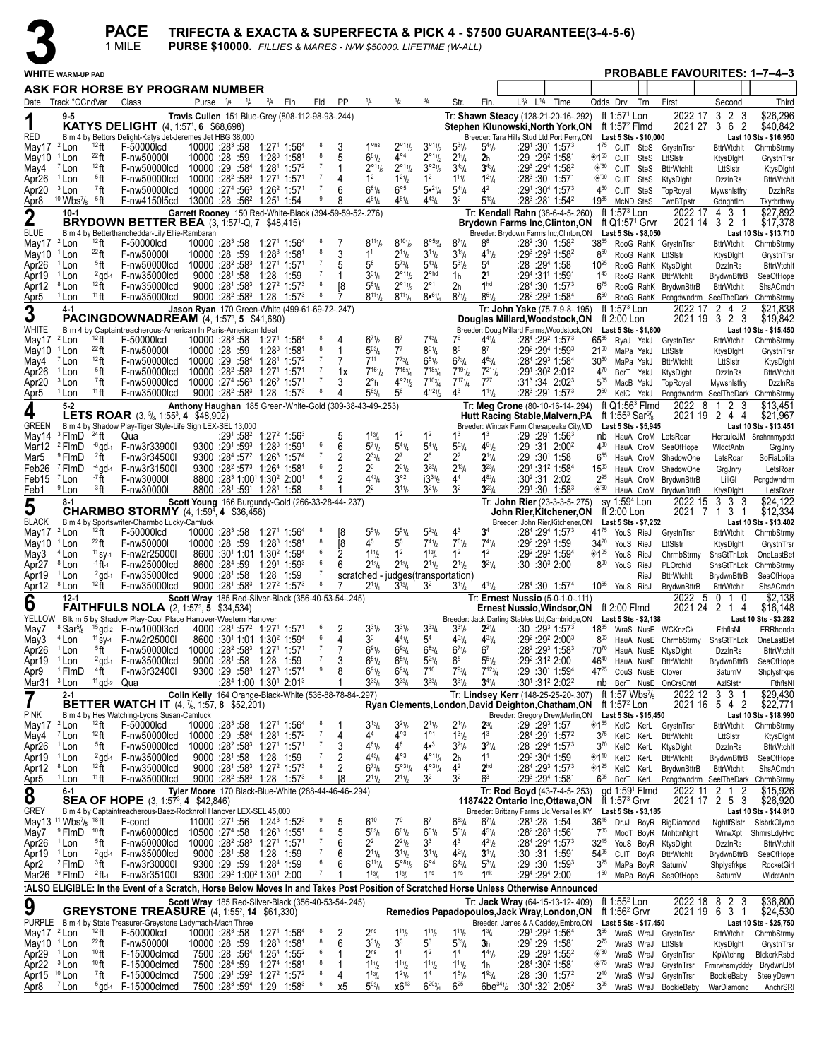# 3 PACE 1 MILE

**TRIFECTA & EXACTA & SUPERFECTA & PICK 4 - $7500 GUARANTEE(3-4-5-6)**

**PURSE $10000.** *FILLIES & MARES - N/W $50000. LIFETIME (W-ALL)*

**WHITE WARM-UP PAD** — **PROBABLE FAVOURITES: 1–7–4–3**

**ASK FOR HORSE BY PROGRAM NUMBER**

Date Track °CCndVar Class Purse 1/4 1/2 3/4 Fin Fld PP 1/4 1/2 3/4 Str. Fin. L3/4 L1/4 Time Odds Drv Trn First Second Third

---

## 1 — RED — 9-5
**KATYS DELIGHT** (4, 1:57¹, 6 $68,698) — Travis Cullen 151 Blue-Grey (808-112-98-93-.244)
B m 4 by Bettors Delight-Katys Jet-Jeremes Jet HBG 38,000
Tr: Shawn Steacy (128-21-20-16-.292) — Stephen Klunowski,North York,ON — Breeder: Tara Hills Stud Ltd,Port Perry,ON
ft 1:57¹ Lon 2022 17 3 2 3 $26,296 — ft 1:57² Flmd 2021 27 3 6 2 $40,842
Last 5 Sts - $10,000 — Last 10 Sts - $16,950

| Date | Track | Cond | Class | Purse | 1/4 | 1/2 | 3/4 | Fin | Fld | PP | 1/4 | 1/2 | 3/4 | Str. | Fin. | L3/4 L1/4 Time | Odds | Drv | Trn | First | Second | Third |
|---|---|---|---|---|---|---|---|---|---|---|---|---|---|---|---|---|---|---|---|---|---|---|
| May17 | ²Lon | ¹²ft | F-50000lcd | 10000 | :28³ | :58 | 1:27¹ | 1:56⁴ | 8 | 3 | 1°ns | 2°1½ | 3°1½ | 5³½ | 5⁴½ | :29¹ :30¹ 1:57³ | 1⁷⁵ | CulT | SteS | GrystnTrsr | BttrWtchIt | ChrmbStrmy |
| May10 | ¹Lon | ²²ft | F-nw50000l | 10000 | :28 | :59 | 1:28³ | 1:58¹ | 8 | 5 | 6⁸½ | 4°⁴ | 2°1½ | 2¹¼ | 2h | :29 :29² 1:58¹ | ◈1⁵⁵ | CulT | SteS | LttSlstr | KtysDlght | GrystnTrsr |
| May4 | ⁷Lon | ¹²ft | F-nw50000lcd | 10000 | :29 | :58⁴ | 1:28¹ | 1:57² | 7 | 1 | 2°1½ | 2°1¼ | 3°2½ | 3⁴¾ | 3⁴¾ | :29³ :29⁴ 1:58² | ◈⁶⁰ | CulT | SteS | BttrWtchIt | LttSlstr | KtysDlght |
| Apr26 | ¹Lon | ⁵ft | F-nw50000lcd | 10000 | :28² | :58³ | 1:27¹ | 1:57¹ | 7 | 4 | 1² | 1²½ | 1² | 1¹¼ | 1²¼ | :28³ :30 1:57¹ | ◈⁹⁰ | CulT | SteS | KtysDlght | DzzlnRs | BttrWtchIt |
| Apr20 | ³Lon | ⁷ft | F-nw50000lcd | 10000 | :27⁴ | :56³ | 1:26² | 1:57¹ | 7 | 6 | 6⁸¼ | 6°⁵ | 5•2¼ | 5⁴¼ | 4² | :29¹ :30⁴ 1:57³ | 4⁵⁰ | CulT | SteS | TopRoyal | Mywshlstfry | DzzlnRs |
| Apr8 | ¹⁰Wbs⁷⁄₈ | ⁵ft | F-nw4150l5cd | 13000 | :28 | :56² | 1:25¹ | 1:54 | 9 | 8 | 4⁶¼ | 4⁶¼ | 4⁴¾ | 3² | 5¹¾ | :28³ :28¹ 1:54² | 19⁸⁵ | McND | SteS | TwnBTpstr | Gdnghtlm | Tkyrbrthwy |

## 2 — BLUE — 10-1
**BRYDOWN BETTER BEA** (3, 1:57¹-Q, 7 $48,415) — Garrett Rooney 150 Red-White-Black (394-59-59-52-.276)
B m 4 by Betterthancheddar-Lily Ellie-Rambaran
Tr: Kendall Rahn (38-6-4-5-.260) — Brydown Farms Inc,Clinton,ON — Breeder: Brydown Farms Inc,Clinton,ON
ft 1:57³ Lon 2022 17 4 3 1 $27,892 — ft Q1:57¹ Grvr 2021 14 3 2 1 $17,378
Last 5 Sts - $8,050 — Last 10 Sts - $13,710

| Date | Track | Cond | Class | Purse | 1/4 | 1/2 | 3/4 | Fin | Fld | PP | 1/4 | 1/2 | 3/4 | Str. | Fin. | L3/4 L1/4 Time | Odds | Drv | Trn | First | Second | Third |
|---|---|---|---|---|---|---|---|---|---|---|---|---|---|---|---|---|---|---|---|---|---|---|
| May17 | ²Lon | ¹²ft | F-50000lcd | 10000 | :28³ | :58 | 1:27¹ | 1:56⁴ | 8 | 7 | 8¹¹½ | 8¹⁰½ | 8°⁵¾ | 8⁷¼ | 8⁸ | :28² :30 1:58² | 38⁵⁵ | RooG | RahK | GrystnTrsr | BttrWtchIt | ChrmbStrmy |
| May10 | ¹Lon | ²²ft | F-nw50000l | 10000 | :28 | :59 | 1:28³ | 1:58¹ | 8 | 3 | 1¹ | 2¹½ | 3¹½ | 3¹¾ | 4¹½ | :29³ :29³ 1:58² | 8⁵⁰ | RooG | RahK | LttSlstr | KtysDlght | GrystnTrsr |
| Apr26 | ¹Lon | ⁵ft | F-nw50000lcd | 10000 | :28² | :58³ | 1:27¹ | 1:57¹ | 7 | 5 | 5⁸ | 5⁷¾ | 5⁴¾ | 5³½ | 5⁴ | :28 :29⁴ 1:58 | 10⁹⁵ | RooG | RahK | KtysDlght | DzzlnRs | BttrWtchIt |
| Apr19 | ¹Lon | ²gd-1 | F-nw35000lcd | 9000 | :28¹ | :58 | 1:28 | 1:59 | 7 | 1 | 3³¼ | 2°1½ | 2°hd | 1h | 2¹ | :29⁴ :31¹ 1:59¹ | 1⁴⁵ | RooG | RahK | BttrWtchIt | BrydwnBttrB | SeaOfHope |
| Apr12 | ⁸Lon | ¹²ft | F-nw35000lcd | 9000 | :28¹ | :58³ | 1:27² | 1:57³ | 8 | [8 | 5⁶¼ | 2°1½ | 2°¹ | 2h | 1hd | :28⁴ :30 1:57³ | 6⁷⁵ | RooG | RahK | BrydwnBttrB | BttrWtchIt | ShsACmdn |
| Apr5 | ¹Lon | ¹¹ft | F-nw35000lcd | 9000 | :28² | :58³ | 1:28 | 1:57³ | 8 | 7 | 8¹¹½ | 8¹¹¼ | 8•6¼ | 8⁷½ | 8⁶½ | :28² :29³ 1:58⁴ | 6⁶⁰ | RooG | RahK | Pcngdwndrm | SeelTheDark | ChrmbStrmy |

## 3 — WHITE — 4-1
**PACINGDOWNADREAM** (4, 1:57³, 5 $41,680) — Jason Ryan 170 Green-White (499-61-69-72-.247)
B m 4 by Captaintreacherous-American In Paris-American Ideal
Tr: John Yake (75-7-9-8-.195) — Douglas Millard,Woodstock,ON — Breeder: Doug Millard Farms,Woodstock,ON
ft 1:57³ Lon 2022 17 2 4 2 $21,838 — ft 2:00 Lon 2021 19 3 2 3 $19,842
Last 5 Sts - $1,600 — Last 10 Sts - $15,450

| Date | Track | Cond | Class | Purse | 1/4 | 1/2 | 3/4 | Fin | Fld | PP | 1/4 | 1/2 | 3/4 | Str. | Fin. | L3/4 L1/4 Time | Odds | Drv | Trn | First | Second | Third |
|---|---|---|---|---|---|---|---|---|---|---|---|---|---|---|---|---|---|---|---|---|---|---|
| May17 | ²Lon | ¹²ft | F-50000lcd | 10000 | :28³ | :58 | 1:27¹ | 1:56⁴ | 8 | 4 | 6⁷½ | 6⁷ | 7⁴¾ | 7⁶ | 4⁴¼ | :28⁴ :29² 1:57³ | 65⁸⁵ | RyaJ | YakJ | GrystnTrsr | BttrWtchIt | ChrmbStrmy |
| May10 | ¹Lon | ²²ft | F-nw50000l | 10000 | :28 | :59 | 1:28³ | 1:58¹ | 8 | 1 | 5⁶¾ | 7⁷ | 8⁶¼ | 8⁸ | 8⁷ | :29² :29⁴ 1:59³ | 21⁶⁰ | MaPa | YakJ | LttSlstr | KtysDlght | GrystnTrsr |
| May4 | ⁷Lon | ¹²ft | F-nw50000lcd | 10000 | :29 | :58⁴ | 1:28¹ | 1:57² | 7 | 7 | 7¹¹ | 7⁷¾ | 6⁵½ | 6⁷¾ | 4⁶¾ | :28⁴ :29³ 1:58⁴ | 30⁶⁰ | MaPa | YakJ | BttrWtchIt | LttSlstr | KtysDlght |
| Apr26 | ¹Lon | ⁵ft | F-nw50000lcd | 10000 | :28² | :58³ | 1:27¹ | 1:57¹ | 7 | 1x | 7¹⁶½ | 7¹⁵¾ | 7¹⁸¾ | 7¹⁹½ | 7²¹½ | :29¹ :30² 2:01² | 4⁷⁰ | BorT | YakJ | KtysDlght | DzzlnRs | BttrWtchIt |
| Apr20 | ³Lon | ⁷ft | F-nw50000lcd | 10000 | :27⁴ | :56³ | 1:26² | 1:57¹ | 7 | 3 | 2°h | 4°2½ | 7¹⁰¾ | 7¹⁷¼ | 7²⁷ | :31³ :34 2:02³ | 5⁰⁵ | MacB | YakJ | TopRoyal | Mywshlstfry | DzzlnRs |
| Apr5 | ¹Lon | ¹¹ft | F-nw35000lcd | 9000 | :28² | :58³ | 1:28 | 1:57³ | 8 | 4 | 5⁶¾ | 5⁶ | 4°2½ | 4³ | 1¹½ | :28³ :29¹ 1:57³ | 2⁶⁰ | KelC | YakJ | Pcngdwndrm | SeelTheDark | ChrmbStrmy |

## 4 — GREEN — 5-2
**LETS ROAR** (3, ⁵⁄₈, 1:55³, 4 $48,902) — Anthony Haughan 185 Green-White-Gold (309-38-43-49-.253)
B m 4 by Shadow Play-Tiger Style-Life Sign LEX-SEL 13,000
Tr: Meg Crone (80-10-16-14-.294) — Hutt Racing Stable,Malvern,PA — Breeder: Winbak Farm,Chesapeake City,MD
ft Q1:56³ Flmd 2022 8 1 2 3 $13,451 — ft 1:55³ Sar⁵⁄₈ 2021 19 2 4 4 $21,967
Last 5 Sts - $5,945 — Last 10 Sts - $13,451

| Date | Track | Cond | Class | Purse | 1/4 | 1/2 | 3/4 | Fin | Fld | PP | 1/4 | 1/2 | 3/4 | Str. | Fin. | L3/4 L1/4 Time | Odds | Drv | Trn | First | Second | Third |
|---|---|---|---|---|---|---|---|---|---|---|---|---|---|---|---|---|---|---|---|---|---|---|
| May14 | ³FlmD | ²⁴ft | Qua | | :29¹ | :58² | 1:27² | 1:56³ | | 5 | 1¹¾ | 1² | 1² | 1³ | 1³ | :29 :29¹ 1:56³ | nb | HauA | CroM | LetsRoar | HerculeJM | Snshnnmypckt |
| Mar12 | ²FlmD | ⁻⁸gd-1 | F-nw3r33900l | 9300 | :29¹ | :59³ | 1:28³ | 1:59¹ | 6 | 6 | 5⁷½ | 5⁴¼ | 5⁴¼ | 5⁵¾ | 4⁶½ | :29 :31 2:00² | 4³⁰ | HauA | CroM | SeaOfHope | WldctAntn | GrgJnry |
| Mar5 | ⁹FlmD | ²ft | F-nw3r34500l | 9300 | :28⁴ | :57² | 1:26³ | 1:57⁴ | 7 | 2 | 2³¾ | 2⁷ | 2⁶ | 2² | 2¹¼ | :29 :30¹ 1:58 | 6⁵⁵ | HauA | CroM | ShadowOne | LetsRoar | SoFiaLolita |
| Feb26 | ⁷FlmD | ⁻⁴gd-1 | F-nw3r31500l | 9300 | :28² | :57³ | 1:26⁴ | 1:58¹ | 6 | 2 | 2³ | 2³½ | 3²¾ | 2¹¾ | 3²¾ | :29¹ :31² 1:58⁴ | 15³⁵ | HauA | CroM | ShadowOne | GrgJnry | LetsRoar |
| Feb15 | ⁷FlmD | ⁻⁷ft | F-nw30000l | 8800 | :28³ | 1:00¹ | 1:30² | 2:00¹ | 6 | 2 | 4⁴¾ | 3°² | i3³½ | 4⁴ | 4⁸¾ | :30² :31 2:02 | 2⁸⁵ | HauA | CroM | BrydwnBttrB | LiliGl | Pcngdwndrm |
| Feb1 | ⁹Lon | ³ft | F-nw30000l | 8800 | :28¹ | :59¹ | 1:28¹ | 1:58 | 8 | 1 | 2² | 3¹½ | 3²½ | 3² | 3²¾ | :29¹ :30 1:58³ | ◈⁶⁰ | HauA | CroM | BrydwnBttrB | KtysDlght | LetsRoar |

## 5 — BLACK — 8-1
**CHARMBO STORMY** (4, 1:59⁴, 4 $36,456) — Scott Young 166 Burgundy-Gold (266-33-28-44-.237)
B m 4 by Sportswriter-Charmbo Lucky-Camluck
Tr: John Rier (23-3-3-5-.275) — John Rier,Kitchener,ON — Breeder: John Rier,Kitchener,ON
sy 1:59⁴ Lon 2022 15 3 3 3 $24,122 — ft 2:00 Lon 2021 7 1 3 1 $12,334
Last 5 Sts - $7,252 — Last 10 Sts - $13,402

| Date | Track | Cond | Class | Purse | 1/4 | 1/2 | 3/4 | Fin | Fld | PP | 1/4 | 1/2 | 3/4 | Str. | Fin. | L3/4 L1/4 Time | Odds | Drv | Trn | First | Second | Third |
|---|---|---|---|---|---|---|---|---|---|---|---|---|---|---|---|---|---|---|---|---|---|---|
| May17 | ²Lon | ¹²ft | F-50000lcd | 10000 | :28³ | :58 | 1:27¹ | 1:56⁴ | 8 | [8 | 5⁵½ | 5⁵¼ | 5²¾ | 4³ | 3⁴ | :28⁴ :29⁴ 1:57³ | 41⁷⁵ | YouS | RieJ | GrystnTrsr | BttrWtchIt | ChrmbStrmy |
| May10 | ¹Lon | ²²ft | F-nw50000l | 10000 | :28 | :59 | 1:28³ | 1:58¹ | 8 | [8 | 4⁵ | 5⁵ | 7⁴½ | 7⁶½ | 7⁴¼ | :29² :29³ 1:59 | 34²⁰ | YouS | RieJ | LttSlstr | KtysDlght | GrystnTrsr |
| May3 | ⁴Lon | ¹¹sy-1 | F-nw2r25000l | 8600 | :30¹ | 1:01 | 1:30² | 1:59⁴ | 6 | 2 | 1¹½ | 1² | 1¹¾ | 1² | 1² | :29² :29² 1:59⁴ | ◈1⁰⁵ | YouS | RieJ | ChrmbStrmy | ShsGtThLck | OneLastBet |
| Apr27 | ⁸Lon | ⁻¹ft-1 | F-nw25000lcd | 8600 | :28⁴ | :59 | 1:29¹ | 1:59³ | 6 | 6 | 2¹¾ | 2¹¾ | 2¹½ | 2¹½ | 3²¼ | :30 :30³ 2:00 | 8⁰⁰ | YouS | RieJ | PLOrchid | ShsGtThLck | ChrmbStrmy |
| Apr19 | ¹Lon | ²gd-1 | F-nw35000lcd | 9000 | :28¹ | :58 | 1:28 | 1:59 | 7 | | scratched - judges(transportation) | | | | | | | | RieJ | BttrWtchIt | BrydwnBttrB | SeaOfHope |
| Apr12 | ⁸Lon | ¹²ft | F-nw35000lcd | 9000 | :28¹ | :58³ | 1:27² | 1:57³ | 8 | 7 | 2¹¼ | 3¹¾ | 3² | 3¹½ | 4¹½ | :28⁴ :30 1:57⁴ | 10⁶⁵ | YouS | RieJ | BrydwnBttrB | BttrWtchIt | ShsACmdn |

## 6 — YELLOW — 12-1
**FAITHFULS NOLA** (2, 1:57³, 5 $34,534) — Scott Wray 185 Red-Silver-Black (356-40-53-54-.245)
Blk m 5 by Shadow Play-Cool Place Hanover-Western Hanover
Tr: Ernest Nussio (5-0-1-0-.111) — Ernest Nussio,Windsor,ON — Breeder: Jack Darling Stables Ltd,Cambridge,ON
ft 2:00 Flmd 2022 5 0 1 0 $2,138 — 2021 24 2 1 4 $16,148
Last 5 Sts - $2,138 — Last 10 Sts - $3,282

| Date | Track | Cond | Class | Purse | 1/4 | 1/2 | 3/4 | Fin | Fld | PP | 1/4 | 1/2 | 3/4 | Str. | Fin. | L3/4 L1/4 Time | Odds | Drv | Trn | First | Second | Third |
|---|---|---|---|---|---|---|---|---|---|---|---|---|---|---|---|---|---|---|---|---|---|---|
| May7 | ⁸Sar⁵⁄₈ | ¹⁵gd-2 | F-nw1000l3cd | 4000 | :28¹ | :57² | 1:27¹ | 1:57¹ | 6 | 2 | 3³½ | 3³½ | 3³¾ | 3³½ | 2²¼ | :30 :29³ 1:57³ | 18³⁵ | WraS | NusE | WCKnzCk | FthflsNl | ERRhonda |
| May3 | ⁴Lon | ¹¹sy-1 | F-nw2r25000l | 8600 | :30¹ | 1:01 | 1:30² | 1:59⁴ | 6 | 3 | 4⁴ | 4⁴¼ | 5⁴ | 4³¾ | 4³¾ | :29² :29² 2:00³ | 8⁰⁵ | HauA | NusE | ChrmbStrmy | ShsGtThLck | OneLastBet |
| Apr26 | ¹Lon | ⁵ft | F-nw50000lcd | 10000 | :28² | :58³ | 1:27¹ | 1:57¹ | 7 | 7 | 6⁹½ | 6⁹¾ | 6⁸¾ | 6⁷½ | 6⁷ | :28² :29³ 1:58² | 70⁷⁰ | HauA | NusE | KtysDlght | DzzlnRs | BttrWtchIt |
| Apr19 | ¹Lon | ²gd-1 | F-nw35000lcd | 9000 | :28¹ | :58 | 1:28 | 1:59 | 7 | 3 | 6⁸½ | 6⁵¾ | 5²¾ | 6⁵ | 5⁵½ | :29² :31² 2:00 | 46⁴⁰ | HauA | NusE | BttrWtchIt | BrydwnBttrB | SeaOfHope |
| Apr9 | ¹FlmD | ⁴ft | F-nw3r32400l | 9300 | :29 | :58³ | 1:27³ | 1:57¹ | 9 | 8 | 6⁹½ | 6⁹¾ | 7¹⁰ | 7⁹¾ | 7¹²¾ | :29 :30¹ 1:59⁴ | 47²⁵ | CouS | NusE | Clover | SaturnV | Shplysfrkps |
| Mar31 | ³Lon | ¹¹gd-2 | Qua | | :28⁴ | 1:00 | 1:30¹ | 2:01³ | | 1 | 3³¾ | 3³¾ | 3³¾ | 3³½ | 3⁴¼ | :30¹ :31² 2:02² | nb | BorT | NusE | OnCrsCntrl | AzlSlstr | FthflsNl |

## 7 — PINK — 2-1
**BETTER WATCH IT** (4, ⁷⁄₈, 1:57, 8 $52,201) — Colin Kelly 164 Orange-Black-White (536-88-78-84-.297)
B m 4 by Hes Watching-Lyons Susan-Camluck
Tr: Lindsey Kerr (148-25-25-20-.307) — Ryan Clements,London,David Deighton,Chatham,ON — Breeder: Gregory Drew,Merlin,ON
ft 1:57 Wbs⁷⁄₈ 2022 12 3 3 1 $29,430 — ft 1:57² Lon 2021 16 5 4 2 $22,771
Last 5 Sts - $15,450 — Last 10 Sts - $18,990

| Date | Track | Cond | Class | Purse | 1/4 | 1/2 | 3/4 | Fin | Fld | PP | 1/4 | 1/2 | 3/4 | Str. | Fin. | L3/4 L1/4 Time | Odds | Drv | Trn | First | Second | Third |
|---|---|---|---|---|---|---|---|---|---|---|---|---|---|---|---|---|---|---|---|---|---|---|
| May17 | ²Lon | ¹²ft | F-50000lcd | 10000 | :28³ | :58 | 1:27¹ | 1:56⁴ | 8 | 1 | 3¹¾ | 3²½ | 2¹½ | 2¹½ | 2¾ | :29 :29³ 1:57 | ◈1⁵⁵ | KelC | KerL | GrystnTrsr | BttrWtchIt | ChrmbStrmy |
| May4 | ⁷Lon | ¹²ft | F-nw50000lcd | 10000 | :29 | :58⁴ | 1:28¹ | 1:57² | 7 | 4 | 4³ | 4°³ | 1°¹ | 1³½ | 1³ | :28⁴ :29¹ 1:57² | 3⁷⁵ | KelC | KerL | BttrWtchIt | LttSlstr | KtysDlght |
| Apr26 | ¹Lon | ⁵ft | F-nw50000lcd | 10000 | :28² | :58³ | 1:27¹ | 1:57¹ | 7 | 3 | 4⁶½ | 4⁶ | 4•³ | 3²½ | 3²¼ | :28 :29⁴ 1:57⁴ | 3⁷⁰ | KelC | KerL | KtysDlght | DzzlnRs | BttrWtchIt |
| Apr19 | ¹Lon | ²gd-1 | F-nw35000lcd | 9000 | :28¹ | :58 | 1:28 | 1:59 | 7 | 2 | 4³¾ | 4°³ | 4°1¼ | 2h | 1¹ | :29³ :30⁴ 1:59 | ◈1¹⁰ | KelC | KerL | BttrWtchIt | BrydwnBttrB | SeaOfHope |
| Apr12 | ⁸Lon | ¹²ft | F-nw35000lcd | 9000 | :28¹ | :58³ | 1:27² | 1:57³ | 8 | 2 | 6⁷¾ | 5°3¼ | 4°3¼ | 4² | 2hd | :28⁴ :29³ 1:57³ | ◈1²⁵ | KelC | KerL | BrydwnBttrB | BttrWtchIt | ShsACmdn |
| Apr5 | ¹Lon | ¹¹ft | F-nw35000lcd | 9000 | :28² | :58³ | 1:28 | 1:57³ | 8 | [8 | 2¹½ | 2¹½ | 3² | 3² | 6³ | :29³ :29⁴ 1:58¹ | 6⁰⁵ | BorT | KerL | Pcngdwndrm | SeelTheDark | ChrmbStrmy |

## 8 — GREY — 6-1
**SEA OF HOPE** (3, 1:57³, 4 $42,846) — Tyler Moore 170 Black-Blue-White (288-44-46-46-.294)
B m 4 by Captaintreacherous-Baez-Rocknroll Hanover LEX-SEL 45,000
Tr: Rod Boyd (43-7-4-5-.253) — 1187422 Ontario Inc,Ottawa,ON — Breeder: Brittany Farms Llc,Versailles,KY
gd 1:59¹ Flmd 2022 11 2 1 2 $15,926 — ft 1:57³ Grvr 2021 17 2 5 3 $26,920
Last 5 Sts - $3,185 — Last 10 Sts - $14,810

| Date | Track | Cond | Class | Purse | 1/4 | 1/2 | 3/4 | Fin | Fld | PP | 1/4 | 1/2 | 3/4 | Str. | Fin. | L3/4 L1/4 Time | Odds | Drv | Trn | First | Second | Third |
|---|---|---|---|---|---|---|---|---|---|---|---|---|---|---|---|---|---|---|---|---|---|---|
| May13 | ¹¹Wbs⁷⁄₈ | ¹⁸ft | F-cond | 11000 | :27¹ | :56 | 1:24³ | 1:52³ | 9 | 5 | 6¹⁰ | 7⁹ | 6⁷ | 6⁸¾ | 6⁷¼ | :28¹ :28 1:54 | 36¹⁵ | DruJ | BoyR | BigDiamond | NghtlfSlstr | SlsbrkOlymp |
| May7 | ⁹FlmD | ¹⁰ft | F-nw60000lcd | 10500 | :27⁴ | :58 | 1:26³ | 1:55¹ | 6 | 5 | 5⁶¾ | 6⁶½ | 6⁵¼ | 5⁵¼ | 4⁵¼ | :28² :28³ 1:56¹ | 7³⁵ | MooT | BoyR | MnhttnNght | WrrwXpt | ShmrsLdyHvc |
| Apr26 | ¹Lon | ⁵ft | F-nw50000lcd | 10000 | :28² | :58³ | 1:27¹ | 1:57¹ | 7 | 6 | 2² | 2²½ | 3³ | 4³ | 4²½ | :28⁴ :29⁴ 1:57³ | 32¹⁵ | YouS | BoyR | KtysDlght | DzzlnRs | BttrWtchIt |
| Apr19 | ¹Lon | ²gd-1 | F-nw35000lcd | 9000 | :28¹ | :58 | 1:28 | 1:59 | 7 | 6 | 2¹¼ | 3¹½ | 3¹¼ | 4²¾ | 3¹¼ | :30 :31 1:59¹ | 54⁹⁵ | CulT | BoyR | BttrWtchIt | BrydwnBttrB | SeaOfHope |
| Apr2 | ²FlmD | ³ft | F-nw3r30000l | 9300 | :29 | :59 | 1:28⁴ | 1:59 | 6 | 6 | 6¹¹¼ | 5°8½ | 6°⁴ | 6⁴¾ | 5³¼ | :29 :30 1:59³ | 3²⁵ | MaPa | BoyR | SaturnV | Shplysfrkps | RocketGirl |
| Mar26 | ⁹FlmD | ²ft-1 | F-nw3r35100l | 9300 | :29² | 1:00² | 1:30¹ | 2:00 | 7 | 1 | 1¹¾ | 1¹¾ | 1ns | 1ns | 1nk | :29⁴ :29⁴ 2:00 | 1⁵⁰ | MaPa | BoyR | SeaOfHope | SaturnV | WldctAntn |

**ALSO ELIGIBLE: In the Event of a Scratch, Horse Below Moves In and Takes Post Position of Scratched Horse Unless Otherwise Announced**

## 9 — PURPLE
**GREYSTONE TREASURE** (4, 1:55², 14 $61,330) — Scott Wray 185 Red-Silver-Black (356-40-53-54-.245)
B m 4 by State Treasurer-Greystone Ladymach-Mach Three
Tr: Jack Wray (64-15-13-12-.409) — Remedios Papadopoulos,Jack Wray,London,ON — Breeder: James & A Caddey,Embro,ON
ft 1:55² Lon 2022 18 8 2 3 $36,800 — ft 1:56² Grvr 2021 19 6 3 1 $24,530
Last 5 Sts - $17,450 — Last 10 Sts - $25,750

| Date | Track | Cond | Class | Purse | 1/4 | 1/2 | 3/4 | Fin | Fld | PP | 1/4 | 1/2 | 3/4 | Str. | Fin. | L3/4 L1/4 Time | Odds | Drv | Trn | First | Second | Third |
|---|---|---|---|---|---|---|---|---|---|---|---|---|---|---|---|---|---|---|---|---|---|---|
| May17 | ²Lon | ¹²ft | F-50000lcd | 10000 | :28³ | :58 | 1:27¹ | 1:56⁴ | 8 | 2 | 2ns | 1¹½ | 1¹½ | 1¹½ | 1¾ | :29¹ :29³ 1:56⁴ | 3⁶⁵ | WraS | WraJ | GrystnTrsr | BttrWtchIt | ChrmbStrmy |
| May10 | ¹Lon | ²²ft | F-nw50000l | 10000 | :28 | :59 | 1:28³ | 1:58¹ | 8 | 6 | 3³½ | 3³ | 5³ | 5³¾ | 3h | :29³ :29 1:58¹ | 2⁷⁵ | WraS | WraJ | LttSlstr | KtysDlght | GrystnTrsr |
| Apr29 | ¹Lon | ¹⁰ft | F-15000clmcd | 7500 | :28 | :56⁴ | 1:25⁴ | 1:55² | 6 | 1 | 2ns | 1¹ | 1² | 1⁴ | 1⁴½ | :29 :29³ 1:55² | ◈⁸⁰ | WraS | WraJ | GrystnTrsr | KpWtchng | BlckcrkRsbd |
| Apr22 | ³Lon | ¹⁰ft | F-15000clmcd | 7500 | :28⁴ | :59 | 1:27⁴ | 1:58¹ | 8 | 1 | 1¹½ | 1¹½ | 1¹½ | 1¹½ | 1h | :28⁴ :30² 1:58¹ | ◈⁷⁵ | WraS | WraJ | GrystnTrsr | Frmrwhsmyddy | BrydwnLlbt |
| Apr15 | ¹⁰Lon | ⁷ft | F-15000clmcd | 7500 | :29¹ | :59² | 1:27² | 1:57² | 8 | 4 | 1¹¾ | 1²½ | 1⁴ | 1⁵½ | 1⁹¾ | :28 :30 1:57² | 2¹⁰ | WraS | WraJ | GrystnTrsr | BookieBaby | SteelyDawn |
| Apr8 | ⁷Lon | ⁵gd-1 | F-15000clmcd | 7500 | :28³ | :59⁴ | 1:29 | 1:58³ | 6 | x5 | 5⁹¾ | x6¹³ | 6²⁰¾ | 6²⁵ | 6be³⁴½ | :30⁴ :32¹ 2:05² | 3⁰⁵ | WraS | WraJ | BookieBaby | WarDiamond | AnchrSRI |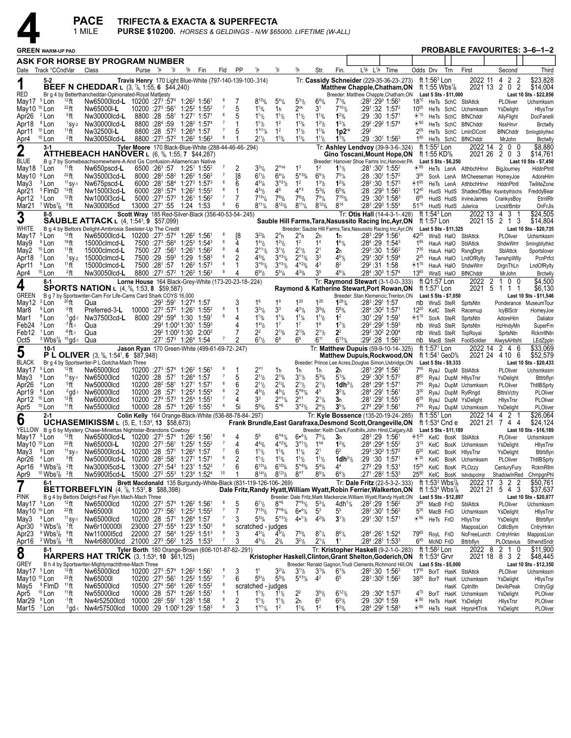# 4 PACE — 1 MILE

**TRIFECTA & EXACTA & SUPERFECTA**

**PURSE $10200.** *HORSES & GELDINGS - N/W $65000. LIFETIME (W-ALL)*

**GREEN** WARM-UP PAD

**PROBABLE FAVOURITES: 3–6–1–2**

**ASK FOR HORSE BY PROGRAM NUMBER**

---

## 1 — RED — 5-2

**BEEF N CHEDDAR** L (3, 7/8, 1:55, 6 $44,240)
Br g 4 by Betterthancheddar-Opinionated-Royal Mattjesty
Travis Henry 170 Light Blue-White (797-140-139-100-.314)
Tr: Cassidy Schneider (229-35-36-23-.273)
Matthew Chapple,Chatham,ON
Breeder: Matthew Chapple,Chatham,ON
ft 1:56³ Lon; ft 1:55 Wbs7/8
2022: 11 4 2 2 $23,828; 2021: 13 2 0 2 $14,004
Last 5 Sts - $11,000; Last 10 Sts - $22,856

| Date | Track °CCndVar | Class | Purse | 1/4 | 1/2 | 3/4 | Fin | Fld | PP | 1/4 | 1/2 | 3/4 | Str. | Fin. | L3/4 L1/4 Time | Odds | Drv | Trn | First | Second | Third |
|---|---|---|---|---|---|---|---|---|---|---|---|---|---|---|---|---|---|---|---|---|---|
| May17 ⁵Lon | ¹²ft | Nw65000lcd-L | 10200 | :27³ | :57⁴ | 1:26² | 1:56¹ | 8 | 7 | 8¹⁰³/₄ | 5⁴¹/₄ | 5³¹/₂ | 6⁴³/₄ | 7¹³/₄ | :28² :29³ 1:56³ | 18⁷⁰ | HeTs | SchC | SblAttck | PLOliver | Uchsmkssm |
| May10 ¹⁰Lon | ²²ft | Nw65000l-L | 10200 | :27³ | :56¹ | 1:25² | 1:55² | 7 | 5 | 1¹³/₄ | 1h | 2ⁿᵏ | 3¹ | 7¹⁰¹/₂ | :29¹ :32 1:57² | 10⁰⁵ | HeTs | SchC | Uchsmkssm | YsDelight | HllysTrsr |
| Apr26 ²Lon | ⁵ft | Nw30000lcd-L | 8800 | :28 | :58¹ | 1:27¹ | 1:57¹ | 6 | 5 | 1¹¹/₂ | 1¹¹/₂ | 1¹¹/₂ | 1¹³/₄ | 1²³/₄ | :29 :30 1:57¹ | ◈¹⁵ | HeTs | SchC | BfNChddr | AllyFlight | DocFanelli |
| Apr18 ⁸Lon | ¹sy-2 | Nw30000lcd-L | 8800 | :28⁴ | :59 | 1:28² | 1:57⁴ | 7 | 1 | 1¹¹/₂ | 1² | 1¹³/₄ | 1²¹/₂ | 1³¹/₄ | :29² :29² 1:57⁴ | ◈⁶⁰ | HeTs | SchC | BfNChddr | NssHnvr | Brctwlly |
| Apr11 ¹⁰Lon | ¹¹ft | Nw32500l-L | 8800 | :28 | :57² | 1:26⁴ | 1:57 | 7 | 5 | 1°¹¹/₄ | 1² | 1¹¹/₂ | 1¹³/₄ | 1p2ⁿᵏ | :29² | 2⁰⁵ | HeTs | SchC | LmInDCcnt | BfNChddr | Smlngbllythkd |
| Apr4 ¹⁰Lon | ²ft | Nw30050lcd-L | 8800 | :27³ | :57² | 1:26² | 1:56³ | 8 | 1 | 2¹¹/₂ | 1¹³/₄ | 1¹³/₄ | 1¹¹/₂ | 1¹³/₄ | :29 :30¹ 1:56³ | 1⁸⁵ | HeTs | SchC | BfNChddr | MrJohn | Brctwlly |

---

## 2 — BLUE — 3-1

**ATTHEBEACH HANOVER** L (6, 5/8, 1:55, 7 $44,287)
B g 7 by Somebeachsomewhere-A And Gs Confusion-Allamerican Native
Tyler Moore 170 Black-Blue-White (288-44-46-46-.294)
Tr: Ashley Lendvoy (39-9-3-6-.324)
Gino Toscani,Mount Hope,ON
Breeder: Hanover Shoe Farms Inc,Hanover,PA
ft 1:55² Lon; ft 1:55 KD5/8
2022: 14 2 0 0 $8,880; 2021: 26 2 0 3 $14,761
Last 5 Sts - $6,250; Last 10 Sts - $7,450

| Date | Track °CCndVar | Class | Purse | 1/4 | 1/2 | 3/4 | Fin | Fld | PP | 1/4 | 1/2 | 3/4 | Str. | Fin. | L3/4 L1/4 Time | Odds | Drv | Trn | First | Second | Third |
|---|---|---|---|---|---|---|---|---|---|---|---|---|---|---|---|---|---|---|---|---|---|
| May18 ⁷Lon | ¹¹ft | Nw650pscd-L | 6500 | :26³ | :57 | 1:25¹ | 1:55² | 7 | 2 | 3³¹/₄ | 2°ⁿˢ | 1³ | 1² | 1¹¹/₂ | :28¹ :30¹ 1:55² | ◈⁸⁵ | HeTs | LenA | AtthbchHnvr | BigJourney | HddnPtntl |
| May10 ⁹Lon | ²²ft | Nw3500l3cd-L | 8000 | :28² | :58² | 1:26² | 1:56² | 7 | [8 | 6⁷¹/₂ | 6⁴¹/₄ | 5°³³/₄ | 6⁵¹/₂ | 7⁵¹/₄ | :28 :30¹ 1:57² | 3⁰⁵ | SorA | LenA | MrCheeseman | HomeyJoe | AdoreHim |
| May3 ³Lon | ¹¹sy-1 | Nw675pscd-L | 6000 | :28¹ | :58⁴ | 1:27³ | 1:57³ | 6 | 6 | 4⁵¹/₄ | 3°²¹/₂ | 1² | 1³¹/₂ | 1²³/₄ | :28² :30 1:57³ | ◈¹⁶⁵ | HeTs | LenA | AtthbchHnvr | HddnPtntl | TwiliteZone |
| Apr21 ⁵FlmD | ¹³ft | Nw1500l3cd-L | 6000 | :28³ | :57⁴ | 1:26² | 1:55² | 8 | 1 | 4⁵¹/₂ | 4⁶ | 4°³ | 5³³/₄ | 6⁵³/₄ | :28 :29³ 1:56³ | 12⁴⁰ | HudS | HudS | ShadesOfBay | Kssnbythbchs | FreddyBear |
| Apr12 ³Lon | ¹²ft | Nw1000l3cd-L | 5000 | :27³ | :57³ | 1:26¹ | 1:56² | 7 | 7 | 7¹⁰¹/₄ | 7⁶³/₄ | 7⁸³/₄ | 7⁹¹/₄ | 7¹⁰³/₄ | :29 :30³ 1:58³ | 6⁶⁵ | HudS | HudS | IrvineJames | CrankysBoy | EtrnlRlr |
| Mar21 ⁷Wbs7/8 | ⁵ft | Nw3000l5cd | 13000 | :27¹ | :55 | 1:24 | 1:53 | 8 | 6 | 8¹¹¹/₄ | 8¹²³/₄ | 8¹¹¹/₄ | 8¹²³/₄ | 8¹⁴ | :28³ :29³ 1:55⁴ | 51¹⁵ | HudS | HudS | Julerica | LncstrBmbr | OnFrJls |

---

## 3 — WHITE — 8-5

**SAUBLE ATTACK** L (4, 1:54³, 9 $57,099)
B g 4 by Bettors Delight-Ambrosia Seelster-Up The Credit
Scott Wray 185 Red-Silver-Black (356-40-53-54-.245)
Tr: Otis Hall (14-4-3-1-.428)
Sauble Hill Farms,Tara,Nasussito Racing Inc,Ayr,ON
Breeder: Sauble Hill Farms,Tara,Nassusito Racing Inc,Ayr,ON
ft 1:54³ Lon; ft 1:57 Lon
2022: 13 4 3 1 $24,505; 2021: 15 2 1 3 $14,804
Last 5 Sts - $11,325; Last 10 Sts - $20,735

| Date | Track °CCndVar | Class | Purse | 1/4 | 1/2 | 3/4 | Fin | Fld | PP | 1/4 | 1/2 | 3/4 | Str. | Fin. | L3/4 L1/4 Time | Odds | Drv | Trn | First | Second | Third |
|---|---|---|---|---|---|---|---|---|---|---|---|---|---|---|---|---|---|---|---|---|---|
| May17 ⁵Lon | ¹²ft | Nw65000lcd-L | 10200 | :27³ | :57⁴ | 1:26² | 1:56¹ | 8 | [8 | 3²³/₄ | 2°h | 2°h | 2h | 1h | :28³ :29⁴ 1:56¹ | 42²⁵ | WraS | HalO | SblAttck | PLOliver | Uchsmkssm |
| May9 ⁶Lon | ¹⁸ft | 15000clmcd-L | 7500 | :27³ | :56⁴ | 1:25³ | 1:54³ | 6 | 4 | 1⁴¹/₂ | 1²¹/₂ | 1² | 1⁴ | 1⁶¹/₄ | :28⁴ :29 1:54³ | 1⁸⁵ | HauA | HalO | SblAttck | ShdwWrrr | Smlngbllythkd |
| May2 ¹⁰Lon | ¹¹ft | 15000clmcd-L | 7500 | :27 | :56³ | 1:26¹ | 1:56² | 8 | 4 | 2°¹¹/₂ | 3¹¹/₂ | 2¹¹/₂ | 2¹ | 2h | :29³ :30 1:56² | 7³⁰ | HauA | HalO | RsngDrgn | SblAttck | Sportslover |
| Apr18 ⁷Lon | ¹sy-2 | 15000clmcd-L | 7500 | :29 | :59³ | 1:29 | 1:58³ | 6 | 2 | 4⁵³/₄ | 3°³¹/₄ | 2°¹³/₄ | 3³ | 4⁶¹/₂ | :29¹ :30² 1:59⁴ | 2²⁵ | HauA | HalO | LndOfRylty | TwnshpWlly | PcnPrfct |
| Apr11 ⁸Lon | ¹¹ft | 15000clmcd-L | 7500 | :28¹ | :57 | 1:26² | 1:57³ | 8 | 1 | 3°⁵¹/₂ | 3°³¹/₂ | 4°²³/₄ | 4³ | 8² | :29² :31 1:58 | ◈¹⁷⁰ | HauA | HalO | ShdwWrrr | DrgnThLn | LndOfRylty |
| Apr4 ¹⁰Lon | ²ft | Nw30050lcd-L | 8800 | :27³ | :57² | 1:26² | 1:56³ | 8 | 4 | 6⁹¹/₂ | 5⁵¹/₄ | 4³³/₄ | 3⁵ | 4⁶¹/₄ | :28⁴ :30³ 1:57⁴ | 13⁶⁵ | WraS | HalO | BfNChddr | MrJohn | Brctwlly |

---

## 4 — GREEN — 8-1

**SPORTS NATION** L (4, 5/8, 1:53, 8 $59,587)
B g 7 by Sportswriter-Cam For Life-Cams Card Shark COYS 16,000
Lorne House 164 Black-Grey-White (173-20-23-18-.224)
Tr: Raymond Stewart (3-1-0-0-.333)
Raymond & Katherine Stewart,Port Rowan,ON
Breeder: Stan Klemencic,Trenton,ON
ft Q1:57 Lon; ft 1:57¹ Lon
2022: 2 1 0 0 $4,500; 2021: 5 1 1 1 $6,130
Last 5 Sts - $7,050; Last 10 Sts - $11,546

| Date | Track °CCndVar | Class | Purse | 1/4 | 1/2 | 3/4 | Fin | Fld | PP | 1/4 | 1/2 | 3/4 | Str. | Fin. | L3/4 L1/4 Time | Odds | Drv | Trn | First | Second | Third |
|---|---|---|---|---|---|---|---|---|---|---|---|---|---|---|---|---|---|---|---|---|---|
| May12 ²Lon | ²⁰ft | Qua | | :29³ | :59¹ | 1:27⁴ | 1:57 | | 3 | 1⁶ | 1⁹ | 1²⁰ | 1²⁵ | 1²⁸¹/₄ | :28³ :29¹ 1:57 | nb | WraS | SteR | SprtsNtn | Ponderance | MuseumTour |
| Mar8 ⁹Lon | ⁻²ft | Preferred-3-L | 10000 | :27² | :57² | 1:26¹ | 1:55² | 8 | 1 | 3³¹/₄ | 3³ | 4³¹/₄ | 3⁵³/₄ | 5⁸³/₄ | :28⁴ :30² 1:57¹ | 12²⁰ | KelC | SteR | Racemup | IcyBlSctr | HomeyJoe |
| Mar1 ⁸Lon | ⁻¹gd-1 | Nw3750l3cd-L | 8000 | :29⁴ | :59⁴ | 1:30 | 1:59¹ | 8 | 4 | 1¹³/₄ | 1¹¹/₄ | 1¹¹/₄ | 1¹¹/₂ | 1² | :30¹ :29¹ 1:59¹ | ◈¹¹⁵ | SorA | SteR | SprtsNtn | AdoreHim | Daliator |
| Feb24 ³Lon | ⁻⁷ft-1 | Qua | | :29³ | 1:00³ | 1:30¹ | 1:59³ | | 4 | 1⁴¹/₂ | 1⁷ | 1⁷ | 1⁶ | 1⁷¹/₂ | :29³ :29² 1:59³ | nb | WraS | SteR | SprtsNtn | HzHndyMn | SuperFm |
| Feb12 ¹Lon | ⁻⁶ft-1 | Qua | | :29² | 1:00² | 1:30 | 2:00² | | 2 | 2¹³/₄ | 2¹³/₄ | 2¹¹/₂ | 2² | | :29³ :30² 2:00⁴ | nb | WraS | SteR | TopRoyal | SprtsNtn | RcknrllNtn |
| Oct5 ³Wbs7/8 | ¹⁵gd-1 | Qua | | :27¹ | :57³ | 1:26⁴ | 1:54 | 7 | 2 | 6⁷¹/₂ | 6⁸ | 6⁹ | 6¹¹ | 6¹³¹/₄ | :29² :28 1:56³ | nb | MacB | SteR | FootSoldier | AlwysAHtsht | LEdZppln |

---

## 5 — BLACK — 10-1

**P L OLIVER** (3, 5/8, 1:54¹, 6 $87,948)
B g 4 by Sportswriter-P L Gotcha-Mach Three
Jason Ryan 170 Green-White (499-61-69-72-.247)
Tr: Matthew Dupuis (59-9-10-14-.325)
Matthew Dupuis,Rockwood,ON
Breeder: Prince Lee Acres,Douglas Simon,Uxbridge,ON
ft 1:57¹ Lon; ft 1:54¹ GeoD5/8
2022: 14 2 4 6 $33,069; 2021: 24 4 10 6 $52,579
Last 5 Sts - $9,333; Last 10 Sts - $20,433

| Date | Track °CCndVar | Class | Purse | 1/4 | 1/2 | 3/4 | Fin | Fld | PP | 1/4 | 1/2 | 3/4 | Str. | Fin. | L3/4 L1/4 Time | Odds | Drv | Trn | First | Second | Third |
|---|---|---|---|---|---|---|---|---|---|---|---|---|---|---|---|---|---|---|---|---|---|
| May17 ⁵Lon | ¹²ft | Nw65000lcd | 10200 | :27³ | :57⁴ | 1:26² | 1:56¹ | 8 | 1 | 2°¹ | 1h | 1h | 1h | 2h | :28³ :29⁴ 1:56¹ | 7⁵⁵ | RyaJ | DupM | SblAttck | PLOliver | Uchsmkssm |
| May3 ⁹Lon | ¹¹sy-1 | Nw65000lcd | 10200 | :28 | :57¹ | 1:26⁴ | 1:57 | 7 | 5 | 2¹¹/₂ | 2¹³/₄ | 3¹¹/₂ | 5³³/₄ | 5¹³/₄ | :29² :30² 1:57² | 8⁰⁰ | RyaJ | DupM | HllysTrsr | YsDelight | Bttrbflyn |
| Apr26 ⁴Lon | ⁵ft | Nw50000lcd | 10200 | :28² | :58¹ | 1:27¹ | 1:57¹ | 6 | 6 | 2¹¹/₂ | 2¹³/₄ | 2¹¹/₂ | 2¹¹/₂ | 1dh³¹/₂ | :28⁴ :29⁴ 1:57¹ | 7⁶⁵ | RyaJ | DupM | Uchsmkssm | PLOliver | ThtllBSprty |
| Apr19 ⁶Lon | ²gd-1 | Nw60000lcd | 10200 | :28 | :58¹ | 1:25⁴ | 1:55⁴ | 8 | 2 | 4⁵¹/₂ | 4⁵¹/₄ | 5°⁶¹/₄ | 4⁵ | 3²¹/₄ | :28⁴ :29¹ 1:56¹ | 3³⁰ | RyaJ | DupM | RylRngd | BttrsVctry | PLOliver |
| Apr12 ¹⁰Lon | ¹²ft | Nw60000lcd | 10200 | :27⁴ | :57³ | 1:25⁴ | 1:55¹ | 7 | 4 | 3³ | 2°¹¹/₄ | 2°¹ | 2¹¹/₄ | 3h | :28¹ :29¹ 1:55¹ | 6³⁵ | RyaJ | DupM | YsDelight | HllysTrsr | PLOliver |
| Apr5 ¹⁰Lon | ¹¹ft | Nw55000lcd | 10000 | :28 | :57⁴ | 1:26² | 1:55¹ | 6 | 5i | 5⁶³/₄ | 5°⁶ | 3°²¹/₂ | 2⁴¹/₂ | 3⁵¹/₄ | :27⁴ :29² 1:56¹ | 7²⁵ | RyaJ | DupM | Uchsmkssm | YsDelight | PLOliver |

---

## 6 — YELLOW — 2-1

**UCHASEMIKISSM** L (5, E, 1:53⁴, 13 $58,673)
B g 6 by Mystery Chase-Minettas Nightstar-Brandons Cowboy
Colin Kelly 164 Orange-Black-White (536-88-78-84-.297)
Tr: Kyle Bossence (135-20-19-24-.285)
Frank Brundle,East Garafraxa,Desmond Scott,Orangeville,ON
Breeder: Keith Clark,Foothills,John Hind,Calgary,AB
ft 1:55¹ Lon; ft 1:53⁴ Cnd e
2022: 14 4 2 1 $26,064; 2021: 21 7 4 4 $24,124
Last 5 Sts - $11,189; Last 10 Sts - $16,189

| Date | Track °CCndVar | Class | Purse | 1/4 | 1/2 | 3/4 | Fin | Fld | PP | 1/4 | 1/2 | 3/4 | Str. | Fin. | L3/4 L1/4 Time | Odds | Drv | Trn | First | Second | Third |
|---|---|---|---|---|---|---|---|---|---|---|---|---|---|---|---|---|---|---|---|---|---|
| May17 ⁵Lon | ¹²ft | Nw65000lcd-L | 10200 | :27³ | :57⁴ | 1:26² | 1:56¹ | 8 | 4 | 5⁶ | 6°⁴¹/₄ | 6•⁴¹/₂ | 7⁵¹/₄ | 3h | :28³ :29 1:56¹ | ◈¹²⁵ | KelC | BosK | SblAttck | PLOliver | Uchsmkssm |
| May10 ¹⁰Lon | ²²ft | Nw65000l-L | 10200 | :27³ | :56¹ | 1:25² | 1:55² | 7 | 4 | 4⁴³/₄ | 4°²³/₄ | 3°¹¹/₂ | 1ʰᵈ | 1²³/₄ | :28⁴ :29⁴ 1:55² | 3¹⁵ | KelC | BosK | Uchsmkssm | YsDelight | HllysTrsr |
| May3 ⁹Lon | ¹¹sy-1 | Nw65000lcd-L | 10200 | :28 | :57¹ | 1:26⁴ | 1:57 | 7 | 6 | 1¹¹/₂ | 1¹³/₄ | 1¹¹/₄ | 2¹ | 6² | :29³ :30³ 1:57² | 6²⁰ | KelC | BosK | HllysTrsr | YsDelight | Bttrbflyn |
| Apr26 ⁴Lon | ⁵ft | Nw50000lcd-L | 10200 | :28² | :58¹ | 1:27¹ | 1:57¹ | 6 | 2 | 1¹¹/₂ | 1¹³/₄ | 1¹¹/₂ | 1¹¹/₂ | 1dh³¹/₂ | :29 :30 1:57¹ | ◈³⁵ | KelC | BosK | Uchsmkssm | PLOliver | ThtllBSprty |
| Apr18 ⁸Wbs7/8 | ²ft | Nw3000l5cd-L | 13000 | :27³ | :54³ | 1:23¹ | 1:52² | 7 | 6 | 6¹⁰¹/₄ | 6¹⁰³/₄ | 5°⁴³/₄ | 5⁴³/₄ | 4⁴ | :27² :29 1:53¹ | 15²⁵ | KelC | BosK | PLOzzy | CenturyFury | RckmRllm |
| Apr9 ¹⁰Wbs7/8 | ²ft | Nw5900l5cd-L | 15000 | :27² | :55³ | 1:23⁴ | 1:52⁴ | 10 | 1 | 8¹⁴¹/₂ | 8¹²¹/₂ | 8°⁷ | 8⁵¹/₄ | 6⁴¹/₂ | :27¹ :28² 1:53³ | 25⁹⁰ | KelC | BosK | Islndspclmjr | ShadowInRed | ChmpgnPhl |

---

## 7 — PINK — 6-1

**BETTORBEFLYIN** (4, 7/8, 1:53³, 8 $88,398)
B g 4 by Bettors Delight-Fast Flyin Mach-Mach Three
Brett Macdonald 135 Burgundy-White-Black (831-119-126-106-.269)
Tr: Dale Fritz (22-5-3-2-.333)
Dale Fritz,Randy Hyatt,William Wyatt,Robin Ferrier,Walkerton,ON
Breeder: Dale Fritz,Mark Mackenzie,William Wyatt,Randy Hyatt,ON
ft 1:53³ Wbs7/8; ft 1:53⁴ Wbs7/8
2022: 17 3 2 2 $50,761; 2021: 21 5 4 3 $37,637
Last 5 Sts - $12,897; Last 10 Sts - $20,877

| Date | Track °CCndVar | Class | Purse | 1/4 | 1/2 | 3/4 | Fin | Fld | PP | 1/4 | 1/2 | 3/4 | Str. | Fin. | L3/4 L1/4 Time | Odds | Drv | Trn | First | Second | Third |
|---|---|---|---|---|---|---|---|---|---|---|---|---|---|---|---|---|---|---|---|---|---|
| May17 ⁵Lon | ¹²ft | Nw65000lcd | 10200 | :27³ | :57⁴ | 1:26² | 1:56¹ | 8 | 5 | 6⁷¹/₂ | 8°⁶ | 7°⁵¹/₂ | 5³¹/₄ | 4dh¹¹/₄ | :28² :29 1:56² | 3⁸⁵ | MacB | FriD | SblAttck | PLOliver | Uchsmkssm |
| May10 ¹⁰Lon | ²²ft | Nw65000l | 10200 | :27³ | :56¹ | 1:25² | 1:55² | 7 | 7 | 7¹⁰¹/₂ | 7°⁸¹/₄ | 6•⁴¹/₄ | 5³ | 5⁵ | :28² :30¹ 1:56² | 5³⁵ | MacB | FriD | Uchsmkssm | YsDelight | HllysTrsr |
| May3 ⁹Lon | ¹¹sy-1 | Nw65000lcd | 10200 | :28 | :57¹ | 1:26⁴ | 1:57 | 7 | 3 | 5⁵³/₄ | 5°³¹/₂ | 4•¹¹/₂ | 4²³/₄ | 3¹¹/₂ | :29¹ :30¹ 1:57¹ | ◈⁹⁵ | HeTs | FriD | HllysTrsr | YsDelight | Bttrbflyn |
| Apr30 ⁵Wbs7/8 | ⁷ft | Nw6r100000l | 23000 | :27³ | :55⁴ | 1:23⁴ | 1:50³ | 9 | | scratched - judges | | | | | | | | | MapposLion | CdllcBym | CntryHnkn |
| Apr23 ⁹Wbs7/8 | ⁸ft | Nw11000l5cd | 22000 | :27 | :56⁴ | 1:25² | 1:51³ | 9 | 3 | 4⁵¹/₄ | 4⁵¹/₄ | 7⁵³/₄ | 8⁷¹/₄ | 8⁶¹/₄ | :28⁴ :26¹ 1:52⁴ | 79⁶⁵ | RoyL | FriD | NoFreeLunch | CntryHnkn | MapposLion |
| Apr16 ²Wbs7/8 | ²ft | Nw4r68000lcd | 21000 | :27³ | :56² | 1:25 | 1:53³ | 7 | 3 | 4⁵¹/₂ | 2³/₄ | 3²¹/₂ | 2¹¹/₄ | 1¹ | :28⁴ :28¹ 1:53³ | 6⁴⁵ | McND | FriD | Bttrbflyn | PLOctavius | SthwndSndr |

---

## 8 — GREY — 8-1

**HARPERS HAT TRICK** (3, 1:53⁴, 10 $61,125)
B h 4 by Sportswriter-Mightymachthree-Mach Three
Tyler Borth 180 Orange-Brown (606-101-87-82-.291)
Tr: Kristopher Haskell (9-2-1-0-.283)
Kristopher Haskell,Clinton,Grant Shelton,Goderich,ON
Breeder: Renald Gagnon,Trudi Clements,Richmond Hill,ON
ft 1:58² Lon; ft 1:53⁴ Grvr
2022: 8 2 1 0 $11,900; 2021: 18 8 3 2 $48,445
Last 5 Sts - $5,000; Last 10 Sts - $12,350

| Date | Track °CCndVar | Class | Purse | 1/4 | 1/2 | 3/4 | Fin | Fld | PP | 1/4 | 1/2 | 3/4 | Str. | Fin. | L3/4 L1/4 Time | Odds | Drv | Trn | First | Second | Third |
|---|---|---|---|---|---|---|---|---|---|---|---|---|---|---|---|---|---|---|---|---|---|
| May17 ⁵Lon | ¹²ft | Nw65000lcd | 10200 | :27³ | :57⁴ | 1:26² | 1:56¹ | 8 | 3 | 1¹ | 3²¹/₄ | 3¹¹/₂ | 3¹³/₄ | 6¹³/₄ | :28² :30 1:56³ | 17³⁵ | BorT | HasK | SblAttck | PLOliver | Uchsmkssm |
| May10 ¹⁰Lon | ²²ft | Nw65000l | 10200 | :27³ | :56¹ | 1:25² | 1:55² | 7 | 6 | 5⁶¹/₂ | 5⁵³/₄ | 5°³³/₄ | 4² | 6⁵ | :28³ :30² 1:56² | 38³⁵ | BorT | HasK | Uchsmkssm | YsDelight | HllysTrsr |
| May5 ⁹FlmD | ¹¹ft | Nw65000lcd | 10500 | :27⁴ | :56⁴ | 1:26² | 1:55² | 8 | | scratched - judges | | | | | | | | HasK | Cptnltln | DevilsPeak | CntryGgl |
| Apr5 ¹⁰Lon | ¹¹ft | Nw55000lcd | 10000 | :28 | :57⁴ | 1:26² | 1:55¹ | 6 | 2 | 1¹¹/₂ | 1¹¹/₂ | 2² | 3⁵¹/₂ | 6¹²¹/₂ | :29 :30⁴ 1:57³ | 4⁷⁰ | BorT | HasK | Uchsmkssm | YsDelight | PLOliver |
| Mar29 ⁸Lon | ⁻¹ft | Nw4r52500lcd | 10000 | :28² | :59¹ | 1:28¹ | 1:58 | 8 | 2 | 1¹¹/₂ | 1¹¹/₂ | 2h | 6⁵ | 6⁵¹/₂ | :29 :30⁴ 1:59 | ◈⁸⁰ | HeTs | HasK | YsDelight | HllysTrsr | PLOliver |
| Mar15 ⁷Lon | ³gd-1 | Nw4r57500lcd | 10000 | :29 | 1:00² | 1:29¹ | 1:58³ | 8 | 3 | 1°¹¹/₄ | 1² | 1¹³/₄ | 1² | 1²³/₄ | :28⁴ :29² 1:58³ | ◈⁶⁰ | HeTs | HasK | HrprsHtTrck | YsDelight | PLOliver |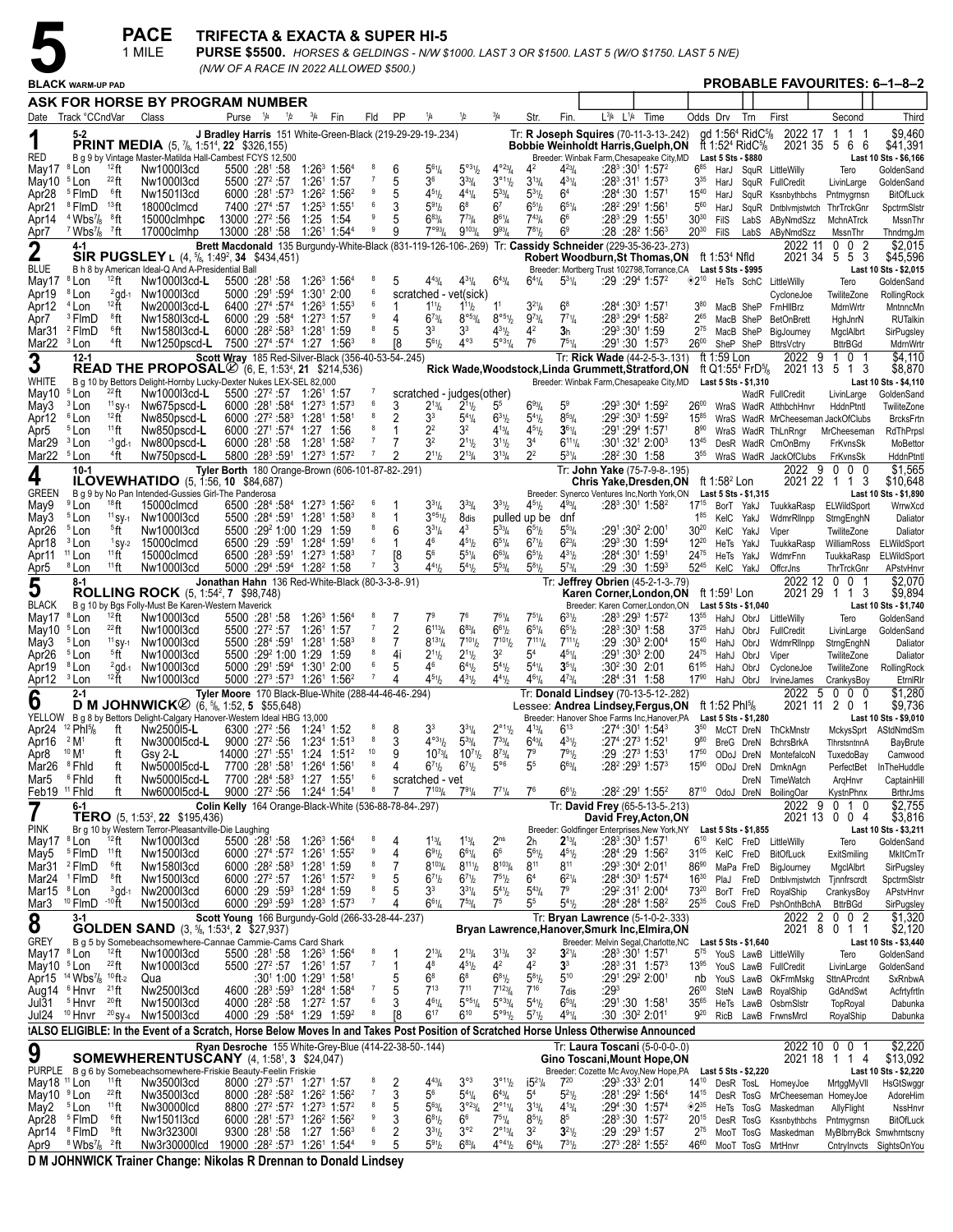# 5 PACE — 1 MILE

**TRIFECTA & EXACTA & SUPER HI-5**

**PURSE $5500.** *HORSES & GELDINGS - N/W $1000. LAST 3 OR $1500. LAST 5 (W/O $1750. LAST 5 N/E) (N/W OF A RACE IN 2022 ALLOWED $500.)*

**BLACK WARM-UP PAD** — **PROBABLE FAVOURITES: 6–1–8–2**

**ASK FOR HORSE BY PROGRAM NUMBER**

| Date | Track °CCndVar | Class | Purse | 1/4 | 1/2 | 3/4 | Fin | Fld | PP | 1/4 | 1/2 | 3/4 | Str. | Fin. | L3/4 L1/4 Time | Odds | Drv | Trn | First | Second | Third |
|---|---|---|---|---|---|---|---|---|---|---|---|---|---|---|---|---|---|---|---|---|---|

---

## 1 — RED — 5-2
**PRINT MEDIA** (5, 7/8, 1:51⁴, 22 $326,155)
J Bradley Harris 151 White-Green-Black (219-29-29-19-.234)
Tr: **R Joseph Squires** (70-11-3-13-.242)
Bobbie Weinholdt Harris,Guelph,ON
B g 9 by Vintage Master-Matilda Hall-Cambest FCYS 12,500
Breeder: Winbak Farm,Chesapeake City,MD
gd 1:56⁴ RidC5/8 ft 1:52⁴ RidC5/8 — 2022 17 1 1 1 $9,460 / 2021 35 5 6 6 $41,391
Last 5 Sts - $880 — Last 10 Sts - $6,166

| Date | Track | Class | Purse | 1/4 | 1/2 | 3/4 | Fin | Fld | PP | 1/4 | 1/2 | 3/4 | Str. | Fin. | Time | Odds | Drv | Trn | First | Second | Third |
|---|---|---|---|---|---|---|---|---|---|---|---|---|---|---|---|---|---|---|---|---|---|
| May17 | 8Lon 12ft | Nw1000l3cd | 5500 | :28¹ | :58 | 1:26³ | 1:56⁴ | 8 | 6 | 5⁶¹/4 | 5°³¹/2 | 4°²³/4 | 4² | 4²³/4 | :28³ :30¹ 1:57² | 6⁸⁵ | HarJ | SquR | LittleWilly | Tero | GoldenSand |
| May10 | 5Lon 22ft | Nw1000l3cd | 5500 | :27² | :57 | 1:26¹ | 1:57 | 7 | 5 | 3⁶ | 3³³/4 | 3°¹¹/2 | 3¹³/4 | 4³¹/4 | :28³ :31¹ 1:57³ | 3³⁵ | HarJ | SquR | FullCredit | LivinLarge | GoldenSand |
| Apr28 | 5FlmD 6ft | Nw1501l3cd | 6000 | :28¹ | :57³ | 1:26² | 1:56² | 9 | 5 | 4⁵¹/2 | 4⁴¹/4 | 5⁵³/4 | 5³¹/2 | 6⁴ | :28⁴ :30 1:57¹ | 15⁴⁰ | HarJ | SquR | Kssnbythbchs | Pntmygrnsn | BitOfLuck |
| Apr21 | 8FlmD 13ft | 18000clmcd | 7400 | :27⁴ | :57 | 1:25³ | 1:55¹ | 6 | 3 | 5⁹¹/2 | 6⁸ | 6⁷ | 6⁵¹/2 | 6⁵¹/4 | :28² :29¹ 1:56¹ | 5⁶⁰ | HarJ | SquR | Dntblvmjstwtch | ThrTrckGnr | SpctrmSlstr |
| Apr14 | 4Wbs7/8 8ft | 15000clmhpc | 13000 | :27² | :56 | 1:25 | 1:54 | 9 | 5 | 6⁸³/4 | 7⁷³/4 | 8⁶¹/4 | 7⁴³/4 | 6⁶ | :28³ :29 1:55¹ | 30³⁰ | FilS | LabS | AByNmdSzz | MchnATrck | MssnThr |
| Apr7 | 7Wbs7/8 7ft | 17000clmhp | 13000 | :28¹ | :58 | 1:26¹ | 1:54⁴ | 9 | 9 | 7°⁹³/4 | 9¹⁰³/4 | 9⁹³/4 | 7⁸¹/2 | 6⁹ | :28 :28² 1:56³ | 20³⁰ | FilS | LabS | AByNmdSzz | MssnThr | ThndrngJm |

## 2 — BLUE — 4-1
**SIR PUGSLEY L** (4, 5/8, 1:49², 34 $434,451)
Brett Macdonald 135 Burgundy-White-Black (831-119-126-106-.269)
Tr: **Cassidy Schneider** (229-35-36-23-.273)
Robert Woodburn,St Thomas,ON
B h 8 by American Ideal-Q And A-Presidential Ball
Breeder: Mortberg Trust 102798,Torrance,CA
ft 1:53⁴ Nfld — 2022 11 0 0 2 $2,015 / 2021 34 5 5 3 $45,596
Last 5 Sts - $995 — Last 10 Sts - $2,015

| Date | Track | Class | Purse | 1/4 | 1/2 | 3/4 | Fin | Fld | PP | 1/4 | 1/2 | 3/4 | Str. | Fin. | Time | Odds | Drv | Trn | First | Second | Third |
|---|---|---|---|---|---|---|---|---|---|---|---|---|---|---|---|---|---|---|---|---|---|
| May17 | 8Lon 12ft | Nw1000l3cd-L | 5500 | :28¹ | :58 | 1:26³ | 1:56⁴ | 8 | 5 | 4⁴³/4 | 4³¹/4 | 6⁴³/4 | 6⁴¹/4 | 5³¹/4 | :29 :29⁴ 1:57² | ❋2¹⁰ | HeTs | SchC | LittleWilly | Tero | GoldenSand |
| Apr19 | 8Lon 2gd-1 | Nw1000l3cd | 5000 | :29¹ | :59⁴ | 1:30¹ | 2:00 | 6 | | scratched - vet(sick) | | | | | | | | | CycloneJoe | TwiliteZone | RollingRock |
| Apr12 | 4Lon 12ft | Nw2000l3cd-L | 6400 | :27⁴ | :57⁴ | 1:26³ | 1:55³ | 6 | 1 | 1¹¹/2 | 1¹¹/2 | 1¹ | 3²¹/4 | 6⁸ | :28⁴ :30³ 1:57¹ | 3⁸⁰ | MacB | SheP | FrnHllBrz | MdrnWrtr | MntnncMn |
| Apr7 | 3FlmD 8ft | Nw1580l3cd-L | 6000 | :29 | :58⁴ | 1:27³ | 1:57 | 9 | 4 | 6⁷³/4 | 8°⁵³/4 | 8°⁵¹/2 | 9⁷³/4 | 7⁷¹/4 | :28³ :29⁴ 1:58² | 2⁶⁵ | MacB | SheP | BetOnBrett | HghJnrN | RUTalkin |
| Mar31 | 2FlmD 6ft | Nw1580l3cd-L | 6000 | :28² | :58³ | 1:28¹ | 1:59 | 8 | 5 | 3³ | 3³ | 4³¹/2 | 4² | 3ₕ | :29³ :30¹ 1:59 | 2⁷⁵ | MacB | SheP | BigJourney | MgclAlbrt | SirPugsley |
| Mar22 | 3Lon 4ft | Nw1250pscd-L | 7500 | :27⁴ | :57⁴ | 1:27 | 1:56³ | 8 | [8 | 5⁶¹/2 | 4°³ | 5°³¹/4 | 7⁶ | 7⁵¹/4 | :29¹ :30 1:57³ | 26⁰⁰ | SheP | SheP | BttrsVctry | BttrBGd | MdrnWrtr |

## 3 — WHITE — 12-1
**READ THE PROPOSAL**Ⓛ (6, E, 1:53⁴, 21 $214,536)
Scott Wray 185 Red-Silver-Black (356-40-53-54-.245)
Tr: **Rick Wade** (44-2-5-3-.131)
Rick Wade,Woodstock,Linda Grummett,Stratford,ON
B g 10 by Bettors Delight-Hornby Lucky-Dexter Nukes LEX-SEL 82,000
Breeder: Winbak Farm,Chesapeake City,MD
ft 1:59 Lon ft Q1:55⁴ FrD5/8 — 2022 9 1 0 1 $4,110 / 2021 13 5 1 3 $8,870
Last 5 Sts - $1,310 — Last 10 Sts - $4,110

| Date | Track | Class | Purse | 1/4 | 1/2 | 3/4 | Fin | Fld | PP | 1/4 | 1/2 | 3/4 | Str. | Fin. | Time | Odds | Drv | Trn | First | Second | Third |
|---|---|---|---|---|---|---|---|---|---|---|---|---|---|---|---|---|---|---|---|---|---|
| May10 | 5Lon 22ft | Nw1000l3cd-L | 5500 | :27² | :57 | 1:26¹ | 1:57 | 7 | | scratched - judges(other) | | | | | | | | WadR | FullCredit | LivinLarge | GoldenSand |
| May3 | 3Lon 11sy-1 | Nw675pscd-L | 6000 | :28¹ | :58⁴ | 1:27³ | 1:57³ | 6 | 3 | 2¹³/4 | 2¹¹/2 | 5⁵ | 6⁹³/4 | 5⁹ | :29³ :30⁴ 1:59² | 26⁰⁰ | WraS | WadR | AtthbchHnvr | HddnPtntl | TwiliteZone |
| Apr12 | 6Lon 12ft | Nw850pscd-L | 6000 | :27² | :58³ | 1:28¹ | 1:58¹ | 8 | 2 | 3³ | 5⁴¹/4 | 6³¹/2 | 5⁴¹/2 | 8⁵³/4 | :29² :30³ 1:59² | 15⁸⁵ | WraS | WadR | MrCheeseman | JackOfClubs | BrcksFrtn |
| Apr5 | 5Lon 11ft | Nw850pscd-L | 6000 | :27¹ | :57⁴ | 1:27 | 1:56 | 8 | 1 | 2² | 3² | 4¹³/4 | 4⁵¹/2 | 3⁶¹/4 | :29¹ :29⁴ 1:57¹ | 8⁹⁰ | WraS | WadR | ThLnRngr | MrCheeseman | RdThPrpsl |
| Mar29 | 3Lon -1gd-1 | Nw800pscd-L | 6000 | :28¹ | :58 | 1:28¹ | 1:58² | 7 | 7 | 3² | 2¹¹/2 | 3¹¹/2 | 3⁴ | 6¹¹¹/4 | :30¹ :32¹ 2:00³ | 13⁴⁵ | DesR | WadR | CmOnBrny | FrKvnsSk | MoBettor |
| Mar22 | 5Lon 4ft | Nw750pscd-L | 5800 | :28³ | :59¹ | 1:27³ | 1:57² | 7 | 2 | 2¹¹/2 | 2¹³/4 | 3¹³/4 | 2² | 5³¹/4 | :28² :30 1:58 | 3⁵⁵ | WraS | WadR | JackOfClubs | FrKvnsSk | HddnPtntl |

## 4 — GREEN — 10-1
**ILOVEWHATIDO** (5, 1:56, 10 $84,687)
Tyler Borth 180 Orange-Brown (606-101-87-82-.291)
Tr: **John Yake** (75-7-9-8-.195)
Chris Yake,Dresden,ON
B g 9 by No Pan Intended-Gussies Girl-The Panderosa
Breeder: Synerco Ventures Inc,North York,ON
ft 1:58² Lon — 2022 9 0 0 0 $1,565 / 2021 22 1 1 3 $10,648
Last 5 Sts - $1,315 — Last 10 Sts - $1,890

| Date | Track | Class | Purse | 1/4 | 1/2 | 3/4 | Fin | Fld | PP | 1/4 | 1/2 | 3/4 | Str. | Fin. | Time | Odds | Drv | Trn | First | Second | Third |
|---|---|---|---|---|---|---|---|---|---|---|---|---|---|---|---|---|---|---|---|---|---|
| May9 | 9Lon 18ft | 15000clmcd | 6500 | :28⁴ | :58⁴ | 1:27³ | 1:56² | 6 | 1 | 3³¹/4 | 3³³/4 | 3³¹/2 | 4⁵¹/2 | 4⁹³/4 | :28³ :30¹ 1:58² | 17¹⁵ | BorT | YakJ | TuukkaRasp | ELWildSport | WrrwXcd |
| May3 | 5Lon 11sy-1 | Nw1000l3cd | 5500 | :28⁴ | :59¹ | 1:28¹ | 1:58³ | 8 | 1 | 3°⁵¹/2 | 8dis | pulled up be | | dnf | | 1⁸⁵ | KelC | YakJ | WdmrRllnpp | StrngEnghN | Daliator |
| Apr26 | 5Lon 5ft | Nw1000l3cd | 5500 | :29² | 1:00 | 1:29 | 1:59 | 8 | 6 | 3³¹/4 | 4³ | 5³¹/4 | 6⁵¹/2 | 5⁵³/4 | :29¹ :30² 2:00¹ | 30²⁰ | KelC | YakJ | Viper | TwiliteZone | Daliator |
| Apr18 | 3Lon 1sy-2 | 15000clmcd | 6500 | :29 | :59¹ | 1:28⁴ | 1:59¹ | 6 | 1 | 4⁶ | 4⁵¹/2 | 6⁵¹/4 | 6⁷¹/2 | 6²³/4 | :29³ :30 1:59⁴ | 12²⁰ | HeTs | YakJ | TuukkaRasp | WilliamRoss | ELWildSport |
| Apr11 | 11Lon 11ft | 15000clmcd | 6500 | :28³ | :59¹ | 1:27³ | 1:58³ | 7 | [8 | 5⁶ | 5⁵¹/4 | 6⁶³/4 | 6⁵¹/2 | 4³¹/2 | :28⁴ :30¹ 1:59¹ | 24⁷⁵ | HeTs | YakJ | WdmrFnn | TuukkaRasp | ELWildSport |
| Apr5 | 8Lon 11ft | Nw1000l3cd | 5000 | :29⁴ | :59⁴ | 1:28² | 1:58 | 7 | 3 | 4⁴¹/2 | 5⁴¹/2 | 5⁵³/4 | 5⁸¹/2 | 5⁷³/4 | :29 :30 1:59³ | 52⁴⁵ | KelC | YakJ | OffcrJns | ThrTrckGnr | APstvHnvr |

## 5 — BLACK — 8-1
**ROLLING ROCK** (5, 1:54², 7 $98,748)
Jonathan Hahn 136 Red-White-Black (80-3-3-8-.91)
Tr: **Jeffrey Obrien** (45-2-1-3-.79)
Karen Corner,London,ON
B g 10 by Bgs Folly-Must Be Karen-Western Maverick
Breeder: Karen Corner,London,ON
ft 1:59¹ Lon — 2022 12 0 0 1 $2,070 / 2021 29 1 1 3 $9,894
Last 5 Sts - $1,040 — Last 10 Sts - $1,740

| Date | Track | Class | Purse | 1/4 | 1/2 | 3/4 | Fin | Fld | PP | 1/4 | 1/2 | 3/4 | Str. | Fin. | Time | Odds | Drv | Trn | First | Second | Third |
|---|---|---|---|---|---|---|---|---|---|---|---|---|---|---|---|---|---|---|---|---|---|
| May17 | 8Lon 12ft | Nw1000l3cd | 5500 | :28¹ | :58 | 1:26³ | 1:56⁴ | 8 | 7 | 7⁹ | 7⁶ | 7⁶¹/4 | 7⁵¹/4 | 6³¹/2 | :28³ :29³ 1:57² | 13⁵⁵ | HahJ | ObrJ | LittleWilly | Tero | GoldenSand |
| May10 | 5Lon 22ft | Nw1000l3cd | 5500 | :27² | :57 | 1:26¹ | 1:57 | 7 | 6 | 6¹¹/4 | 6⁸³/4 | 6⁵¹/2 | 6⁵¹/4 | 6⁵¹/2 | :28³ :30³ 1:58 | 37²⁵ | HahJ | ObrJ | FullCredit | LivinLarge | GoldenSand |
| May3 | 5Lon 11sy-1 | Nw1000l3cd | 5500 | :28⁴ | :59¹ | 1:28¹ | 1:58³ | 8 | 7 | 8¹³¹/4 | 7¹⁰¹/2 | 7¹⁰¹/2 | 7¹¹¹/4 | 7¹¹¹/2 | :29 :30³ 2:00⁴ | 15⁴⁰ | HahJ | ObrJ | WdmrRllnpp | StrngEnghN | Daliator |
| Apr26 | 5Lon 5ft | Nw1000l3cd | 5500 | :29² | 1:00 | 1:29 | 1:59 | 8 | 4i | 2¹¹/2 | 2¹¹/2 | 3² | 5⁴ | 4⁵¹/4 | :29¹ :30³ 2:00 | 24⁷⁵ | HahJ | ObrJ | Viper | TwiliteZone | Daliator |
| Apr19 | 8Lon 2gd-1 | Nw1000l3cd | 5000 | :29¹ | :59⁴ | 1:30¹ | 2:00 | 6 | 5 | 4⁶ | 6⁴¹/2 | 5⁴¹/2 | 5⁴¹/4 | 3⁵¹/4 | :30² :30 2:01 | 61⁹⁵ | HahJ | ObrJ | CycloneJoe | TwiliteZone | RollingRock |
| Apr12 | 3Lon 12ft | Nw1000l3cd | 5000 | :27³ | :57³ | 1:26¹ | 1:56² | 7 | 4 | 4⁵¹/2 | 4³¹/2 | 4⁴¹/2 | 4⁶¹/4 | 4⁷³/4 | :28⁴ :31 1:58 | 17⁹⁰ | HahJ | ObrJ | IrvineJames | CrankysBoy | EtrnlRlr |

## 6 — YELLOW — 2-1
**D M JOHNWICK**Ⓛ (6, 5/8, 1:52, 5 $55,648)
Tyler Moore 170 Black-Blue-White (288-44-46-46-.294)
Tr: **Donald Lindsey** (70-13-5-12-.282)
Lessee: Andrea Lindsey,Fergus,ON
B g 8 by Bettors Delight-Calgary Hanover-Western Ideal HBG 13,000
Breeder: Hanover Shoe Farms Inc,Hanover,PA
ft 1:52 Phl5/8 — 2022 5 0 0 0 $1,280 / 2021 11 2 0 1 $9,736
Last 5 Sts - $1,280 — Last 10 Sts - $9,010

| Date | Track | Class | Purse | 1/4 | 1/2 | 3/4 | Fin | Fld | PP | 1/4 | 1/2 | 3/4 | Str. | Fin. | Time | Odds | Drv | Trn | First | Second | Third |
|---|---|---|---|---|---|---|---|---|---|---|---|---|---|---|---|---|---|---|---|---|---|
| Apr24 | 12Phl5/8 ft | Nw2500l5-L | 6300 | :27² | :56 | 1:24¹ | 1:52 | 8 | 8 | 3³ | 3³¹/4 | 2°¹¹/2 | 4¹³/4 | 6¹³ | :27⁴ :30¹ 1:54³ | 3⁵⁰ | McCT | DreN | ThCkMnstr | MckysSprt | AStdNmdSm |
| Apr16 | 2M1 ft | Nw3000l5cd-L | 9000 | :27² | :56 | 1:23⁴ | 1:51³ | 8 | 2 | 6¹¹³/4 | 5³³/4 | 7³³/4 | 6⁴³/4 | 4³¹/2 | :27⁴ :27³ 1:52¹ | 9⁸⁰ | BreG | DreN | BchrsBrkA | TlhrstsntnnA | BayBrute |
| Apr8 | 10M1 ft | Gsy 2-L | 14000 | :27¹ | :55¹ | 1:24 | 1:51² | 10 | 9 | 10⁷³/4 | 10⁷¹/2 | 8⁷³/4 | 7⁹ | 7⁹¹/2 | :29 :27³ 1:53¹ | 17⁵⁰ | ODoJ | DreN | MontefalcoN | TuxedoBay | Camwood |
| Mar26 | 8Fhld ft | Nw5000l5cd-L | 7700 | :28¹ | :58¹ | 1:26⁴ | 1:56¹ | 8 | 4 | 6⁷¹/2 | 6⁷¹/2 | 5°⁶ | 5⁵ | 6⁶³/4 | :28² :29³ 1:57³ | 15⁹⁰ | ODoJ | DreN | DrnknAgn | PerfectBet | InTheHuddle |
| Mar5 | 6Fhld ft | Nw5000l5cd-L | 7700 | :28⁴ | :58³ | 1:27 | 1:55¹ | 6 | | scratched - vet | | | | | | | | DreN | TimeWatch | ArqHnvr | CaptainHill |
| Feb19 | 11Fhld ft | Nw6000l5cd-L | 9000 | :27² | :56 | 1:24⁴ | 1:54¹ | 8 | 7 | 7¹⁰³/4 | 7⁹¹/4 | 7⁷¹/4 | 7⁶ | 6⁶¹/2 | :28² :29¹ 1:55² | 87¹⁰ | OdoJ | DreN | BoilingOar | KystnPhnx | BrthrJms |

## 7 — PINK — 6-1
**TERO** (5, 1:53², 22 $195,436)
Colin Kelly 164 Orange-Black-White (536-88-78-84-.297)
Tr: **David Frey** (65-5-13-5-.213)
David Frey,Acton,ON
Br g 10 by Western Terror-Pleasantville-Die Laughing
Breeder: Goldfinger Enterprises,New York,NY
2022 9 0 1 0 $2,755 / 2021 13 0 0 4 $3,816
Last 5 Sts - $1,855 — Last 10 Sts - $3,211

| Date | Track | Class | Purse | 1/4 | 1/2 | 3/4 | Fin | Fld | PP | 1/4 | 1/2 | 3/4 | Str. | Fin. | Time | Odds | Drv | Trn | First | Second | Third |
|---|---|---|---|---|---|---|---|---|---|---|---|---|---|---|---|---|---|---|---|---|---|
| May17 | 8Lon 12ft | Nw1000l3cd | 5500 | :28¹ | :58 | 1:26³ | 1:56⁴ | 8 | 4 | 1¹³/4 | 1¹³/4 | 2ns | 2h | 2¹³/4 | :28³ :30³ 1:57¹ | 6¹⁰ | KelC | FreD | LittleWilly | Tero | GoldenSand |
| May5 | 5FlmD 11ft | Nw1500l3cd | 6000 | :27⁴ | :57² | 1:26¹ | 1:55² | 9 | 4 | 6¹¹/2 | 6⁶¹/4 | 6⁶ | 5⁶¹/2 | 4⁵¹/2 | :28⁴ :29 1:56² | 31⁰⁵ | KelC | FreD | BitOfLuck | ExitSmiling | MkItCmTr |
| Mar31 | 2FlmD 6ft | Nw1580l3cd | 6000 | :28² | :58³ | 1:28¹ | 1:59 | 8 | 7 | 8¹⁰³/4 | 8¹¹¹/2 | 8¹⁰³/4 | 8¹¹ | 8¹¹ | :29³ :30⁴ 2:01¹ | 86⁹⁰ | MaPa | FreD | BigJourney | MgclAlbrt | SirPugsley |
| Mar24 | 1FlmD 8ft | Nw1500l3cd | 6000 | :27² | :57 | 1:26¹ | 1:57² | 9 | 5 | 6⁷¹/2 | 6⁷¹/2 | 7⁵¹/2 | 6⁴ | 6²¹/4 | :28⁴ :30³ 1:57⁴ | 16⁸⁰ | PlaJ | FreD | Dntblvmjstwtch | Tjnnfrscrdt | SpctrmSlstr |
| Mar15 | 8Lon 3gd-1 | Nw2000l3cd | 6000 | :29 | :59³ | 1:28⁴ | 1:59 | 8 | 5 | 3³ | 3³¹/4 | 5⁴¹/2 | 5⁴³/4 | 7⁹ | :29² :31¹ 2:00⁴ | 73²⁰ | BorT | FreD | RoyalShip | CrankysBoy | APstvHnvr |
| Mar3 | 10FlmD -10ft | Nw1500l3cd | 6000 | :29³ | :59³ | 1:28³ | 1:57³ | 7 | 4 | 6⁶¹/4 | 7⁵³/4 | 7⁵ | 5⁵ | 5⁴¹/2 | :28⁴ :28⁴ 1:58² | 25³⁵ | CouS | FreD | PshOnthBchA | BttrBGd | SirPugsley |

## 8 — GREY — 3-1
**GOLDEN SAND** (3, 5/8, 1:53⁴, 2 $27,937)
Scott Young 166 Burgundy-Gold (266-33-28-44-.237)
Tr: **Bryan Lawrence** (5-1-0-2-.333)
Bryan Lawrence,Hanover,Smurk Inc,Elmira,ON
B g 5 by Somebeachsomewhere-Cannae Cammie-Cams Card Shark
Breeder: Melvin Segal,Charlotte,NC
2022 2 0 0 2 $1,320 / 2021 8 0 1 1 $2,120
Last 5 Sts - $1,640 — Last 10 Sts - $3,440

| Date | Track | Class | Purse | 1/4 | 1/2 | 3/4 | Fin | Fld | PP | 1/4 | 1/2 | 3/4 | Str. | Fin. | Time | Odds | Drv | Trn | First | Second | Third |
|---|---|---|---|---|---|---|---|---|---|---|---|---|---|---|---|---|---|---|---|---|---|
| May17 | 8Lon 12ft | Nw1000l3cd | 5500 | :28¹ | :58 | 1:26³ | 1:56⁴ | 8 | 1 | 2¹³/4 | 2¹³/4 | 3¹³/4 | 3² | 3²¹/4 | :28³ :30¹ 1:57¹ | 5⁷⁵ | YouS | LawB | LittleWilly | Tero | GoldenSand |
| May10 | 5Lon 22ft | Nw1000l3cd | 5500 | :27² | :57 | 1:26¹ | 1:57 | 7 | 1 | 4⁸ | 4⁵¹/2 | 4² | 4² | 3³ | :28³ :31 1:57³ | 13⁹⁵ | YouS | LawB | FullCredit | LivinLarge | GoldenSand |
| Apr15 | 14Wbs7/8 10ft-2 | Qua | | :30¹ | 1:00 | 1:29¹ | 1:58¹ | | 5 | 6⁸ | 6⁸ | 6⁸¹/2 | 5⁸¹/2 | 5¹⁰ | :29¹ :29² 2:00¹ | nb | YouS | LawB | OkFrmMskg | SttnAPrcdnt | SxRnbwA |
| Aug14 | 6Hnvr 21ft | Nw2500l3cd | 4600 | :28³ | :59³ | 1:28⁴ | 1:58⁴ | 7 | 5 | 7¹³ | 7¹¹ | 7¹²³/4 | 7¹⁶ | 7dis | :29³ | 26⁰⁰ | SteN | LawB | RoyalShip | GdAndSwt | Acfrtyfrtln |
| Jul31 | 5Hnvr 20ft | Nw1500l3cd | 4000 | :28² | :58 | 1:27² | 1:57 | 6 | 3 | 4⁶¹/4 | 5°⁵¹/4 | 5°³³/4 | 5⁴¹/2 | 6⁵³/4 | :29¹ :30 1:58¹ | 35⁶⁵ | HeTs | LawB | OsbrnSlstr | TopRoyal | Dabunka |
| Jul24 | 10Hnvr 20sy-4 | Nw1500l3cd | 4000 | :29 | :58⁴ | 1:29 | 1:59² | 8 | [8 | 6¹⁷ | 6¹⁰ | 5°⁹¹/2 | 5⁷¹/2 | 4⁹¹/4 | :30 :30² 2:01¹ | 9²⁰ | RicB | LawB | FrwnsMrcl | RoyalShip | Dabunka |

**‡ALSO ELIGIBLE: In the Event of a Scratch, Horse Below Moves In and Takes Post Position of Scratched Horse Unless Otherwise Announced**

## 9 — PURPLE
**SOMEWHERENTUSCANY** (4, 1:58¹, 3 $24,047)
Ryan Desroche 155 White-Grey-Blue (414-22-38-50-.144)
Tr: **Laura Toscani** (5-0-0-0-.0)
Gino Toscani,Mount Hope,ON
B g 6 by Somebeachsomewhere-Friskie Beauty-Feelin Friskie
Breeder: Cozette Mc Avoy,New Hope,PA
2022 10 0 0 1 $2,220 / 2021 18 1 1 4 $13,092
Last 5 Sts - $2,220 — Last 10 Sts - $2,220

| Date | Track | Class | Purse | 1/4 | 1/2 | 3/4 | Fin | Fld | PP | 1/4 | 1/2 | 3/4 | Str. | Fin. | Time | Odds | Drv | Trn | First | Second | Third |
|---|---|---|---|---|---|---|---|---|---|---|---|---|---|---|---|---|---|---|---|---|---|
| May18 | 11Lon 11ft | Nw3500l3cd | 8000 | :27³ | :57¹ | 1:27¹ | 1:57 | 8 | 2 | 4⁴³/4 | 3°³ | 3°¹¹/2 | i5²¹/4 | 7²⁰ | :29³ :33³ 2:01 | 14¹⁰ | DesR | TosL | HomeyJoe | MrtggMyVll | HsGtSwggr |
| May10 | 9Lon 22ft | Nw3500l3cd | 8000 | :28² | :58² | 1:26² | 1:56² | 7 | 3 | 5⁶ | 5⁴¹/4 | 6⁴³/4 | 5⁴ | 5²¹/2 | :28¹ :29² 1:56⁴ | 14¹⁵ | DesR | TosG | MrCheeseman | HomeyJoe | AdoreHim |
| May2 | 5Lon 11ft | Nw30000lcd | 8800 | :27² | :57² | 1:27³ | 1:57² | 8 | 5 | 5⁶³/4 | 3°²³/4 | 2°¹¹/4 | 3¹³/4 | 4¹³/4 | :29⁴ :30 1:57⁴ | ❋2⁸⁵ | HeTs | TosG | Maskedman | AllyFlight | NssHnvr |
| Apr28 | 5FlmD 6ft | Nw1501l3cd | 6000 | :28¹ | :57³ | 1:26² | 1:56² | 9 | 3 | 6⁸¹/2 | 6⁶ | 7⁵¹/4 | 8⁵¹/2 | 8⁵ | :28³ :30 1:57² | 20¹⁵ | DesR | TosG | Kssnbythbchs | Pntmygrnsn | BitOfLuck |
| Apr14 | 8FlmD 9ft | Nw3r32300l | 9300 | :28¹ | :58 | 1:27 | 1:56³ | 6 | 2 | 3³¹/2 | 3°² | 2°¹³/4 | 3² | 3²¹/2 | :29 :29³ 1:57 | 2⁷⁵ | MooT | TosG | Maskedman | MyBlbrryBck | Smwhrntscny |
| Apr9 | 8Wbs7/8 2ft | Nw3r30000lcd | 19000 | :28² | :57³ | 1:26¹ | 1:54⁴ | 9 | 5 | 5⁹¹/2 | 6⁸³/4 | 4°⁴¹/2 | 6⁴³/4 | 7³¹/2 | :27³ :28¹ 1:55² | 46⁶⁰ | MooT | TosG | MrtHnvr | CntrylnvctsSightsOnYou | |

**D M JOHNWICK Trainer Change: Nikolas R Drennan to Donald Lindsey**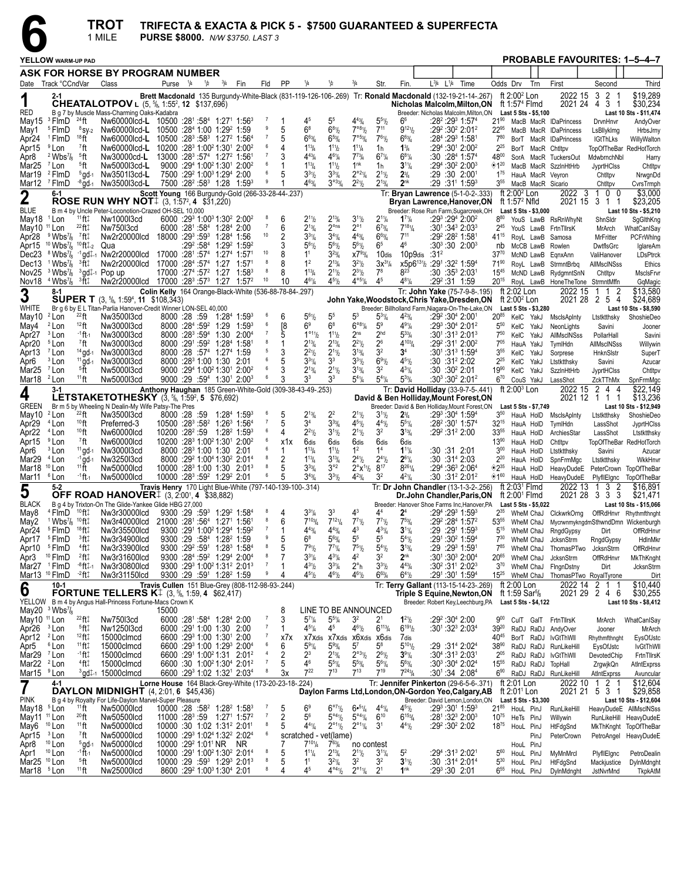# 6 TROT 1 MILE

**TRIFECTA & EXACTA & PICK 5 - $7500 GUARANTEED & SUPERFECTA**

**PURSE $8000.** N/W $3750. LAST 3

**YELLOW WARM-UP PAD** | **PROBABLE FAVOURITES: 1–5–4–7**

## ASK FOR HORSE BY PROGRAM NUMBER

| Date | Track °CCndVar | Class | Purse | 1/4 | 1/2 | 3/4 | Fin | Fld | PP | 1/4 | 1/2 | 3/4 | Str. | Fin. | L3/4 L1/4 Time | Odds | Drv | Trn | First | Second | Third |
|---|---|---|---|---|---|---|---|---|---|---|---|---|---|---|---|---|---|---|---|---|---|

### 1 — RED — 2-1
**CHEATALOTPOV L** (5, 5/8, 1:55², 12 $137,696)
Brett Macdonald 135 Burgundy-White-Black (831-119-126-106-.269) Tr: Ronald Macdonald (132-19-21-14-.267)
Nicholas Malcolm,Milton,ON
B g 7 by Muscle Mass-Charming Oaks-Kadabra — Breeder: Nicholas Malcolm,Milton,ON
ft 2:00² Lon / ft 1:57⁴ Flmd — 2022 15 3 2 1 $19,289 / 2021 24 4 3 1 $30,234
Last 5 Sts - $5,100 — Last 10 Sts - $11,474

| Date | Track | Class | Purse | Fractions | Fld | PP | 1/4 | 1/2 | 3/4 | Str. | Fin. | Time | Odds | Drv | Trn | First | Second | Third |
|---|---|---|---|---|---|---|---|---|---|---|---|---|---|---|---|---|---|---|
| May15 ³FlmD | ²⁴ft | Nw60000lcd-L | 10500 | :28¹ :58⁴ 1:27¹ 1:56³ | 7 | 1 | 4⁵ | 5⁵ | 4⁴3/4 | 5⁵1/2 | 6⁶ | :28² :29³ 1:57⁴ | 21⁹⁰ | MacB MacR | IDaPrincess | DrvnHnvr | AndyOver |
| May1 ⁵FlmD | ⁸sy-2 | Nw60000lcd-L | 10500 | :28⁴ 1:00 1:29² 1:59 | 9 | 5 | 6⁸ | 6⁸1/2 | 7⁰⁸1/2 | 7¹¹ | 9¹²1/2 | :29² :30² 2:01² | 22⁹⁵ | MacB MacR | IDaPrincess | LsBllyklmg | HrbsJrny |
| Apr24 ¹FlmD | ¹⁸ft | Nw60000lcd-L | 10500 | :28³ :58³ 1:27² 1:56⁴ | 7 | 5 | 6⁶3/4 | 6⁵3/4 | 7⁰⁵3/4 | 7⁶1/2 | 6⁶3/4 | :28⁴ :29³ 1:58¹ | 7⁸⁰ | BorT MacR | IDaPrincess | IGtThLks | WillyWalton |
| Apr15 ⁹Lon | ⁷ft | Nw60000lcd-L | 10200 | :28³ 1:00² 1:30¹ 2:00² | 6 | 4 | 1¹3/4 | 1¹1/2 | 1¹1/4 | 1h | 1³/4 | :29⁴ :30¹ 2:00² | 2²⁵ | BorT MacR | Chtltpv | TopOfTheBar | RedHotTorch |
| Apr8 ²Wbs7/8 | ⁵ft | Nw30000cd-L | 13000 | :28³ :57⁴ 1:27² 1:56¹ | 7 | 3 | 4⁴3/4 | 4⁶1/4 | 7⁷3/4 | 6⁷1/4 | 6⁸1/4 | :30 :28⁴ 1:57⁴ | 48⁰⁰ | SorA MacR | TuckersOut | MdwbrnchNbl | Harry |
| Mar25 ⁷Lon | ⁵ft | Nw5000l3cd-L | 9000 | :29⁴ 1:00² 1:30¹ 2:00² | 6 | 1 | 1¹3/4 | 1¹1/2 | 1nk | 1h | 3¹1/4 | :29⁴ :30² 2:00³ | ◉1²⁰ | MacB MacR | SzzlnHtHrb | JyprtHClss | Chtltpv |
| Mar19 ²FlmD | ⁵gd-1 | Nw3501l3cd-L | 7500 | :29² 1:00³ 1:29⁴ 2:00 | 6 | 5 | 3³1/2 | 3³1/4 | 2⁰²1/4 | 2¹1/2 | 2³/4 | :29 :30 2:00¹ | 1⁷⁵ | HauA MacR | Veyron | Chtltpv | NrwgnDd |
| Mar12 ⁷FlmD | ⁻⁸gd-1 | Nw3500l3cd-L | 7500 | :28² :58³ 1:28 1:59³ | 9 | 1 | 4⁶3/4 | 3⁰³3/4 | 2²1/2 | 2¹3/4 | 2nk | :29 :31¹ 1:59³ | 3⁵⁵ | MacB MacR | Sicario | Chtltpv | CvrsTrmph |

### 2 — BLUE — 6-1
**ROSE RUN WHY NOT‡** (3, 1:57², 4 $31,220)
Scott Young 166 Burgundy-Gold (266-33-28-44-.237) Tr: Bryan Lawrence (5-1-0-2-.333)
Bryan Lawrence,Hanover,ON
B m 4 by Uncle Peter-Loconotion-Crazed OH-SEL 10,000 — Breeder: Rose Run Farm,Sugarcreek,OH
ft 2:00² Lon / ft 1:57² Nfld — 2022 3 1 0 0 $3,000 / 2021 15 3 1 1 $23,205
Last 5 Sts - $3,000 — Last 10 Sts - $5,210

| Date | Track | Class | Purse | Fractions | Fld | PP | 1/4 | 1/2 | 3/4 | Str. | Fin. | Time | Odds | Drv | Trn | First | Second | Third |
|---|---|---|---|---|---|---|---|---|---|---|---|---|---|---|---|---|---|---|
| May18 ¹Lon | ¹¹ft‡ | Nw1000l3cd | 6000 | :29³ 1:00³ 1:30² 2:00² | 8 | 6 | 2¹1/2 | 2¹3/4 | 3¹1/2 | 2¹1/4 | 1⁷1/4 | :29³ :29⁴ 2:00² | 8⁸⁰ | YouS LawB | RsRnWhyNt | ShnSldr | SgGlthKng |
| May10 ¹¹Lon | ²²ft‡ | Nw750l3cd | 6000 | :28¹ :58⁴ 1:28⁴ 2:00 | 7 | 6 | 2¹3/4 | 2ᵒⁿˢ | 2ᵒ¹ | 6⁷3/4 | 7¹⁸1/4 | :30¹ :34³ 2:03³ | 2⁴⁵ | YouS LawB | FrtnTllrsK | MrArch | WhatCanISay |
| Apr28 ⁹Wbs7/8 | ⁷ft‡ | Nw2r20000lcd | 18000 | :29³ :59³ 1:28⁴ 1:56 | 10 | 2 | 3³1/4 | 3⁴1/4 | 4⁴3/4 | 6⁶3/4 | 7¹¹ | :29² :28² 1:58¹ | 41¹⁵ | RoyL LawB | Samosa | MrFritter | PCFrWhlng |
| Apr15 ¹⁰Wbs7/8 | ¹⁰ft‡-2 | Qua | | :29² :58⁴ 1:29² 1:59² | | 3 | 5⁶1/2 | 5⁶1/2 | 5⁶1/2 | 6⁵ | 4⁶ | :30³ :30 2:00³ | nb | McCB LawB | Rowlen | DwtflsGrc | IglareAm |
| Dec23 ⁸Wbs7/8 | ⁻¹gd‡-1 | Nw2r20000lcd | 17000 | :28¹ :57⁴ 1:27⁴ 1:57¹ | 10 | 8 | 1¹ | 3²3/4 | x7⁹³/4 | 10dis | 10p9dis | :31² | 37⁷⁰ | McND LawB | EqnxAnn | ValiHanover | LDsPtrck |
| Dec13 ¹Wbs7/8 | ³ft‡ | Nw2r20000lcd | 17000 | :28⁴ :57⁴ 1:27 1:57¹ | 8 | 8 | 1² | 2¹3/4 | 3²1/2 | 3x³1/4 | x5p6¹³¹/2 | :29¹ :32² 1:59⁴ | 71⁹⁰ | RoyL LawB | StrmntBrbq | AllMsclNSss | Ethics |
| Nov25 ³Wbs7/8 | ³gd‡-1 | Pop up | 17000 | :27⁴ :57² 1:27 1:58³ | 8 | 8 | 1¹3/4 | 2¹1/2 | 2³1/2 | 7⁸ | 8²³ | :30 :35³ 2:03¹ | 15⁴⁵ | McND LawB | RydgmntSnN | Chtltpv | MsclsFrvr |
| Nov18 ⁴Wbs7/8 | ³ft‡ | Nw2r20000lcd | 17000 | :28³ :57³ 1:27 1:57² | 10 | 10 | 4⁶1/4 | 4⁵1/2 | 4⁰⁵1/4 | 4⁵ | 4⁸1/4 | :29² :31 1:59 | 20¹⁵ | RoyL LawB | HoneTheTone | StrmntMffn | GgMagic |

### 3 — WHITE — 8-1
**SUPER T** (3, 5/8, 1:59⁴, 11 $108,343)
Colin Kelly 164 Orange-Black-White (536-88-78-84-.297) Tr: John Yake (75-7-9-8-.195)
John Yake,Woodstock,Chris Yake,Dresden,ON
Br g 6 by E L Titan-Parlia Hanover-Credit Winner LON-SEL 40,000 — Breeder: Billholland Farm,Niagara-On-The-Lake,ON
ft 2:02 Lon / ft 2:00² Lon — 2022 15 1 1 2 $13,580 / 2021 28 2 5 4 $24,689
Last 5 Sts - $3,280 — Last 10 Sts - $8,590

| Date | Track | Class | Purse | Fractions | Fld | PP | 1/4 | 1/2 | 3/4 | Str. | Fin. | Time | Odds | Drv | Trn | First | Second | Third |
|---|---|---|---|---|---|---|---|---|---|---|---|---|---|---|---|---|---|---|
| May10 ²Lon | ²²ft | Nw3500l3cd | 8000 | :28 :59 1:28⁴ 1:59³ | 6 | 6 | 5⁶1/2 | 5⁵ | 5³ | 5³1/4 | 4²3/4 | :29² :30⁴ 2:00¹ | 20⁸⁵ | KelC YakJ | MsclsAplnty | Ltstktthsky | ShoshieDeo |
| May4 ²Lon | ¹²ft | Nw3000l3cd | 8000 | :28⁴ :59² 1:29 1:59³ | 6 | [8 | 6⁹ | 6⁸ | 6⁰⁸1/4 | 5⁹ | 4⁹1/4 | :29³ :30⁴ 2:01² | 5⁵⁰ | KelC YakJ | NeonLights | Savini | Jooner |
| Apr27 ³Lon | ⁻¹ft-1 | Nw3000l3cd | 8000 | :28³ :59⁴ 1:30 2:00⁴ | 7 | 5 | 1⁰¹1/2 | 1¹1/2 | 2ns | 2hd | 5³3/4 | :30¹ :31³ 2:01³ | 7⁵⁰ | KelC YakJ | AllMsclNSss | PollarHall | Savini |
| Apr20 ⁵Lon | ⁷ft | Nw3000l3cd | 8000 | :29¹ :59² 1:28⁴ 1:58¹ | 8 | 1 | 2¹3/4 | 2¹3/4 | 2²1/2 | 2⁶ | 4¹⁰3/4 | :29² :31¹ 2:00² | 7⁰⁵ | HauA YakJ | TymlHdn | AllMsclNSss | Willywin |
| Apr13 ⁷Lon | ¹⁴gd-1 | Nw3000l3cd | 8000 | :28 :57⁴ 1:27⁴ 1:59 | 5 | 3 | 2²1/2 | 2¹1/2 | 3¹3/4 | 3² | 3⁴ | :30¹ :31³ 1:59⁴ | 3⁵⁵ | KelC YakJ | Sorprese | HnknSlstr | SuperT |
| Apr6 ³Lon | ¹¹gd-1 | Nw3000l3cd | 8000 | :28³ 1:00 1:30 2:01 | 6 | 5 | 3³1/4 | 3³ | 3³1/2 | 6⁹1/2 | 4⁵1/2 | :30 :31² 2:02 | 2²⁵ | KelC YakJ | Ltstktthsky | Savini | Azucar |
| Mar25 ⁷Lon | ⁵ft | Nw5000l3cd | 9000 | :29⁴ 1:00² 1:30¹ 2:00² | 6 | 3 | 2¹3/4 | 2¹1/2 | 3¹3/4 | 3² | 4³1/4 | :30 :30² 2:01 | 19⁸⁰ | KelC YakJ | SzzlnHtHrb | JyprtHClss | Chtltpv |
| Mar18 ²Lon | ¹¹ft | Nw5000l3cd | 9000 | :29 :59⁴ 1:30¹ 2:00³ | 6 | 3 | 3³ | 3³ | 5⁴1/4 | 5⁴1/4 | 5⁵3/4 | :30³ :30² 2:01² | 6⁷⁰ | CouS YakJ | LassShot | ZckTThMx | SpnFrmMgc |

### 4 — GREEN — 3-1
**LETSTAKETOTHESKY** (3, 5/8, 1:59², 5 $76,692)
Anthony Haughan 185 Green-White-Gold (309-38-43-49-.253) Tr: David Holliday (33-9-7-5-.441)
David & Ben Holliday,Mount Forest,ON
Br m 5 by Wheeling N Dealin-My Wife Patsy-The Pres — Breeder: David & Ben Holliday,Mount Forest,ON
ft 2:00³ Lon — 2022 15 2 4 4 $22,149 / 2021 12 1 1 1 $13,236
Last 5 Sts - $7,749 — Last 10 Sts - $12,949

| Date | Track | Class | Purse | Fractions | Fld | PP | 1/4 | 1/2 | 3/4 | Str. | Fin. | Time | Odds | Drv | Trn | First | Second | Third |
|---|---|---|---|---|---|---|---|---|---|---|---|---|---|---|---|---|---|---|
| May10 ²Lon | ²²ft | Nw3500l3cd | 8000 | :28 :59 1:28⁴ 1:59³ | 6 | 5 | 2¹3/4 | 2² | 2¹1/2 | 3¹1/2 | 2³/4 | :29³ :30⁴ 1:59⁴ | 3⁶⁰ | HauA HolD | MsclsAplnty | Ltstktthsky | ShoshieDeo |
| Apr29 ⁴Lon | ¹⁰ft | Preferred-3 | 10500 | :28³ :58² 1:26³ 1:56⁴ | 7 | 5 | 3⁴ | 3³3/4 | 4⁵1/2 | 4⁴1/2 | 5⁵1/4 | :28² :30¹ 1:57⁴ | 32¹⁵ | HauA HolD | TymlHdn | LassShot | JyprtHClss |
| Apr22 ⁴Lon | ¹⁰ft | Nw6000lcd | 10200 | :28³ :59 1:28² 1:59³ | 6 | 4 | 2²1/2 | 3¹1/2 | 2¹1/2 | 3² | 3¹3/4 | :29² :31² 2:00 | 33⁵⁵ | HauA HolD | ArchiesStar | LassShot | Ltstktthsky |
| Apr15 ⁹Lon | ⁷ft | Nw60000lcd | 10200 | :28³ 1:00² 1:30¹ 2:00² | 6 | x1x | 6dis | 6dis | 6dis | 6dis | 6dis | | 13⁹⁰ | HauA HolD | Chtltpv | TopOfTheBar | RedHotTorch |
| Apr6 ³Lon | ¹¹gd-1 | Nw3000l3cd | 8000 | :28³ 1:00 1:30 2:01 | 6 | 1 | 1¹3/4 | 1¹1/2 | 1² | 1⁴ | 1¹1/4 | :30 :31 2:01 | 3⁰⁰ | HauA HolD | Ltstktthsky | Savini | Azucar |
| Mar29 ⁴Lon | ⁻¹gd-1 | Nw3250l3cd | 8000 | :29² 1:00⁴ 1:30² 2:01⁴ | 8 | 2 | 1¹3/4 | 3¹3/4 | 2⁴1/2 | 2⁴1/2 | 2⁶1/4 | :30 :31⁴ 2:03 | 2²⁰ | HauA HolD | SpnFrmMgc | Ltstktthsky | WkkHnvr |
| Mar18 ¹⁰Lon | ¹¹ft | Nw50000lcd | 10000 | :28³ 1:00 1:30 2:01³ | 8 | 5 | 3³3/4 | 3⁰² | 2⁰x¹1/2 | 8¹⁷ | 8²⁶1/4 | :29⁴ :36³ 2:06⁴ | ◉2³⁵ | HauA HolD | HeavyDudeE | PeterCrown | TopOfTheBar |
| Mar11 ⁶Lon | ⁻¹ft-1 | Nw50000lcd | 10000 | :28³ :59² 1:29² 2:01 | 6 | 5 | 3⁴3/4 | 3³1/2 | 4²3/4 | 3² | 4²1/4 | :30 :31² 2:01² | ◉1⁶⁰ | HauA HolD | HeavyDudeE | PlyfllElgnc | TopOfTheBar |

### 5 — BLACK — 5-2
**OFF ROAD HANOVER‡** (3, 2:00¹, 4 $38,882)
Travis Henry 170 Light Blue-White (797-140-139-100-.314) Tr: Dr John Chandler (13-1-3-2-.256)
Dr.John Chandler,Paris,ON
B g 4 by Trixton-On The Glide-Yankee Glide HBG 27,000 — Breeder: Hanover Shoe Farms Inc,Hanover,PA
ft 2:03¹ Flmd / ft 2:00¹ Flmd — 2022 13 1 3 2 $16,891 / 2021 28 3 3 3 $21,471
Last 5 Sts - $5,022 — Last 10 Sts - $15,066

| Date | Track | Class | Purse | Fractions | Fld | PP | 1/4 | 1/2 | 3/4 | Str. | Fin. | Time | Odds | Drv | Trn | First | Second | Third |
|---|---|---|---|---|---|---|---|---|---|---|---|---|---|---|---|---|---|---|
| May8 ⁴FlmD | ¹⁰ft‡ | Nw3r30000lcd | 9300 | :29 :59³ 1:29² 1:58⁴ | 8 | 4 | 3³1/4 | 3³ | 4³ | 4⁴ | 2⁴ | :29⁴ :29³ 1:59³ | 2⁸⁵ | WheM ChaJ | ClckwrkOrng | OffRdHnvr | Rhythmfthnght |
| May2 ¹Wbs7/8 | ¹⁰ft‡ | Nw3r40000lcd | 21000 | :28¹ :56⁴ 1:27¹ 1:56¹ | 8 | 6 | 7¹⁰3/4 | 7¹²1/4 | 7⁷1/2 | 7⁷1/2 | 7⁵3/4 | :29² :28⁴ 1:57² | 53⁵⁵ | WheM ChaJ | Mycrwnmykngdm | SthwndDmn | Wickenburgh |
| Apr24 ⁵FlmD | ¹⁸ft‡ | Nw3r35500lcd | 9300 | :29¹ 1:00² 1:29⁴ 1:59² | 7 | 1 | 4⁴3/4 | 4⁴3/4 | 4³ | 4³1/4 | 3¹1/4 | :29 :29¹ 1:59³ | 5¹⁵ | WheM ChaJ | RngdGypsy | Dirt | OffRdHnvr |
| Apr17 ⁵FlmD | ³ft‡ | Nw3r34900lcd | 9300 | :29 :58⁴ 1:28² 1:59 | 9 | 5 | 6⁸ | 5⁶3/4 | 5⁵ | 5⁵ | 5⁴1/2 | :29¹ :30² 1:59⁴ | 7³⁰ | WheM ChaJ | JcksnStrm | RngdGypsy | HdlnMkr |
| Apr10 ⁵FlmD | ⁴ft‡ | Nw3r33900lcd | 9300 | :29² :59¹ 1:28³ 1:58⁴ | 8 | 5 | 7⁹1/2 | 7⁷1/4 | 7⁵1/2 | 5⁴1/2 | 3³1/2 | :29 :29³ 1:59³ | 7⁸⁵ | WheM ChaJ | ThomasPTwo | JcksnStrm | OffRdHnvr |
| Apr3 ¹⁰FlmD | ²ft‡ | Nw3r31600lcd | 9300 | :28⁴ :59² 1:29⁴ 2:00⁴ | 8 | 7 | 3³1/4 | 4³1/4 | 4² | 3² | 2nk | :30¹ :30³ 2:00⁴ | 20⁶⁵ | WheM ChaJ | JcksnStrm | OffRdHnvr | MkThKnght |
| Mar27 ¹FlmD | ⁻⁸ft‡-1 | Nw3r30800lcd | 9300 | :29³ 1:00² 1:31² 2:01³ | 7 | 1 | 4³1/2 | 3³1/4 | 2⁰h | 3³1/2 | 4⁴3/4 | :30² :31¹ 2:02³ | 3⁷⁰ | WheM ChaJ | FlngnDstny | Dirt | JcksnStrm |
| Mar13 ¹⁰FlmD | ⁻²ft‡ | Nw3r31150lcd | 9300 | :29 :59¹ 1:28² 1:59 | 9 | 4 | 4⁵1/2 | 4⁶1/2 | 4⁶1/2 | 6⁶3/4 | 6⁴1/2 | :29¹ :30¹ 1:59⁴ | 15²⁵ | WheM ChaJ | ThomasPTwo | RoyalTyrone | Dirt |

### 6 — YELLOW — 10-1
**FORTUNE TELLERS K‡** (3, 5/8, 1:59, 4 $62,417)
Travis Cullen 151 Blue-Grey (808-112-98-93-.244) Tr: Terry Gallant (113-15-14-23-.269)
Triple S Equine,Newton,ON
B m 4 by Angus Hall-Princess Fortune-Macs Crown K — Breeder: Robert Key,Leechburg,PA
ft 2:00 Lon / ft 1:59 Sar5/8 — 2022 14 2 1 1 $10,440 / 2021 29 2 4 6 $30,255
Last 5 Sts - $4,122 — Last 10 Sts - $8,412

| Date | Track | Class | Purse | Fractions | Fld | PP | 1/4 | 1/2 | 3/4 | Str. | Fin. | Time | Odds | Drv | Trn | First | Second | Third |
|---|---|---|---|---|---|---|---|---|---|---|---|---|---|---|---|---|---|---|
| May20 ³Wbs7/8 | | | 15000 | | | 8 | LINE TO BE ANNOUNCED | | | | | | | | | | | |
| May10 ¹¹Lon | ²²ft‡ | Nw750l3cd | 6000 | :28¹ :58⁴ 1:28⁴ 2:00 | 7 | 3 | 5⁷1/4 | 5⁵1/4 | 3² | 2¹ | 1²1/2 | :29² :30⁴ 2:00 | 9⁰⁰ | CulT GalT | FrtnTllrsK | MrArch | WhatCanISay |
| Apr26 ³Lon | ⁵ft‡ | Nw1250l3cd | 6000 | :29¹ 1:00 1:30 2:00 | 7 | 1 | 4⁵1/4 | 4⁵ | 4⁶1/2 | 6¹¹3/4 | 6¹⁹1/2 | :30¹ :32³ 2:03⁴ | 39²⁰ | RaDJ RaDJ | AndyOver | Jooner | MrArch |
| Apr12 ²Lon | ¹²ft‡ | 15000clmcd | 6600 | :29³ 1:00 1:30¹ 2:00 | 7 | x7x | X7Xdis | x7Xdis | x6Xdis | x6dis | 7dis | | 40⁴⁵ | BorT RaDJ | IvGtThWll | Rhythmfthnght | EysOfJstc |
| Apr5 ⁶Lon | ¹¹ft‡ | 15000clmcd | 6600 | :29³ 1:00 1:29³ 2:00⁴ | 6 | 6 | 5⁹1/4 | 5⁹3/4 | 5⁷ | 5⁸ | 5¹⁰1/2 | :29 :31⁴ 2:02⁴ | 38⁹⁰ | RaDJ RaDJ | RunLikeHill | EysOfJstc | IvGtThWll |
| Mar29 ⁷Lon | ⁻¹ft‡ | 15000clmcd | 6600 | :29¹ 1:00² 1:31 2:01² | 4 | 2 | 2³ | 2¹3/4 | 2⁰³1/2 | 2⁶1/2 | 3⁹1/4 | :30⁴ :31³ 2:03¹ | 2⁰⁵ | RaDJ RaDJ | IvGtThWll | DevotedChip | FrtnTllrsK |
| Mar22 ²Lon | ⁴ft‡ | 15000clmcd | 6600 | :30 1:00² 1:30⁴ 2:01² | 7 | 5 | 4⁶ | 5⁵1/4 | 5⁵3/4 | 5⁶1/4 | 5⁶3/4 | :30³ :30⁴ 2:02⁴ | 15⁵⁵ | RaDJ RaDJ | TopHall | ZrgwjkQn | AtlntExprss |
| Mar15 ⁹Lon | ³gd‡-1 | 15000clmcd | 6600 | :29³ 1:02 1:32¹ 2:03⁴ | 8 | 3x | 7²² | 7¹³ | 7¹³ | 7¹⁹ | 7²⁴3/4 | :30¹ :34 2:08⁴ | 6⁹⁰ | RaDJ RaDJ | RunLikeHill | AtlntExprss | Avuncular |

### 7 — PINK — 4-1
**DAYLON MIDNIGHT** (4, 2:01, 6 $45,436)
Lorne House 164 Black-Grey-White (173-20-23-18-.224) Tr: Jennifer Pinkerton (29-6-5-6-.371)
Daylon Farms Ltd,London,ON-Gordon Yeo,Calgary,AB
B g 4 by Royalty For Life-Daylon Marvel-Super Pleasure — Breeder: David Lemon,London,ON
ft 2:01 Lon / ft 2:01¹ Lon — 2022 10 1 2 1 $12,604 / 2021 21 5 3 1 $29,858
Last 5 Sts - $3,300 — Last 10 Sts - $12,604

| Date | Track | Class | Purse | Fractions | Fld | PP | 1/4 | 1/2 | 3/4 | Str. | Fin. | Time | Odds | Drv | Trn | First | Second | Third |
|---|---|---|---|---|---|---|---|---|---|---|---|---|---|---|---|---|---|---|
| May18 ⁵Lon | ¹¹ft | Nw5000lcd | 10000 | :28 :58² 1:28² 1:58³ | 7 | 5 | 6⁹ | 6⁰⁷1/2 | 6⁰⁵1/4 | 4⁴1/4 | 4⁵1/2 | :29³ :30¹ 1:59³ | 21⁸⁵ | HouL PinJ | RunLikeHill | HeavyDudeE | AllMsclNSss |
| May11 ¹¹Lon | ²⁰ft | Nw50500lcd | 11000 | :28³ :59 1:27¹ 1:57² | 7 | 2 | 5⁶ | 5⁰⁴1/2 | 5⁰⁴1/4 | 6¹⁰ | 6¹⁵3/4 | :28¹ :32³ 2:00³ | 10⁷⁵ | HeTs PinJ | Willywin | RunLikeHill | HeavyDudeE |
| May6 ¹⁰Lon | ¹¹ft | Nw50000lcd | 10000 | :30 1:02 1:31² 2:01¹ | 8 | 5 | 4⁴1/4 | 2⁰¹1/2 | 2⁰¹1/4 | 3¹ | 4⁴1/2 | :29² :30² 2:02 | 18⁷⁵ | HouL PinJ | HtFdgSnd | MkThKnght | TopOfTheBar |
| Apr15 ³Lon | ⁷ft | Nw50000lcd | 10000 | :29³ 1:02⁴ 1:32² 2:02⁴ | 6 | | scratched - vet(lame) | | | | | | | PinJ | PeterCrown | PetroAngel | HeavyDudeE |
| Apr8 ¹⁰Lon | ⁵gd-1 | Nw50000lcd | 10000 | :29² 1:01 NR NR | | 7 | 7¹⁰1/4 | 7⁶3/4 | no contest | | | | | HouL PinJ | | | |
| Apr1 ¹⁰Lon | ⁻¹ft-1 | Nw50000lcd | 10000 | :29¹ 1:00² 1:30² 2:01⁴ | 8 | 5 | 1¹1/4 | 2¹3/4 | 2¹1/2 | 3¹1/4 | 5² | :29⁴ :31³ 2:02¹ | 5⁶⁰ | HouL PinJ | MyMnMrcl | PlyfllElgnc | PetroDealin |
| Mar25 ¹⁰Lon | ⁵ft | Nw50000lcd | 10000 | :29 :59³ 1:29³ 2:01³ | 8 | 5 | 1¹ | 3²1/4 | 3² | 3² | 3¹1/2 | :30 :31⁴ 2:01⁴ | 5³⁰ | HouL PinJ | HtFdgSnd | Mackjustice | DylnMdnght |
| Mar18 ⁵Lon | ¹¹ft | Nw25000lcd | 8600 | :29² 1:00³ 1:30⁴ 2:01 | 8 | 4 | 4⁵ | 4⁰⁴1/2 | 2⁰¹1/4 | 2¹ | 1nk | :29³ :30 2:01 | 6⁵⁵ | HouL PinJ | DylnMdnght | JstNvrMnd | TkpkAtM |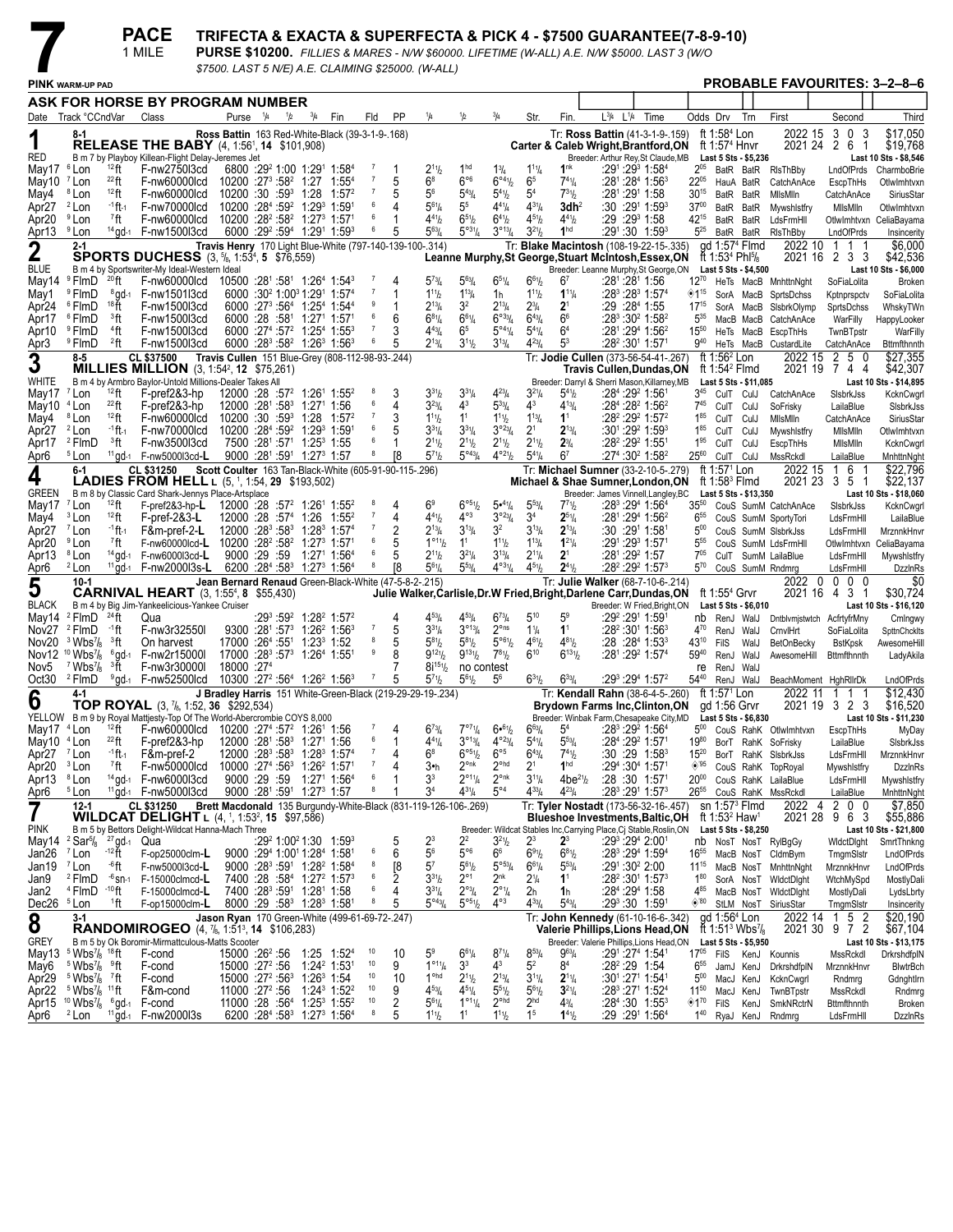# 7 PACE 1 MILE

**TRIFECTA & EXACTA & SUPERFECTA & PICK 4 - $7500 GUARANTEE(7-8-9-10)**

**PURSE $10200.** FILLIES & MARES - N/W $60000. LIFETIME (W-ALL) A.E. N/W $5000. LAST 3 (W/O $7500. LAST 5 N/E) A.E. CLAIMING $25000. (W-ALL)

PINK WARM-UP PAD

**PROBABLE FAVOURITES: 3–2–8–6**

**ASK FOR HORSE BY PROGRAM NUMBER**

## 1 — RED — 8-1
**RELEASE THE BABY** (4, 1:56¹, 14 $101,908)
Ross Battin 163 Red-White-Black (39-3-1-9-.168)
Tr: Ross Battin (41-3-1-9-.159) — Carter & Caleb Wright,Brantford,ON
B m 7 by Playboy Killean-Flight Delay-Jeremes Jet — Breeder: Arthur Rey,St Claude,MB
ft 1:58⁴ Lon / ft 1:57⁴ Hnvr — 2022 15 3 0 3 $17,050 — 2021 24 2 6 1 $19,768
Last 5 Sts - $5,236 — Last 10 Sts - $8,546

| Date | Track | °CCndVar | Class | Purse | ¼ | ½ | ¾ | Fin | Fld | PP | ¼ | ½ | ¾ | Str. | Fin. | L¾ L¼ Time | Odds | Drv | Trn | First | Second | Third |
|---|---|---|---|---|---|---|---|---|---|---|---|---|---|---|---|---|---|---|---|---|---|---|
| May17 | ⁶Lon | ¹²ft | F-nw2750l3cd | 6800 | :29² | 1:00 | 1:29¹ | 1:58⁴ | 7 | 1 | 2¹½ | 1ʰᵈ | 1¾ | 1¹¼ | 1ⁿᵏ | :29¹ :29³ 1:58⁴ | 2⁰⁵ | BatR | BatR | RlsThBby | LndOfPrds | CharmboBrie |
| May10 | ⁷Lon | ²²ft | F-nw60000lcd | 10200 | :27³ | :58² | 1:27 | 1:55⁴ | 7 | 5 | 6⁸ | 6°⁶ | 6°⁴½ | 6⁵ | 7⁴¼ | :28¹ :28⁴ 1:56³ | 22⁰⁵ | HauA | BatR | CatchAnAce | EscpThHs | Otlwlmhtvxn |
| May4 | ⁸Lon | ¹²ft | F-nw60000lcd | 10200 | :30 | :59³ | 1:28 | 1:57² | 7 | 5 | 5⁶ | 5⁴¾ | 5⁴½ | 5⁴ | 7³½ | :28¹ :29¹ 1:58 | 30¹⁵ | BatR | BatR | MllsMlln | CatchAnAce | SiriusStar |
| Apr27 | ²Lon | ⁻¹ft-1 | F-nw70000lcd | 10200 | :28⁴ | :59² | 1:29³ | 1:59¹ | 6 | 4 | 5⁶¼ | 5⁵ | 4⁴¼ | 4³¼ | 3dh² | :30 :29¹ 1:59³ | 37⁰⁰ | BatR | BatR | Mywshlstfry | MllsMlln | Otlwlmhtvxn |
| Apr20 | ⁹Lon | ⁷ft | F-nw60000lcd | 10200 | :28² | :58² | 1:27³ | 1:57¹ | 6 | 1 | 4⁴½ | 6⁵½ | 6⁴½ | 4⁵½ | 4⁴½ | :29 :29³ 1:58 | 42¹⁵ | BatR | BatR | LdsFrmHll | Otlwlmhtvxn | CeliaBayama |
| Apr13 | ⁹Lon | ¹⁴gd-1 | F-nw1500l3cd | 6000 | :29² | :59⁴ | 1:29¹ | 1:59³ | 6 | 5 | 5⁶¾ | 5°³¼ | 3°¹¾ | 3²½ | 1ʰᵈ | :29¹ :30 1:59³ | 5²⁵ | BatR | BatR | RlsThBby | LndOfPrds | Insincerity |

## 2 — BLUE — 2-1
**SPORTS DUCHESS** (3, ⅝, 1:53⁴, 5 $76,559)
Travis Henry 170 Light Blue-White (797-140-139-100-.314)
Tr: Blake Macintosh (108-19-22-15-.335) — Leanne Murphy,St George,Stuart McIntosh,Essex,ON
B m 4 by Sportswriter-My Ideal-Western Ideal — Breeder: Leanne Murphy,St George,ON
gd 1:57⁴ Flmd / ft 1:53⁴ Phl⅝ — 2022 10 1 1 1 $6,000 — 2021 16 2 3 3 $42,536
Last 5 Sts - $4,500 — Last 10 Sts - $6,000

| Date | Track | °CCndVar | Class | Purse | ¼ | ½ | ¾ | Fin | Fld | PP | ¼ | ½ | ¾ | Str. | Fin. | L¾ L¼ Time | Odds | Drv | Trn | First | Second | Third |
|---|---|---|---|---|---|---|---|---|---|---|---|---|---|---|---|---|---|---|---|---|---|---|
| May14 | ⁹FlmD | ²⁰ft | F-nw60000lcd | 10500 | :28¹ | :58¹ | 1:26⁴ | 1:54³ | 7 | 4 | 5⁷¾ | 5⁶¾ | 6⁵¼ | 6⁶½ | 6⁷ | :28¹ :28¹ 1:56 | 12⁷⁰ | HeTs | MacB | MnhttnNght | SoFiaLolita | Broken |
| May1 | ⁹FlmD | ⁸gd-1 | F-nw1501l3cd | 6000 | :30² | 1:00³ | 1:29¹ | 1:57⁴ | 7 | 1 | 1¹½ | 1¹¾ | 1h | 1¹½ | 1¹¼ | :28³ :28³ 1:57⁴ | ◈1¹⁵ | SorA | MacB | SprtsDchss | Kptnprspctv | SoFiaLolita |
| Apr24 | ⁶FlmD | ¹⁸ft | F-nw1500l3cd | 6000 | :27³ | :56⁴ | 1:25⁴ | 1:54⁴ | 9 | 1 | 2¹¾ | 3² | 2¹¾ | 2¾ | 2¹ | :29 :28⁴ 1:55 | 17¹⁵ | SorA | MacB | SlsbrkOlymp | SprtsDchss | WhskyTWn |
| Apr17 | ⁶FlmD | ³ft | F-nw1500l3cd | 6000 | :28 | :58¹ | 1:27¹ | 1:57¹ | 6 | 6 | 6⁸¼ | 6⁶¼ | 6°³¾ | 6⁴¾ | 6⁶ | :28³ :30² 1:58² | 5³⁵ | MacB | MacB | CatchAnAce | WarFilly | HappyLooker |
| Apr10 | ⁹FlmD | ⁴ft | F-nw1500l3cd | 6000 | :27⁴ | :57² | 1:25⁴ | 1:55³ | 7 | 3 | 4⁴¾ | 6⁵ | 5°⁴¼ | 5⁴¼ | 6⁴ | :28¹ :29⁴ 1:56² | 15⁵⁰ | HeTs | MacB | EscpThHs | TwnBTpstr | WarFilly |
| Apr3 | ⁹FlmD | ²ft | F-nw1500l3cd | 6000 | :28³ | :58² | 1:26³ | 1:56³ | 6 | 5 | 2¹¾ | 3¹½ | 3¹¾ | 4²¾ | 5³ | :28² :30¹ 1:57¹ | 9⁴⁰ | HeTs | MacB | CustardLite | CatchAnAce | Bttmfthnnth |

## 3 — WHITE — 8-5
**MILLIES MILLION** (3, 1:54², 12 $75,261) — CL $37500
Travis Cullen 151 Blue-Grey (808-112-98-93-.244)
Tr: Jodie Cullen (373-56-54-41-.267) — Travis Cullen,Dundas,ON
B m 4 by Armbro Baylor-Untold Millions-Dealer Takes All — Breeder: Darryl & Sherri Mason,Killarney,MB
ft 1:56² Lon / ft 1:54² Flmd — 2022 15 2 5 0 $27,355 — 2021 19 7 4 4 $42,307
Last 5 Sts - $11,085 — Last 10 Sts - $14,895

| Date | Track | °CCndVar | Class | Purse | ¼ | ½ | ¾ | Fin | Fld | PP | ¼ | ½ | ¾ | Str. | Fin. | L¾ L¼ Time | Odds | Drv | Trn | First | Second | Third |
|---|---|---|---|---|---|---|---|---|---|---|---|---|---|---|---|---|---|---|---|---|---|---|
| May17 | ⁷Lon | ¹²ft | F-pref2&3-hp | 12000 | :28 | :57² | 1:26¹ | 1:55² | 8 | 3 | 3³½ | 3³¼ | 4²³¼ | 3²¼ | 5⁴½ | :28⁴ :29² 1:56¹ | 3⁴⁵ | CulT | CulJ | CatchAnAce | SlsbrkJss | KcknCwgrl |
| May10 | ⁴Lon | ²²ft | F-pref2&3-hp | 12000 | :28¹ | :58³ | 1:27¹ | 1:56 | 6 | 4 | 3²¾ | 4³ | 5³¾ | 4³ | 4¹¾ | :28⁴ :28² 1:56² | 7⁴⁵ | CulT | CulJ | SoFrisky | LailaBlue | SlsbrkJss |
| May4 | ⁸Lon | ¹²ft | F-nw60000lcd | 10200 | :30 | :59³ | 1:28 | 1:57² | 7 | 3 | 1¹½ | 1¹ | 1¹½ | 1¹¾ | 1¹ | :28² :29² 1:57² | 1⁸⁵ | CulT | CulJ | MllsMlln | CatchAnAce | SiriusStar |
| Apr27 | ²Lon | ⁻¹ft-1 | F-nw70000lcd | 10200 | :28⁴ | :59² | 1:29³ | 1:59¹ | 6 | 5 | 3³¼ | 3³¼ | 3°²¾ | 2¹ | 2¹¾ | :30¹ :29¹ 1:59³ | 1⁸⁵ | CulT | CulJ | Mywshlstfry | MllsMlln | Otlwlmhtvxn |
| Apr17 | ²FlmD | ³ft | F-nw3500l3cd | 7500 | :28¹ | :57¹ | 1:25³ | 1:55 | 6 | 1 | 2¹½ | 2¹½ | 2¹½ | 2¹½ | 2¾ | :28² :29² 1:55¹ | 1⁹⁵ | CulT | CulJ | EscpThHs | MllsMlln | KcknCwgrl |
| Apr6 | ⁵Lon | ¹¹gd-1 | F-nw5000l3cd-L | 9000 | :28¹ | :59¹ | 1:27³ | 1:57 | 8 | [8 | 5⁷½ | 5°⁴³¼ | 4°²½ | 5⁴¼ | 6⁷ | :27⁴ :30² 1:58² | 25⁶⁰ | CulT | CulJ | MssRckdl | LailaBlue | MnhttnNght |

## 4 — GREEN — 6-1
**LADIES FROM HELL** L (5, ¹, 1:54, 29 $193,502) — CL $31250
Scott Coulter 163 Tan-Black-White (605-91-90-115-.296)
Tr: Michael Sumner (33-2-10-5-.279) — Michael & Shae Sumner,London,ON
B m 8 by Classic Card Shark-Jennys Place-Artsplace — Breeder: James Vinnell,Langley,BC
ft 1:57¹ Lon / ft 1:58³ Flmd — 2022 15 1 6 1 $22,796 — 2021 23 3 5 1 $22,137
Last 5 Sts - $13,350 — Last 10 Sts - $18,060

| Date | Track | °CCndVar | Class | Purse | ¼ | ½ | ¾ | Fin | Fld | PP | ¼ | ½ | ¾ | Str. | Fin. | L¾ L¼ Time | Odds | Drv | Trn | First | Second | Third |
|---|---|---|---|---|---|---|---|---|---|---|---|---|---|---|---|---|---|---|---|---|---|---|
| May17 | ⁷Lon | ¹²ft | F-pref2&3-hp-L | 12000 | :28 | :57² | 1:26¹ | 1:55² | 8 | 4 | 6⁹ | 6°⁵½ | 5•⁴¼ | 5⁵¾ | 7⁷½ | :28³ :29⁴ 1:56⁴ | 35⁵⁰ | CouS | SumM | CatchAnAce | SlsbrkJss | KcknCwgrl |
| May4 | ³Lon | ¹²ft | F-pref-2&3-L | 12000 | :28 | :57⁴ | 1:26 | 1:55² | 7 | 4 | 4⁴½ | 4°³ | 3°²¾ | 3⁴ | 2⁵¼ | :28¹ :29⁴ 1:56² | 6⁵⁵ | CouS | SumM | SportyTori | LdsFrmHll | LailaBlue |
| Apr27 | ⁷Lon | ⁻¹ft-1 | F&m-pref-2-L | 12000 | :28³ | :58³ | 1:28³ | 1:57⁴ | 7 | 2 | 2¹¾ | 3¹¾ | 3² | 3¹¾ | 1¹ | :30 :29¹ 1:58¹ | 5⁰⁰ | CouS | SumM | SlsbrkJss | LdsFrmHll | MrznnkHnvr |
| Apr20 | ⁹Lon | ⁷ft | F-nw60000lcd-L | 10200 | :28² | :58² | 1:27³ | 1:57¹ | 6 | 5 | 1°¹½ | 1¹ | 1¹½ | 1¹¾ | 1²¼ | :29¹ :29³ 1:57¹ | 5⁵⁵ | CouS | SumM | LdsFrmHll | Otlwlmhtvxn | CeliaBayama |
| Apr13 | ⁸Lon | ¹⁴gd-1 | F-nw6000l3cd-L | 9000 | :29 | :59 | 1:27¹ | 1:56⁴ | 6 | 5 | 2¹½ | 3²¼ | 3¹¾ | 2¹¼ | 2¹ | :28¹ :29² 1:57 | 7⁰⁵ | CulT | SumM | LailaBlue | LdsFrmHll | Mywshlstfry |
| Apr6 | ²Lon | ¹¹gd-1 | F-nw2000l3s-L | 6200 | :28⁴ | :58³ | 1:27³ | 1:56⁴ | 8 | [8 | 5⁶¼ | 5⁵¾ | 4°³¼ | 4⁵½ | 2⁴½ | :28² :29² 1:57³ | 5⁷⁰ | CouS | SumM | Rndmrg | LdsFrmHll | DzzlnRs |

## 5 — BLACK — 10-1
**CARNIVAL HEART** (3, 1:55⁴, 8 $55,430)
Jean Bernard Renaud Green-Black-White (47-5-8-2-.215)
Tr: Julie Walker (68-7-10-6-.214) — Julie Walker,Carlisle,Dr.W Fried,Bright,Darlene Carr,Dundas,ON
B m 4 by Big Jim-Yankeelicious-Yankee Cruiser — Breeder: W Fried,Bright,ON
ft 1:55⁴ Grvr — 2022 0 0 0 0 $0 — 2021 16 4 3 1 $30,724
Last 5 Sts - $6,010 — Last 10 Sts - $16,120

| Date | Track | °CCndVar | Class | Purse | ¼ | ½ | ¾ | Fin | Fld | PP | ¼ | ½ | ¾ | Str. | Fin. | L¾ L¼ Time | Odds | Drv | Trn | First | Second | Third |
|---|---|---|---|---|---|---|---|---|---|---|---|---|---|---|---|---|---|---|---|---|---|---|
| May14 | ²FlmD | ²⁴ft | Qua | | :29³ | :59² | 1:28² | 1:57² | | 4 | 4⁵¾ | 4⁵¾ | 6⁷¾ | 5¹⁰ | 5⁹ | :29² :29¹ 1:59¹ | nb | RenJ | WalJ | Dntblvmjstwtch | AcfrtyfrMny | Cmlngwy |
| Nov27 | ²FlmD | ⁻¹ft | F-nw3r32550l | 9300 | :28¹ | :57³ | 1:26² | 1:56³ | 7 | 5 | 3³¼ | 3°¹¾ | 2°ⁿˢ | 1¼ | 1¹ | :28² :30¹ 1:56³ | 4⁷⁰ | RenJ | WalJ | CrnvlHrt | SoFiaLolita | SpttnChcklts |
| Nov20 | ³Wbs⅞ | ³ft | On harvest | 17000 | :26⁴ | :55¹ | 1:23³ | 1:52 | 8 | 5 | 5⁸½ | 5⁸½ | 5°⁶½ | 4⁶½ | 4⁸½ | :28 :28⁴ 1:53³ | 43¹⁰ | FilS | WalJ | BetOnBecky | BstKpsk | AwesomeHill |
| Nov12 | ¹⁰Wbs⅞ | ⁶gd-1 | F-nw2r15000l | 17000 | :28³ | :57³ | 1:26⁴ | 1:55¹ | 9 | 8 | 9¹²½ | 9¹³½ | 7⁸½ | 6¹⁰ | 6¹³½ | :28¹ :29² 1:57⁴ | 59⁴⁰ | RenJ | WalJ | AwesomeHill | Bttmfthnnth | LadyAkila |
| Nov5 | ⁷Wbs⅞ | ³ft | F-nw3r30000l | 18000 | :27⁴ | | | | | 7 | 8i¹⁵½ | no contest | | | | | re | RenJ | WalJ | | | |
| Oct30 | ²FlmD | ⁹gd-1 | F-nw52500lcd | 10300 | :27² | :56⁴ | 1:26² | 1:56³ | 7 | 5 | 5⁷½ | 5⁶½ | 5⁶ | 6³½ | 6³¾ | :29³ :29⁴ 1:57² | 54⁴⁰ | RenJ | WalJ | BeachMoment | HghRllrDk | LndOfPrds |

## 6 — YELLOW — 4-1
**TOP ROYAL** (3, ⅞, 1:52, 36 $292,534)
J Bradley Harris 151 White-Green-Black (219-29-29-19-.234)
Tr: Kendall Rahn (38-6-4-5-.260) — Brydown Farms Inc,Clinton,ON
B m 9 by Royal Mattjesty-Top Of The World-Abercrombie COYS 8,000 — Breeder: Winbak Farm,Chesapeake City,MD
ft 1:57¹ Lon / gd 1:56 Grvr — 2022 11 1 1 1 $12,430 — 2021 19 3 2 3 $16,520
Last 5 Sts - $6,830 — Last 10 Sts - $11,230

| Date | Track | °CCndVar | Class | Purse | ¼ | ½ | ¾ | Fin | Fld | PP | ¼ | ½ | ¾ | Str. | Fin. | L¾ L¼ Time | Odds | Drv | Trn | First | Second | Third |
|---|---|---|---|---|---|---|---|---|---|---|---|---|---|---|---|---|---|---|---|---|---|---|
| May17 | ⁴Lon | ¹²ft | F-nw60000lcd | 10200 | :27⁴ | :57² | 1:26¹ | 1:56 | 7 | 4 | 6⁷¾ | 7°⁷¼ | 6•⁶½ | 6⁶¾ | 5⁴ | :28³ :29² 1:56⁴ | 5⁰⁰ | CouS | RahK | Otlwlmhtvxn | EscpThHs | MyDay |
| May10 | ⁴Lon | ²²ft | F-pref2&3-hp | 12000 | :28¹ | :58³ | 1:27¹ | 1:56 | 6 | 1 | 4⁴¼ | 3°¹¾ | 4°²¾ | 5⁴¼ | 5⁵¾ | :28⁴ :29² 1:57¹ | 19⁸⁰ | BorT | RahK | SoFrisky | LailaBlue | SlsbrkJss |
| Apr27 | ⁷Lon | ⁻¹ft-1 | F&m-pref-2 | 12000 | :28³ | :58³ | 1:28³ | 1:57⁴ | 7 | 4 | 6⁸ | 6°⁵½ | 6°⁵ | 6⁴¾ | 7⁴½ | :30 :29 1:58³ | 15²⁰ | BorT | RahK | SlsbrkJss | LdsFrmHll | MrznnkHnvr |
| Apr20 | ³Lon | ⁷ft | F-nw50000lcd | 10000 | :27⁴ | :56³ | 1:26² | 1:57¹ | 7 | 4 | 2•ʰ | 2°ⁿᵏ | 2°ʰᵈ | 2¹ | 1ʰᵈ | :29⁴ :30⁴ 1:57¹ | ◈⁹⁵ | CouS | RahK | TopRoyal | Mywshlstfry | DzzlnRs |
| Apr13 | ⁸Lon | ¹⁴gd-1 | F-nw6000l3cd | 9000 | :29 | :59 | 1:27¹ | 1:56⁴ | 6 | 1 | 3³ | 2°¹¼ | 2°ⁿᵏ | 3¹¼ | 4be²½ | :28 :30 1:57¹ | 20⁰⁰ | CouS | RahK | LailaBlue | LdsFrmHll | Mywshlstfry |
| Apr6 | ⁵Lon | ¹¹gd-1 | F-nw5000l3cd | 9000 | :28¹ | :59¹ | 1:27³ | 1:57 | 8 | 1 | 3⁴ | 4³¼ | 5°⁴ | 4³¾ | 4²¾ | :28³ :29¹ 1:57³ | 26⁵⁵ | CouS | RahK | MssRckdl | LailaBlue | MnhttnNght |

## 7 — PINK — 12-1
**WILDCAT DELIGHT** L (4, ¹, 1:53², 15 $97,586) — CL $31250
Brett Macdonald 135 Burgundy-White-Black (831-119-126-106-.269)
Tr: Tyler Nostadt (173-56-32-16-.457) — Blueshoe Investments,Baltic,OH
B m 5 by Bettors Delight-Wildcat Hanna-Mach Three — Breeder: Wildcat Stables Inc,Carrying Place,Cj Stable,Roslin,ON
sn 1:57³ Flmd / ft 1:53² Haw¹ — 2022 4 2 0 0 $7,850 — 2021 28 9 6 3 $55,886
Last 5 Sts - $8,250 — Last 10 Sts - $21,800

| Date | Track | °CCndVar | Class | Purse | ¼ | ½ | ¾ | Fin | Fld | PP | ¼ | ½ | ¾ | Str. | Fin. | L¾ L¼ Time | Odds | Drv | Trn | First | Second | Third |
|---|---|---|---|---|---|---|---|---|---|---|---|---|---|---|---|---|---|---|---|---|---|---|
| May14 | ²Sar⅝ | ²⁷gd-1 | Qua | | :29² | 1:00² | 1:30 | 1:59³ | | 5 | 2³ | 2² | 3²½ | 2³ | 2³ | :29³ :29⁴ 2:00¹ | nb | NosT | NosT | RylBgGy | WldctDlght | SmrtThnkng |
| Jan26 | ⁷Lon | ⁻¹²ft | F-op25000clm-L | 9000 | :29⁴ | 1:00¹ | 1:28⁴ | 1:58¹ | 6 | 6 | 5⁶ | 5°⁶ | 6⁶ | 6⁹½ | 6⁸½ | :28³ :29⁴ 1:59⁴ | 16⁵⁵ | MacB | NosT | CldmBym | TmgmSlstr | LndOfPrds |
| Jan19 | ⁷Lon | ⁻⁶ft | F-nw5000l3cd-L | 9000 | :28³ | :59¹ | 1:28² | 1:58⁴ | 8 | [8 | 5⁷ | 5⁶½ | 5°⁵¾ | 6⁶¼ | 5⁵¾ | :29¹ :30² 2:00 | 11¹⁵ | MacB | NosT | MnhttnNght | MrznnkHnvr | LndOfPrds |
| Jan9 | ²FlmD | ⁻⁶sn-1 | F-15000clmcd-L | 7400 | :28 | :58⁴ | 1:27² | 1:57³ | 6 | 2 | 3³½ | 2°¹ | 2ⁿᵏ | 2¹¼ | 1¹ | :28² :30¹ 1:57³ | 1⁸⁰ | SorA | NosT | WldctDlght | WtchMySpd | MostlyDali |
| Jan2 | ⁴FlmD | ⁻¹⁰ft | F-15000clmcd-L | 7400 | :28³ | :59¹ | 1:28¹ | 1:58 | 6 | 4 | 3³¼ | 2°¾ | 2°¹¼ | 2h | 1h | :28⁴ :29⁴ 1:58 | 4⁸⁵ | MacB | NosT | WldctDlght | MostlyDali | LydsLbrty |
| Dec26 | ⁵Lon | ¹ft | F-op15000clm-L | 8000 | :29 | :58³ | 1:28³ | 1:58¹ | 8 | 5 | 5°⁴³¼ | 5°⁵½ | 4°³ | 4³¾ | 5⁴¾ | :29³ :30 1:59¹ | ◈⁸⁰ | StLM | NosT | SiriusStar | TmgmSlstr | Insincerity |

## 8 — GREY — 3-1
**RANDOMIROGEO** (4, ⅞, 1:51³, 14 $106,283)
Jason Ryan 170 Green-White (499-61-69-72-.247)
Tr: John Kennedy (61-10-16-6-.342) — Valerie Phillips,Lions Head,ON
B m 5 by Ok Boromir-Mirmattculous-Matts Scooter — Breeder: Valerie Phillips,Lions Head,ON
gd 1:56⁴ Lon / ft 1:51³ Wbs⅞ — 2022 14 1 5 2 $20,190 — 2021 30 9 7 2 $67,104
Last 5 Sts - $5,950 — Last 10 Sts - $13,175

| Date | Track | °CCndVar | Class | Purse | ¼ | ½ | ¾ | Fin | Fld | PP | ¼ | ½ | ¾ | Str. | Fin. | L¾ L¼ Time | Odds | Drv | Trn | First | Second | Third |
|---|---|---|---|---|---|---|---|---|---|---|---|---|---|---|---|---|---|---|---|---|---|---|
| May13 | ⁵Wbs⅞ | ¹⁸ft | F-cond | 15000 | :26² | :56 | 1:25 | 1:52⁴ | 10 | 10 | 5⁹ | 6⁶¹¼ | 8⁷¼ | 8⁵¾ | 9⁶¾ | :29¹ :27⁴ 1:54¹ | 17⁰⁵ | FilS | KenJ | Kounnis | MssRckdl | DrkrshdfplN |
| May6 | ⁵Wbs⅞ | ⁹ft | F-cond | 15000 | :27² | :56 | 1:24² | 1:53¹ | 10 | 9 | 1°¹½ | 3³ | 4³ | 5² | 8⁴ | :28² :29 1:54 | 6⁵⁵ | JamJ | KenJ | DrkrshdfplN | MrznnkHnvr | BlwtrBch |
| Apr29 | ⁵Wbs⅞ | ⁷ft | F-cond | 15000 | :27² | :56³ | 1:26³ | 1:54 | 10 | 10 | 1°ʰᵈ | 2¹½ | 2¹¾ | 3¹¼ | 2¹¼ | :30¹ :27¹ 1:54¹ | 5⁰⁰ | MacJ | KenJ | KcknCwgrl | Rndmrg | Gdnghtlrn |
| Apr22 | ⁵Wbs⅞ | ¹¹ft | F&m-cond | 11000 | :27² | :56 | 1:24³ | 1:52² | 10 | 9 | 4⁵¾ | 4⁵¼ | 5⁵½ | 5⁶½ | 3²¼ | :28³ :27¹ 1:52⁴ | 11⁵⁰ | MacJ | KenJ | TwnBTpstr | MssRckdl | Rndmrg |
| Apr15 | ¹⁰Wbs⅞ | ⁶gd-1 | F-cond | 11000 | :28 | :56⁴ | 1:25³ | 1:55² | 10 | 2 | 5⁶¼ | 1°¹¼ | 2°ʰᵈ | 2ʰᵈ | 4¾ | :28⁴ :30 1:55³ | ◈1⁷⁰ | FilS | KenJ | SmkNRctrN | Bttmfthnnth | Broken |
| Apr6 | ²Lon | ¹¹gd-1 | F-nw2000l3s | 6200 | :28⁴ | :58³ | 1:27³ | 1:56⁴ | 8 | 5 | 1¹½ | 1¹ | 1¹½ | 1⁵ | 1⁴½ | :29 :29¹ 1:56⁴ | 1⁴⁰ | RyaJ | KenJ | Rndmrg | LdsFrmHll | DzzlnRs |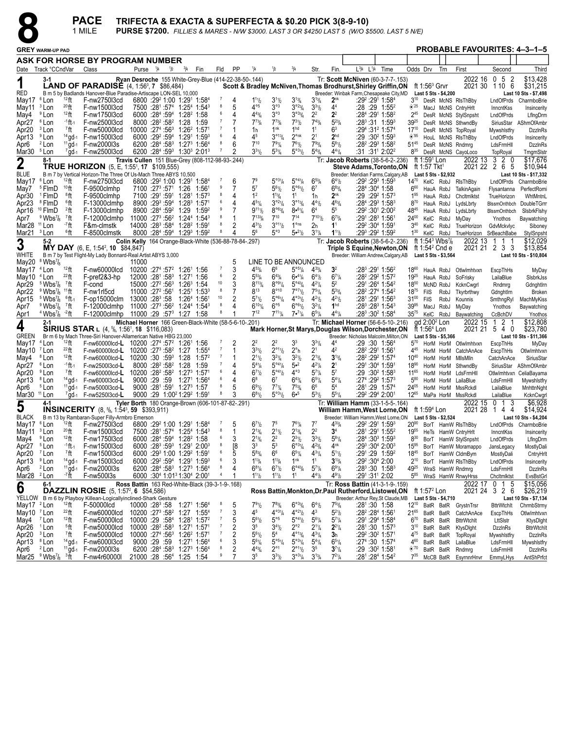# 8 PACE 1 MILE

**TRIFECTA & EXACTA & SUPERFECTA & $0.20 PICK 3(8-9-10)**

**PURSE $7200.** FILLIES & MARES - N/W $3000. LAST 3 OR $4250 LAST 5 (W/O $5500. LAST 5 N/E)

**GREY WARM-UP PAD** — **PROBABLE FAVOURITES: 4–3–1–5**

**ASK FOR HORSE BY PROGRAM NUMBER**

---

## 1 — RED — 3-1 — LAND OF PARADISE (4, 1:56³, 7 $86,484)

Ryan Desroche 155 White-Grey-Blue (414-22-38-50-.144) — Tr: Scott McNiven (60-3-7-7-.153)
Scott & Bradley McNiven,Thomas Brodhurst,Shirley Griffin,ON — ft 1:56³ Grvr
B m 5 by Badlands Hanover-Blue Paradise-Artiscape LON-SEL 10,000 — Breeder: Winbak Farm,Chesapeake City,MD
2022: 16 0 5 2 $13,428 — 2021: 30 1 10 6 $31,215 — Last 5 Sts - $4,200 — Last 10 Sts - $7,498

| Date | Track | CndVar | Class | Purse | ¼ | ½ | ¾ | Fin | Fld | PP | ¼ | ½ | ¾ | Str. | Fin. | L¾ L¼ Time | Odds | Drv | Trn | First | Second | Third |
|---|---|---|---|---|---|---|---|---|---|---|---|---|---|---|---|---|---|---|---|---|---|---|
| May17 ⁶Lon | | ¹²ft | F-nw2750l3cd | 6800 | :29² | 1:00 | 1:29¹ | 1:58⁴ | 7 | 4 | 1¹½ | 3¹½ | 3¹¾ | 3¹¾ | 2nk | :29² :29¹ 1:58⁴ | 3¹⁰ | DesR | McNS | RlsThBby | LndOfPrds | CharmboBrie |
| May11 ³Lon | | ²⁰ft | F-nw1500l3cd | 7500 | :28¹ | :57⁴ | 1:25⁴ | 1:54³ | 8 | 5 | 4°⁵ | 3°³ | 3°²¾ | 3³½ | 4⁴ | :28 :29 1:55² | ⊛²⁵ | MacJ | McNS | CntryHrlt | InncntKss | Insincerity |
| May4 ⁹Lon | | ¹²ft | F-nw1750l3cd | 6000 | :28⁴ | :59⁴ | 1:28² | 1:58 | 6 | 4 | 4⁴¾ | 3°³ | 3°³¾ | 2² | 2² | :28⁴ :29¹ 1:58² | 2⁴⁵ | DesR | McNS | StylSnpsht | LndOfPrds | LflngDrm |
| Apr27 ⁶Lon | | ⁻¹ft-1 | F-nw2500l3cd | 8000 | :28² | :58² | 1:28 | 1:59 | 7 | 7 | 7⁷¾ | 7⁷¾ | 7³½ | 7⁴¾ | 5²¾ | :28³ :31 1:59³ | 39²⁵ | DesR | McNS | SthwndBy | SiriusStar | AShmOfAmbr |
| Apr20 ³Lon | | ⁷ft | F-nw50000lcd | 10000 | :27⁴ | :56³ | 1:26² | 1:57¹ | 7 | 1 | 1h | 1nk | 1hd | 1¹ | 6³ | :29⁴ :31² 1:57⁴ | 17¹⁰ | DesR | McNS | TopRoyal | Mywshlstfry | DzzlnRs |
| Apr13 ⁹Lon | | ¹⁴gd-1 | F-nw1500l3cd | 6000 | :29² | :59⁴ | 1:29¹ | 1:59³ | 6 | 4 | 4⁵ | 3°¹¾ | 2°nk | 2¹ | 2hd | :29 :30² 1:59³ | ⊛⁹⁵ | HouL | McNS | RlsThBby | LndOfPrds | Insincerity |
| Apr6 ²Lon | | ¹¹gd-1 | F-nw2000l3s | 6200 | :28⁴ | :58³ | 1:27³ | 1:56⁴ | 8 | 6 | 7¹⁰ | 7⁹¼ | 7⁶½ | 7⁹¾ | 5⁸½ | :28² :29³ 1:58² | 51⁴⁵ | DesR | McNS | Rndmrg | LdsFrmHll | DzzlnRs |
| Mar30 ⁵Lon | | ⁷gd-1 | F-nw2500l3cd | 6200 | :28⁴ | :59³ | 1:30³ | 2:01³ | 7 | 2 | 3³½ | 5³¼ | 5°³½ | 5⁴¼ | 4⁴¼ | :31 :31¹ 2:02² | 8³⁵ | DesR | McNS | CayoLoco | TopRoyal | TrngmSlstr |

## 2 — BLUE — 8-1 — TRUE HORIZON (5, E, 1:55¹, 17 $109,555)

Travis Cullen 151 Blue-Grey (808-112-98-93-.244) — Tr: Jacob Roberts (38-5-6-2-.236)
Steve Adams,Toronto,ON — ft 1:59¹ Lon; ft 1:57 Tkt¹
B m 7 by Vertical Horizon-The Three Of Us-Mach Three ABYS 10,500 — Breeder: Meridian Farms,Calgary,AB
2022: 13 3 2 0 $17,676 — 2021: 22 2 6 5 $10,944 — Last 5 Sts - $2,932 — Last 10 Sts - $17,332

| Date | Track | CndVar | Class | Purse | ¼ | ½ | ¾ | Fin | Fld | PP | ¼ | ½ | ¾ | Str. | Fin. | L¾ L¼ Time | Odds | Drv | Trn | First | Second | Third |
|---|---|---|---|---|---|---|---|---|---|---|---|---|---|---|---|---|---|---|---|---|---|---|
| May17 ⁶Lon | | ¹²ft | F-nw2750l3cd | 6800 | :29² | 1:00 | 1:29¹ | 1:58⁴ | 7 | 6 | 7⁹ | 5°³¼ | 5°⁴¼ | 6⁵¾ | 6⁴½ | :29² :29³ 1:59³ | 14⁷⁰ | KelC | RobJ | RlsThBby | LndOfPrds | CharmboBrie |
| May7 ⁵FlmD | | ¹⁰ft | F-9500clmhp | 7100 | :27³ | :57¹ | 1:26 | 1:56¹ | 9 | 7 | 5⁷ | 5⁶½ | 5°⁶½ | 6⁷ | 6⁸¾ | :28⁴ :30⁴ 1:58 | 6⁶⁰ | HauA | RobJ | TalkinAgain | Flysantanna | PerfectRomi |
| Apr30 ¹FlmD | | ⁸ft | F-9500clmhp | 7100 | :29¹ | :59¹ | 1:28¹ | 1:57³ | 8 | 4 | 1² | 1¹¾ | 1¹ | 1h | 2nk | :29 :29² 1:57³ | 1⁹⁵ | HauA | RobJ | Chcltmlktst | TrueHorizon | WhtMntnL |
| Apr23 ⁸FlmD | | ⁶ft | F-13000clmhp | 8900 | :29³ | :59⁴ | 1:28³ | 1:57¹ | 6 | 4 | 4⁵¼ | 3°²¼ | 3°¹¾ | 4⁴½ | 4⁶¾ | :28⁴ :29³ 1:58³ | 8⁷⁰ | HauA | RobJ | LydsLbrty | BlssmOnthbch | DoubleTGrrr |
| Apr16 ¹⁰FlmD | | ²ft | F-13000clmhp | 8900 | :28⁴ | :59² | 1:29 | 1:59² | 9 | 7 | 9¹¹½ | 8°⁶¾ | 8•⁶¼ | 6⁴ | 5⁵ | :29² :30¹ 2:00² | 48⁴⁵ | HauA | RobJ | LydsLbrty | BlssmOnthbch | SlsbrkFlshy |
| Apr7 ⁹Wbs⁷⁄₈ | | ⁷ft | F-12000clmhp | 11000 | :27³ | :56² | 1:24⁴ | 1:54³ | 8 | 1 | 7¹³¾ | 7¹⁰ | 7¹⁴ | 7¹⁰½ | 6⁷¾ | :29¹ :28³ 1:56¹ | 24⁰⁰ | KelC | RobJ | MyDay | Ynothos | Baywatching |
| Mar28 ¹¹Lon | | ⁻⁷ft | F&m-clmstk | 14000 | :28³ | :58⁴ | 1:28² | 1:59¹ | 8 | 2 | 4³½ | 3°¹½ | 1°ns | 2h | 1¹ | :29² :30⁴ 1:59¹ | 3⁴⁰ | KelC | RobJ | TrueHorizon | GdvMckvlyc | Siboney |
| Mar21 ³Lon | | ⁶ft | F-8500clmstk | 8000 | :28⁴ | :59⁴ | 1:29³ | 1:59² | 8 | 4 | 5⁶ | 5°³ | 5•²½ | 3¹¼ | 1¹½ | :29³ :29² 1:59² | 1³⁰ | KelC | RobJ | TrueHorizon | SrBeachBabe | StylSnpsht |

## 3 — WHITE — 5-2 — MY DAY (6, E, 1:54², 10 $84,847)

Colin Kelly 164 Orange-Black-White (536-88-78-84-.297) — Tr: Jacob Roberts (38-5-6-2-.236)
Triple S Equine,Newton,ON — ft 1:54³ Wbs⁷⁄₈; ft 1:54² Cnd e
B m 7 by Test Flight-My Lady Bonnard-Real Artist ABYS 3,000 — Breeder: William Andrew,Calgary,AB
2022: 13 1 1 1 $12,029 — 2021: 21 2 3 3 $13,854 — Last 5 Sts - $3,564 — Last 10 Sts - $10,804

| Date | Track | CndVar | Class | Purse | ¼ | ½ | ¾ | Fin | Fld | PP | ¼ | ½ | ¾ | Str. | Fin. | L¾ L¼ Time | Odds | Drv | Trn | First | Second | Third |
|---|---|---|---|---|---|---|---|---|---|---|---|---|---|---|---|---|---|---|---|---|---|---|
| May20 ⁸Wbs⁷⁄₈ | | | | 11000 | | | | | | 5 | LINE TO BE ANNOUNCED | | | | | | | | | | | |
| May17 ⁴Lon | | ¹²ft | F-nw60000lcd | 10200 | :27⁴ | :57² | 1:26¹ | 1:56 | 7 | 3 | 4⁵¾ | 6⁶ | 5°⁵¼ | 4³¾ | 3² | :28³ :29¹ 1:56² | 18⁶⁰ | HauA | RobJ | Otlwlmhtvxn | EscpThHs | MyDay |
| May10 ⁴Lon | | ²²ft | F-pref2&3-hp | 12000 | :28¹ | :58³ | 1:27¹ | 1:56 | 6 | 2 | 5³¾ | 6⁴¾ | 6•⁴¼ | 6⁴½ | 6⁷¼ | :28² :29² 1:57² | 19²⁵ | HauA | RobJ | SoFrisky | LailaBlue | SlsbrkJss |
| Apr29 ⁵Wbs⁷⁄₈ | | ⁷ft | F-cond | 15000 | :27² | :56³ | 1:26³ | 1:54 | 10 | 3 | 8¹¹¾ | 8°⁹¼ | 5°⁴¾ | 4²¼ | 5² | :29¹ :26⁴ 1:54² | 18⁵⁰ | McND | RobJ | KcknCwgrl | Rndmrg | Gdnghtlrn |
| Apr22 ⁹Wbs⁷⁄₈ | | ¹¹ft | F-nw1rl5cd | 11000 | :27² | :56¹ | 1:25¹ | 1:53³ | 8 | 7 | 8¹³ | 8°¹⁰ | 7°⁷½ | 7⁵¼ | 5³¾ | :28² :27⁴ 1:54² | 18⁷⁵ | FilS | RobJ | Tkyrbrthwy | Gdnghtlrn | Broken |
| Apr15 ⁵Wbs⁷⁄₈ | | ⁶ft-1 | F-op15000clm | 13000 | :28³ | :58 | 1:26⁴ | 1:56¹ | 10 | 2 | 5⁷½ | 5°⁶¼ | 4°³½ | 4²½ | 4²½ | :28¹ :29¹ 1:56³ | 31⁰⁰ | FilS | RobJ | Kounnis | SmthngRyl | MachMyKiss |
| Apr7 ⁹Wbs⁷⁄₈ | | ⁷ft | F-12000clmhp | 11000 | :27³ | :56² | 1:24⁴ | 1:54³ | 8 | 4 | 6¹⁰¼ | 6°⁵ | 6°⁶½ | 3²¼ | 1hd | :28³ :28³ 1:54³ | 39⁸⁵ | MacJ | RobJ | MyDay | Ynothos | Baywatching |
| Apr1 ⁴Wbs⁷⁄₈ | | ⁻²ft | F-12000clmhp | 11000 | :29 | :57³ | 1:27 | 1:58 | 8 | 1 | 7¹² | 7¹¹¼ | 7•⁷¼ | 6⁵¼ | 4⁴¼ | :28³ :30² 1:58⁴ | 35⁷⁵ | KelC | RobJ | Baywatching | CcBchDV | Ynothos |

## 4 — GREEN — 2-1 — SIRIUS STAR L (4, ⁵⁄₈, 1:56¹, 18 $116,083)

Michael Horner 166 Green-Black-White (58-5-6-10-.201) — Tr: Michael Horner (56-6-5-10-.216)
Mark Horner,St Marys,Douglas Wilson,Dorchester,ON — gd 2:00² Lon; ft 1:56⁴ Lon
Br m 6 by Mach Three-Siri Hanover-Allamerican Native HBG 23,000 — Breeder: Nicholas Malcolm,Milton,ON
2022: 15 1 2 1 $12,808 — 2021: 21 5 4 0 $23,780 — Last 5 Sts - $5,366 — Last 10 Sts - $11,366

| Date | Track | CndVar | Class | Purse | ¼ | ½ | ¾ | Fin | Fld | PP | ¼ | ½ | ¾ | Str. | Fin. | L¾ L¼ Time | Odds | Drv | Trn | First | Second | Third |
|---|---|---|---|---|---|---|---|---|---|---|---|---|---|---|---|---|---|---|---|---|---|---|
| May17 ⁴Lon | | ¹²ft | F-nw60000lcd-L | 10200 | :27⁴ | :57² | 1:26¹ | 1:56 | 7 | 2 | 2² | 2² | 3³ | 3³¼ | 4⁴ | :29 :30 1:56⁴ | 5⁷⁰ | HorM | HorM | Otlwlmhtvxn | EscpThHs | MyDay |
| May10 ⁷Lon | | ²²ft | F-nw60000lcd-L | 10200 | :27³ | :58² | 1:27 | 1:55⁴ | 7 | 1 | 3³½ | 2°¹½ | 2°h | 2¹ | 4² | :28² :29¹ 1:56¹ | 4⁴⁵ | HorM | HorM | CatchAnAce | EscpThHs | Otlwlmhtvxn |
| May4 ⁸Lon | | ¹²ft | F-nw60000lcd-L | 10200 | :30 | :59³ | 1:28 | 1:57² | 7 | 1 | 2¹½ | 3²¼ | 3²½ | 2¹¾ | 3¹¾ | :28² :29² 1:57⁴ | 10⁴⁰ | HorM | HorM | MllsMlln | CatchAnAce | SiriusStar |
| Apr27 ⁶Lon | | ⁻¹ft-1 | F-nw2500l3cd-L | 8000 | :28² | :58² | 1:28 | 1:59 | 7 | 4 | 5⁴¼ | 5°⁴¼ | 5•² | 4²¼ | 2¹ | :29¹ :30⁴ 1:59¹ | 18⁹⁰ | HorM | HorM | SthwndBy | SiriusStar | AShmOfAmbr |
| Apr20 ⁹Lon | | ⁷ft | F-nw60000lcd-L | 10200 | :28² | :58² | 1:27³ | 1:57¹ | 6 | 4 | 6⁷½ | 5°⁴½ | 4°³ | 5⁷¼ | 5⁷ | :29 :30² 1:58³ | 11⁶⁵ | HorM | HorM | LdsFrmHll | Otlwlmhtvxn | CeliaBayama |
| Apr13 ⁸Lon | | ¹⁴gd-1 | F-nw6000l3cd-L | 9000 | :29 | :59 | 1:27¹ | 1:56⁴ | 6 | 4 | 6⁸ | 6⁷ | 6⁴¾ | 6⁵¼ | 5⁴¼ | :27⁴ :29² 1:57³ | 5⁸⁰ | HorM | HorM | LailaBlue | LdsFrmHll | Mywshlstfry |
| Apr6 ⁵Lon | | ¹¹gd-1 | F-nw5000l3cd-L | 9000 | :28¹ | :59¹ | 1:27³ | 1:57 | 8 | 5 | 6⁹½ | 7⁷¼ | 7⁵¾ | 6⁶ | 5⁴ | :28¹ :29 1:57⁴ | 24⁰⁵ | HorM | HorM | MssRckdl | LailaBlue | MnhttnNght |
| Mar30 ¹¹Lon | | ⁷gd-1 | F-nw5250l3cd-L | 9000 | :29 | 1:00² | 1:29² | 1:59¹ | 8 | 3 | 6⁸½ | 5°³½ | 6•⁵ | 5³½ | 5⁵¼ | :29² :29⁴ 2:00¹ | 12⁶⁵ | MaPa | HorM | MssRckdl | LailaBlue | KcknCwgrl |

## 5 — BLACK — 4-1 — INSINCERITY (8, ⁵⁄₈, 1:54³, 59 $393,911)

Tyler Borth 180 Orange-Brown (606-101-87-82-.291) — Tr: William Hamm (33-1-5-5-.164)
William Hamm,West Lorne,ON — ft 1:59⁴ Lon
B m 13 by Rambaran-Super Filly-Armbro Emerson — Breeder: William Hamm,West Lorne,ON
2022: 15 0 1 3 $6,928 — 2021: 28 1 4 4 $14,924 — Last 5 Sts - $2,524 — Last 10 Sts - $4,204

| Date | Track | CndVar | Class | Purse | ¼ | ½ | ¾ | Fin | Fld | PP | ¼ | ½ | ¾ | Str. | Fin. | L¾ L¼ Time | Odds | Drv | Trn | First | Second | Third |
|---|---|---|---|---|---|---|---|---|---|---|---|---|---|---|---|---|---|---|---|---|---|---|
| May17 ⁶Lon | | ¹²ft | F-nw2750l3cd | 6800 | :29² | 1:00 | 1:29¹ | 1:58⁴ | 7 | 5 | 6⁷½ | 7⁵ | 7⁶¼ | 7⁷ | 4³¾ | :29² :29¹ 1:59³ | 20⁸⁰ | BorT | HamW | RlsThBby | LndOfPrds | CharmboBrie |
| May11 ³Lon | | ²⁰ft | F-nw1500l3cd | 7500 | :28¹ | :57⁴ | 1:25⁴ | 1:54³ | 8 | 1 | 2¹¾ | 2¹½ | 2¹¾ | 2² | 3⁴ | :28¹ :29¹ 1:55² | 19⁶⁵ | HeTs | HamW | CntryHrlt | InncntKss | Insincerity |
| May4 ⁹Lon | | ¹²ft | F-nw1750l3cd | 6000 | :28⁴ | :59⁴ | 1:28² | 1:58 | 6 | 3 | 2¹¾ | 2² | 2¹½ | 3³½ | 5⁸¼ | :28⁴ :30³ 1:59³ | 8³⁰ | BorT | HamW | StylSnpsht | LndOfPrds | LflngDrm |
| Apr27 ⁵Lon | | ⁻¹ft-1 | F-nw1500l3cd | 6000 | :28³ | :59³ | 1:29³ | 2:00³ | 8 | [8 | 3³ | 5³ | 6°³¼ | 4²¾ | 4nk | :29³ :30⁴ 2:00³ | 15⁸⁵ | BorT | HamW | Moramappo | JansLegacy | MostlyDali |
| Apr20 ⁷Lon | | ⁷ft | F-nw1500l3cd | 6000 | :29³ | 1:00 | 1:29² | 1:59¹ | 6 | 5 | 5⁸¾ | 6⁶ | 6⁵¼ | 4³¼ | 5¹½ | :29¹ :29 1:59³ | 18⁴⁵ | BorT | HamW | CldmBym | MostlyDali | CntryHrlt |
| Apr13 ⁹Lon | | ¹⁴gd-1 | F-nw1500l3cd | 6000 | :29² | :59⁴ | 1:29¹ | 1:59³ | 6 | 3 | 1¹¾ | 1¹¾ | 1nk | 1¹ | 3¹¾ | :29² :30⁴ 2:00 | 2¹⁰ | BorT | HamW | RlsThBby | LndOfPrds | Insincerity |
| Apr6 ²Lon | | ¹¹gd-1 | F-nw2000l3s | 6200 | :28⁴ | :58³ | 1:27³ | 1:56⁴ | 8 | 4 | 6⁸¼ | 6⁷½ | 6°⁴¾ | 5⁷¼ | 6⁹¼ | :28³ :30 1:58³ | 49²⁵ | WraS | HamW | Rndmrg | LdsFrmHll | DzzlnRs |
| Mar28 ²Lon | | ⁻⁷ft | F-nw500l3s | 6000 | :30⁴ | 1:01³ | 1:30⁴ | 2:00¹ | 4 | 1 | 1¹½ | 1¹½ | 1¹ | 4¹½ | 4¹½ | :29¹ :31¹ 2:02 | 5⁸⁵ | WraS | HamW | RnwyHrss | Chcltmlktst | EvsBstGrl |

## 6 — YELLOW — 6-1 — DAZZLIN ROSIE (5, 1:57², 6 $54,586)

Ross Battin 163 Red-White-Black (39-3-1-9-.168) — Tr: Ross Battin (41-3-1-9-.159)
Ross Battin,Monkton,Dr.Paul Rutherford,Listowel,ON — ft 1:57² Lon
B m 6 by Playboy Killean-Logicallyinclined-Shark Gesture — Breeder: Arthur Rey,St Claude,MB
2022: 17 0 1 5 $15,056 — 2021: 24 3 2 6 $26,219 — Last 5 Sts - $4,710 — Last 10 Sts - $7,134

| Date | Track | CndVar | Class | Purse | ¼ | ½ | ¾ | Fin | Fld | PP | ¼ | ½ | ¾ | Str. | Fin. | L¾ L¼ Time | Odds | Drv | Trn | First | Second | Third |
|---|---|---|---|---|---|---|---|---|---|---|---|---|---|---|---|---|---|---|---|---|---|---|
| May17 ²Lon | | ¹²ft | F-50000lcd | 10000 | :28³ | :58 | 1:27¹ | 1:56⁴ | 8 | 5 | 7⁹½ | 7⁸¾ | 6°³¾ | 6⁴½ | 7⁵¾ | :28¹ :30 1:58 | 12¹⁰ | BatR | BatR | GrystnTrsr | BttrWtchlt | ChrmbStrmy |
| May10 ⁷Lon | | ²²ft | F-nw60000lcd | 10200 | :27³ | :58² | 1:27 | 1:55⁴ | 7 | 3 | 4⁵ | 4°³¼ | 4°²½ | 4³ | 5²½ | :28² :28⁴ 1:56¹ | 21⁶⁵ | BatR | BatR | CatchAnAce | EscpThHs | Otlwlmhtvxn |
| May4 ⁷Lon | | ¹²ft | F-nw50000lcd | 10000 | :29 | :58⁴ | 1:28¹ | 1:57² | 7 | 5 | 5⁶½ | 5°⁵ | 5°⁴½ | 5⁶¼ | 5⁷¼ | :29¹ :29⁴ 1:58⁴ | 6⁷⁰ | BatR | BatR | BttrWtchlt | LttSlstr | KtysDlght |
| Apr26 ¹Lon | | ⁵ft | F-nw50000lcd | 10000 | :28² | :58³ | 1:27¹ | 1:57¹ | 7 | 2 | 3⁵ | 3⁴½ | 2°² | 2¹¼ | 2²¼ | :28¹ :30 1:57³ | 3¹⁰ | BatR | BatR | KtysDlght | DzzlnRs | BttrWtchlt |
| Apr20 ³Lon | | ⁷ft | F-nw50000lcd | 10000 | :27⁴ | :56³ | 1:26² | 1:57¹ | 7 | 2 | 5⁶½ | 5⁴ | 4°¹¾ | 4³¼ | 3h | :29² :30² 1:57¹ | 4⁷⁵ | BatR | BatR | TopRoyal | Mywshlstfry | DzzlnRs |
| Apr13 ⁸Lon | | ¹⁴gd-1 | F-nw6000l3cd | 9000 | :29 | :59 | 1:27¹ | 1:56⁴ | 6 | 3 | 5⁶¼ | 5°⁵¼ | 5°³¼ | 5⁴¼ | 6⁵¼ | :27⁴ :30 1:57⁴ | 4⁶⁰ | BatR | BatR | LailaBlue | LdsFrmHll | Mywshlstfry |
| Apr6 ²Lon | | ¹¹gd-1 | F-nw2000l3s | 6200 | :28⁴ | :58³ | 1:27³ | 1:56⁴ | 8 | 2 | 4⁴¾ | 2°¹ | 2°¹½ | 3⁵ | 3⁷¼ | :29 :30² 1:58¹ | ⊛⁷⁰ | BatR | BatR | Rndmrg | LdsFrmHll | DzzlnRs |
| Mar25 ⁹Wbs⁷⁄₈ | | ³ft | F-nw4r60000l | 21000 | :28 | :56⁴ | 1:25 | 1:54 | 9 | 7 | 3⁵ | 3³½ | 3°³¼ | 3¹¾ | 7²¼ | :28¹ :28⁴ 1:54² | 7³⁵ | McCB | BatR | EsyrnnrHnvr | EmmyLHys | AntShPrfct |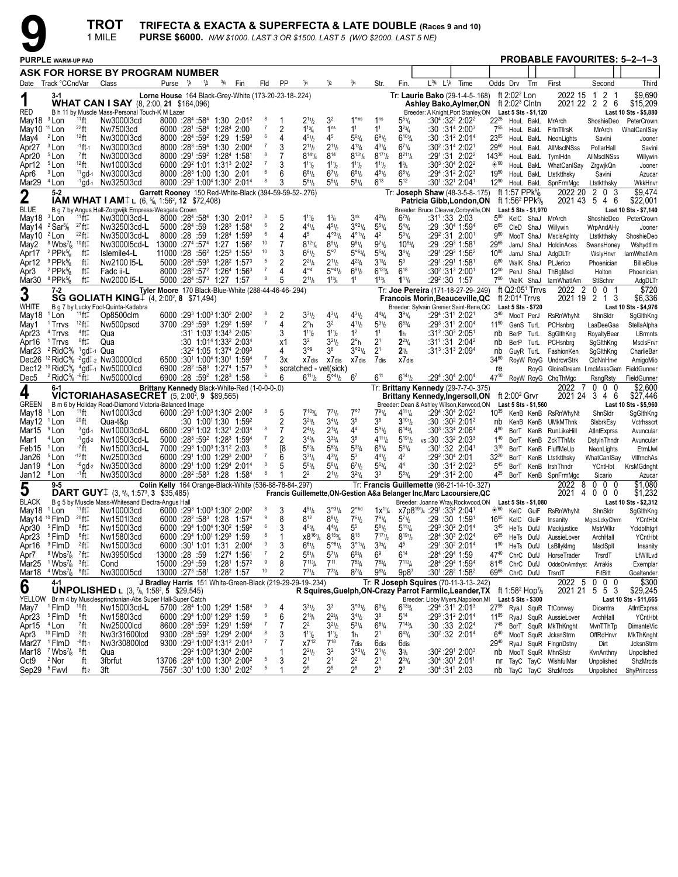# 9 TROT 1 MILE

**TRIFECTA & EXACTA & SUPERFECTA & LATE DOUBLE (Races 9 and 10)**

**PURSE $6000.** N/W $1000. LAST 3 OR $1500. LAST 5 (W/O $2000. LAST 5 NE)

**PURPLE WARM-UP PAD** — **PROBABLE FAVOURITES: 5–2–1–3**

**ASK FOR HORSE BY PROGRAM NUMBER**

---

## 1 — RED — 3-1

**WHAT CAN I SAY** (8, 2:00, 21 $164,096)
Lorne House 164 Black-Grey-White (173-20-23-18-.224)
B h 11 by Muscle Mass-Personal Touch-K M Lazer
Tr: Laurie Bako (29-1-4-5-.168) — Ashley Bako,Aylmer,ON
Breeder: A Knight,Port Stanley,ON
ft 2:02² Lon; ft 2:02³ Clntn — 2022: 15 1 2 1 $9,690 — 2021: 22 2 2 6 $15,209
Last 5 Sts - $1,120 — Last 10 Sts - $5,880

| Date | Track | Class | Purse | ¼ | ½ | ¾ | Fin | Fld | PP | ¼ | ½ | ¾ | Str. | Fin. | L¾ L¼ Time | Odds | Drv | Trn | First | Second | Third |
|---|---|---|---|---|---|---|---|---|---|---|---|---|---|---|---|---|---|---|---|---|---|
| May18 ³Lon | ¹¹ft | Nw3000l3cd | 8000 | :28⁴ | :58⁴ | 1:30 | 2:01² | 8 | 1 | 2¹½ | 3² | 1ºns | 1ns | 5⁵¼ | :30⁴ :32² 2:02² | 22²⁵ | HouL | BakL | MrArch | ShoshieDeo | PeterCrown |
| May10 ¹¹Lon | ²²ft | Nw750l3cd | 6000 | :28¹ | :58⁴ | 1:28⁴ | 2:00 | 7 | 2 | 1¹¾ | 1ns | 1¹ | 1¹ | 3²¾ | :30 :31⁴ 2:00³ | 7⁵⁵ | HouL | BakL | FrtnTllrsK | MrArch | WhatCanISay |
| May4 ²Lon | ¹²ft | Nw3000l3cd | 8000 | :28⁴ | :59² | 1:29 | 1:59³ | 6 | 4 | 4⁵½ | 4⁵ | 5⁶¾ | 6⁹½ | 6¹⁰¾ | :30 :31² 2:01⁴ | 23⁰⁵ | HouL | BakL | NeonLights | Savini | Jooner |
| Apr27 ³Lon | ⁻¹ft-1 | Nw3000l3cd | 8000 | :28³ | :59⁴ | 1:30 | 2:00⁴ | 7 | 3 | 2¹½ | 2¹½ | 4¹¾ | 4³¼ | 6⁷¼ | :30² :31⁴ 2:02¹ | 29⁶⁰ | HouL | BakL | AllMsclNSss | PollarHall | Savini |
| Apr20 ⁵Lon | ⁷ft | Nw3000l3cd | 8000 | :29¹ | :59² | 1:28⁴ | 1:58¹ | 8 | 7 | 8¹⁴¼ | 8¹⁴ | 8¹³¼ | 8¹⁷½ | 8²¹¼ | :29¹ :31 2:02² | 143³⁰ | HouL | BakL | TymlHdn | AllMsclNSss | Willywin |
| Apr12 ⁵Lon | ¹²ft | Nw1000l3cd | 6000 | :29² | 1:01 | 1:31³ | 2:02² | 7 | 3 | 1¹½ | 1¹½ | 1¹½ | 1¹½ | 1¾ | :30³ :30⁴ 2:02² | ◉⁶⁰ | HouL | BakL | WhatCanISay | ZrgwjkQn | Jooner |
| Apr6 ³Lon | ¹¹gd-1 | Nw3000l3cd | 8000 | :28³ | 1:00 | 1:30 | 2:01 | 6 | 6 | 6⁸¼ | 6⁷½ | 6⁶½ | 4⁵½ | 6⁸½ | :29⁴ :31² 2:02³ | 19⁵⁰ | HouL | BakL | Ltstktthsky | Savini | Azucar |
| Mar29 ⁴Lon | ⁻¹gd-1 | Nw3250l3cd | 8000 | :29² | 1:00⁴ | 1:30² | 2:01⁴ | 8 | 3 | 5⁶¼ | 5⁵¼ | 5⁸¼ | 6¹³ | 5¹² | :30¹ :32¹ 2:04¹ | 12⁸⁰ | HouL | BakL | SpnFrmMgc | Ltstktthsky | WkkHnvr |

## 2 — BLUE — 5-2

**IAM WHAT I AM**‡ L (6, ⁵⁄₈, 1:56², 12 $72,408)
Garrett Rooney 150 Red-White-Black (394-59-59-52-.276)
B g 7 by Angus Hall-Zorgwijk Empress-Wesgate Crown
Tr: Joseph Shaw (48-3-5-8-.175) — Patricia Gibb,London,ON
Breeder: Bruce Cleaver,Corbyville,ON
ft 1:57 PPk⁵⁄₈; ft 1:56² PPk⁵⁄₈ — 2022: 20 2 0 3 $9,474 — 2021: 43 5 4 6 $22,001
Last 5 Sts - $1,970 — Last 10 Sts - $7,140

| Date | Track | Class | Purse | ¼ | ½ | ¾ | Fin | Fld | PP | ¼ | ½ | ¾ | Str. | Fin. | L¾ L¼ Time | Odds | Drv | Trn | First | Second | Third |
|---|---|---|---|---|---|---|---|---|---|---|---|---|---|---|---|---|---|---|---|---|---|
| May18 ³Lon | ¹¹ft‡ | Nw3000l3cd-L | 8000 | :28⁴ | :58⁴ | 1:30 | 2:01² | 8 | 5 | 1¹½ | 1¾ | 3nk | 4²¾ | 6⁷¾ | :31¹ :33 2:03 | 5⁸⁰ | KelC | ShaJ | MrArch | ShoshieDeo | PeterCrown |
| May14 ²Sar⁵⁄₈ | ²⁷ft‡ | Nw3250l3cd-L | 5000 | :28⁴ | :59 | 1:28³ | 1:58⁴ | 6 | 2 | 4⁴¼ | 4⁵½ | 3°²¼ | 5⁵¼ | 5⁴¾ | :29 :30⁴ 1:59⁴ | 6⁶⁵ | CleD | ShaJ | Willywin | WrpAndAHy | Jooner |
| May10 ²Lon | ²²ft‡ | Nw3500l3cd-L | 8000 | :28 | :59 | 1:28⁴ | 1:59³ | 6 | 4 | 4⁵ | 4°³¾ | 4°¹¾ | 4² | 5³¼ | :29² :31 2:00¹ | 9⁸⁰ | MooT | ShaJ | MsclsAplnty | Ltstktthsky | ShoshieDeo |
| May2 ⁸Wbs⁷⁄₈ | ¹⁰ft‡ | Nw3000l5cd-L | 13000 | :27⁴ | :57⁴ | 1:27 | 1:56² | 10 | 7 | 8¹²¼ | 8⁹¼ | 9⁸¼ | 9⁷½ | 10⁸¾ | :29 :29³ 1:58¹ | 29⁶⁵ | JamJ | ShaJ | HoldinAces | SwansHoney | Wshydtllm |
| Apr17 ²PPk⁵⁄₈ | ft‡ | Islemile4-L | 11000 | :28 | :56² | 1:25³ | 1:55³ | 10 | 3 | 6⁶½ | 5°⁷ | 5°⁶¾ | 5⁵¾ | 3⁴½ | :29¹ :29² 1:56² | 10⁸⁰ | JamJ | ShaJ | AdgDLTr | WslyHnvr | IamWhatIAm |
| Apr12 ⁹PPk⁵⁄₈ | ft‡ | Nw2100 l5-L | 5000 | :28⁴ | :59³ | 1:28² | 1:57³ | 5 | 2 | 2²¼ | 2¹½ | 4²¾ | 3¹¾ | 5³ | :29¹ :29¹ 1:58¹ | 6⁸⁰ | WalK | ShaJ | PLJerico | Phoenician | BillieBlue |
| Apr3 ²PPk⁵⁄₈ | ft‡ | Fadc ii-L | 8000 | :28³ | :57² | 1:26⁴ | 1:56³ | 7 | 4 | 4°⁴ | 5°⁴½ | 6⁹½ | 6¹²¾ | 6¹⁸ | :30² :31³ 2:00¹ | 12⁰⁰ | PenJ | ShaJ | ThBgMscl | Holton | Phoenician |
| Mar30 ⁸PPk⁵⁄₈ | ft‡ | Nw2000 l5-L | 5000 | :28⁴ | :57³ | 1:27 | 1:57 | 8 | 5 | 2¹¼ | 1¹¾ | 1¹ | 1¹¾ | 1¹¼ | :29² :30 1:57 | 7⁰⁰ | WalK | ShaJ | IamWhatIAm | StlSchnr | AdgDLTr |

## 3 — WHITE — 7-2

**SG GOLIATH KING**‡ (4, 2:00², 8 $71,494)
Tyler Moore 170 Black-Blue-White (288-44-46-46-.294)
B g 7 by Lucky Fool-Quinta-Kadabra
Tr: Joe Pereira (171-18-27-29-.249) — Francois Morin,Beauceville,QC
Breeder: Sylvain Grenier,Saint-Rene,QC
ft Q2:05¹ Trrvs; ft 2:01⁴ Trrvs — 2022: 2 0 0 1 $720 — 2021: 19 2 1 3 $6,336
Last 5 Sts - $720 — Last 10 Sts - $4,976

| Date | Track | Class | Purse | ¼ | ½ | ¾ | Fin | Fld | PP | ¼ | ½ | ¾ | Str. | Fin. | L¾ L¼ Time | Odds | Drv | Trn | First | Second | Third |
|---|---|---|---|---|---|---|---|---|---|---|---|---|---|---|---|---|---|---|---|---|---|
| May18 ¹Lon | ¹¹ft‡ | Op8500clm | 6000 | :29³ | 1:00³ | 1:30² | 2:00² | 8 | 2 | 3³½ | 4³¼ | 4³½ | 4⁴¾ | 3⁹¼ | :29⁴ :31² 2:02¹ | 3⁴⁰ | MooT | PerJ | RsRnWhyNt | ShnSldr | SgGlthKng |
| May1 ¹Trrvs | ¹²ft‡ | Nw500pscd | 3700 | :29³ | :59³ | 1:29² | 1:59² | 7 | 4 | 2°h | 3² | 4¹½ | 5³½ | 6⁶¾ | :29³ :31¹ 2:00⁴ | 11⁵⁰ | GenS | TurL | PCHsnbrg | LaaDeeGaa | StellaAlpha |
| Apr23 ⁴Trrvs | ⁴ft‡ | Qua | | :31¹ | 1:03¹ | 1:34³ | 2:05¹ | | 3 | 1¹½ | 1¹½ | 1² | 1¹ | 1h | :31² :30³ 2:05¹ | nb | BerP | TurL | SgGlthKng | RoyaltyBeer | LBrmnts |
| Apr16 ¹Trrvs | ⁶ft‡ | Qua | | :30 | 1:01⁴ | 1:33² | 2:03⁴ | | x1 | 3² | 3²½ | 2°h | 2¹ | 2²¾ | :31¹ :31 2:04² | nb | BerP | TurL | PCHsnbrg | SgGlthKng | MsclsFrvr |
| Mar23 ²RidC⁵⁄₈ | ¹gd‡-1 | Qua | | :32² | 1:05 | 1:37⁴ | 2:09³ | | 4 | 3°⁹ | 3⁸ | 3°²¼ | 2¹ | 2¾ | :31³ :31³ 2:09⁴ | nb | GuyR | TurL | FashionKen | SgGlthKng | CharlieBar |
| Dec26 ¹²RidC⁵⁄₈ | ⁻²gd‡-2 | Nw30000lcd | 6500 | :30¹ | 1:00⁴ | 1:30¹ | 1:59⁴ | 7 | 3x | x7dis | x7dis | x7dis | 7dis | x7dis | | 34⁶⁰ | RoyW | RoyG | UndrcvrStrk | CldNnHnvr | AmigoMio |
| Dec12 ¹⁰RidC⁵⁄₈ | ⁴gd‡-1 | Nw50000lcd | 6900 | :28² | :58³ | 1:27⁴ | 1:57³ | 5 | scratched - vet(sick) | | | | | | | re | | RoyG | GloireDream | LmcMassGem | FieldGunner |
| Dec5 ²RidC⁵⁄₈ | ⁻⁶ft‡ | Nw50000lcd | 6900 | :28 | :59² | 1:28³ | 1:58 | 6 | 6 | 6¹¹½ | 5°⁴½ | 6⁷ | 6¹¹ | 6¹⁴½ | :29⁴ :30⁴ 2:00⁴ | 47¹⁰ | RoyW | RoyG | ChqThMgc | RsngRsty | FieldGunner |

## 4 — GREEN — 6-1

**VICTORIAHASASECRET** (5, 2:00², 9 $89,565)
Brittany Kennedy Black-White-Red (1-0-0-0-.0)
B m 6 by Holiday Road-Diamond Victoria-Balanced Image
Tr: Brittany Kennedy (29-7-7-0-.375) — Brittany Kennedy,Ingersoll,ON
Breeder: Dean & Ashley Wilson,Kerwood,ON
ft 2:00² Grvr — 2022: 7 0 0 0 $2,600 — 2021: 24 3 4 6 $27,446
Last 5 Sts - $1,560 — Last 10 Sts - $5,960

| Date | Track | Class | Purse | ¼ | ½ | ¾ | Fin | Fld | PP | ¼ | ½ | ¾ | Str. | Fin. | L¾ L¼ Time | Odds | Drv | Trn | First | Second | Third |
|---|---|---|---|---|---|---|---|---|---|---|---|---|---|---|---|---|---|---|---|---|---|
| May18 ¹Lon | ¹¹ft | Nw1000l3cd | 6000 | :29³ | 1:00³ | 1:30² | 2:00² | 8 | 5 | 7¹⁰¾ | 7⁷½ | 7°⁷ | 7⁹¼ | 4¹¹¼ | :29⁴ :30⁴ 2:02³ | 10³⁵ | KenB | KenB | RsRnWhyNt | ShnSldr | SgGlthKng |
| May12 ¹Lon | ²⁰ft | Qua-t&p | | :30 | 1:00¹ | 1:30 | 1:59² | | 2 | 3²¾ | 3⁴¼ | 3⁵ | 3⁸ | 3¹⁰½ | :30 :30² 2:01² | nb | KenB | KenB | UMkMThnk | SlsbrkEsy | Vctrhsscrt |
| Mar15 ⁹Lon | ³gd-1 | Nw1000l3cd-L | 6600 | :29³ | 1:02 | 1:32¹ | 2:03⁴ | 8 | 7 | 2⁴½ | 2¹¾ | 4⁴ | 5⁹½ | 6¹⁴¾ | :30³ :33⁴ 2:06⁴ | 4⁸⁰ | BorT | KenB | RunLikeHill | AtlntExprss | Avuncular |
| Mar1 ⁴Lon | ⁻¹gd-2 | Nw1050l3cd-L | 5000 | :28³ | :59² | 1:28³ | 1:59⁴ | 7 | 2 | 3⁴¾ | 3³¾ | 3⁸ | 4¹¹½ | 5¹⁹½ | vs :30 :33² 2:03³ | 1⁴⁰ | BorT | KenB | ZckTThMx | DstylnThndr | Avuncular |
| Feb15 ¹Lon | ⁻⁷ft | Nw1500l3cd-L | 7000 | :29³ | 1:00³ | 1:31² | 2:03 | 8 | [8 | 5⁶¾ | 5⁶¾ | 5³¾ | 6⁵¼ | 5⁶¼ | :30¹ :32 2:04¹ | 3¹⁰ | BorT | KenB | FluffMeUp | NeonLights | EtrnlJwl |
| Jan26 ⁵Lon | ⁻¹²ft | Nw2500l3cd | 6000 | :29¹ | 1:00 | 1:29³ | 2:00³ | 7 | 6 | 3³¼ | 4³¾ | 5³ | 4⁴½ | 4² | :29² :30⁴ 2:01 | 32²⁰ | BorT | KenB | Ltstktthsky | WhatCanISay | VllfrnchAs |
| Jan19 ⁴Lon | ⁻⁶gd-2 | Nw3500l3cd | 8000 | :29¹ | 1:00 | 1:29⁴ | 2:01⁴ | 8 | 5 | 5⁶¾ | 5⁶¼ | 6⁷½ | 5⁶¾ | 4⁴ | :30 :31² 2:02³ | 5⁴⁵ | BorT | KenB | IrshThndr | YCntHbt | KrsMGdnght |
| Jan12 ⁸Lon | ⁻¹ft | Nw3500l3cd | 8000 | :28² | :58³ | 1:28 | 1:58⁴ | 8 | 1 | 2² | 2¹½ | 3²¾ | 3³ | 5⁵¾ | :29⁴ :31² 2:00 | 4²⁵ | BorT | KenB | SpnFrmMgc | Sicario | Azucar |

## 5 — BLACK — 9-5

**DART GUY**‡ (3, ⁵⁄₈, 1:57³, 3 $35,485)
Colin Kelly 164 Orange-Black-White (536-88-78-84-.297)
B g 5 by Muscle Mass-Whitesand Electra-Angus Hall
Tr: Francis Guillemette (98-21-14-10-.327) — Francis Guillemette,ON-Gestion A&a Belanger Inc,Marc Lacoursiere,QC
Breeder: Joanne Wray,Rockwood,ON
2022: 8 0 0 0 $1,080 — 2021: 4 0 0 0 $1,232
Last 5 Sts - $1,080 — Last 10 Sts - $2,312

| Date | Track | Class | Purse | ¼ | ½ | ¾ | Fin | Fld | PP | ¼ | ½ | ¾ | Str. | Fin. | L¾ L¼ Time | Odds | Drv | Trn | First | Second | Third |
|---|---|---|---|---|---|---|---|---|---|---|---|---|---|---|---|---|---|---|---|---|---|
| May18 ¹Lon | ¹¹ft‡ | Nw1000l3cd | 6000 | :29³ | 1:00³ | 1:30² | 2:00² | 8 | 3 | 4⁵¼ | 3°³¼ | 2°hd | 1x¹¼ | x7p8¹⁹¼ | :29¹ :33⁴ 2:04¹ | ◉⁶⁰ | KelC | GuiF | RsRnWhyNt | ShnSldr | SgGlthKng |
| May14 ¹⁰FlmD | ²⁰ft‡ | Nw1501l3cd | 6000 | :28² | :58³ | 1:28 | 1:57⁴ | 9 | 8 | 8¹² | 8⁸½ | 7⁶½ | 7⁹¼ | 5⁷½ | :29 :30 1:59¹ | 16⁰⁵ | KelC | GuiF | Insanity | MgcsLckyChrm | YCntHbt |
| Apr30 ⁵FlmD | ⁸ft‡ | Nw1500l3cd | 6000 | :29⁴ | 1:00⁴ | 1:30² | 1:59² | 6 | 3 | 4⁶¾ | 4⁴¾ | 5⁵ | 5⁸½ | 5¹³¾ | :29³ :30² 2:01⁴ | 3⁴⁵ | HeTs | DufJ | Mackjustice | MstrWlkr | Ycldbthtgrl |
| Apr23 ⁵FlmD | ⁶ft‡ | Nw1580l3cd | 6000 | :29⁴ | 1:00¹ | 1:29³ | 1:59 | 8 | 1 | x8¹⁶¼ | 8¹⁵¾ | 8¹³ | 7¹⁷½ | 8¹⁹½ | :28⁴ :30³ 2:02⁴ | 6²⁵ | HeTs | DufJ | AussieLover | ArchHall | YCntHbt |
| Apr16 ⁹FlmD | ²ft‡ | Nw1500l3cd | 6000 | :30¹ | 1:01 | 1:31 | 2:00⁴ | 9 | 3 | 6⁶¼ | 5°⁶¼ | 3°¹¾ | 3³¾ | 4⁵ | :29¹ :30² 2:01⁴ | 1⁹⁰ | HeTs | DufJ | LsBllyklmg | MsclSpll | Insanity |
| Apr7 ⁸Wbs⁷⁄₈ | ⁷ft‡ | Nw3950l5cd | 13000 | :28 | :59 | 1:27⁴ | 1:56¹ | 7 | 2 | 5⁸¼ | 5⁷¼ | 6⁶¾ | 6⁹ | 6¹⁴ | :28⁴ :29⁴ 1:59 | 47⁴⁰ | ChrC | DufJ | HorseTrader | TrsrdT | LfWllLvd |
| Mar25 ¹Wbs⁷⁄₈ | ³ft‡ | Cond | 15000 | :29⁴ | :59 | 1:28¹ | 1:57² | 9 | 8 | 7¹¹¾ | 7¹¹ | 7⁸¾ | 7⁸¾ | 7¹¹¾ | :28⁴ :29⁴ 1:59⁴ | 81⁴⁵ | ChrC | DufJ | OddsOnAmthyst | Arrakis | Exemplar |
| Mar18 ⁴Wbs⁷⁄₈ | ⁸ft‡ | Nw3000l5cd | 13000 | :27³ | :58¹ | 1:28² | 1:57 | 10 | 2 | 7⁷¼ | 7⁷¾ | 8⁷¾ | 9⁸¾ | 9p8⁷ | :30¹ :28² 1:58² | 69⁶⁵ | ChrC | DufJ | TrsrdT | FitBitt | Goaltender |

## 6 — YELLOW — 4-1

**UNPOLISHED** L (3, ⁷⁄₈, 1:58², 5 $29,545)
J Bradley Harris 151 White-Green-Black (219-29-29-19-.234)
Br m 4 by Musclesprinctonian-Abs Super Hall-Super Catch
Tr: R Joseph Squires (70-11-3-13-.242) — R Squires,Guelph,ON-Crazy Parrot Farmllc,Leander,TX
Breeder: Libby Myers,Napoleon,MI
ft 1:58² Hop⁷⁄₈ — 2022: 5 0 0 0 $300 — 2021: 21 5 5 3 $29,245
Last 5 Sts - $300 — Last 10 Sts - $11,665

| Date | Track | Class | Purse | ¼ | ½ | ¾ | Fin | Fld | PP | ¼ | ½ | ¾ | Str. | Fin. | L¾ L¼ Time | Odds | Drv | Trn | First | Second | Third |
|---|---|---|---|---|---|---|---|---|---|---|---|---|---|---|---|---|---|---|---|---|---|
| May7 ¹FlmD | ¹⁰ft | Nw1500l3cd-L | 5700 | :28⁴ | 1:00 | 1:29⁴ | 1:58⁴ | 9 | 4 | 3³½ | 3³ | 3°³½ | 6⁹½ | 6¹³¾ | :29⁴ :31¹ 2:01³ | 27⁹⁵ | RyaJ | SquR | TtConway | Dicentra | AtlntExprss |
| Apr23 ⁵FlmD | ⁶ft | Nw1580l3cd | 6000 | :29⁴ | 1:00¹ | 1:29³ | 1:59 | 8 | 6 | 2¹¾ | 2²¾ | 3⁴½ | 3⁸ | 5¹⁴ | :29³ :31² 2:01⁴ | 11⁸⁵ | RyaJ | SquR | AussieLover | ArchHall | YCntHbt |
| Apr15 ⁴Lon | ⁷ft | Nw25000lcd | 8600 | :28⁴ | :59² | 1:29¹ | 1:59⁴ | 7 | 7 | 2² | 3²½ | 5³¼ | 6⁶¼ | 7¹⁴¾ | :30 :33 2:02⁴ | 7⁴⁵ | BorT | SquR | MkThKnght | MvnTThTp | DimanteVic |
| Apr3 ¹⁰FlmD | ²ft | Nw3r31600lcd | 9300 | :28⁴ | :59² | 1:29⁴ | 2:00⁴ | 8 | 3 | 1¹½ | 1¹½ | 1h | 2¹ | 6⁴¾ | :30² :32 2:01⁴ | 6⁴⁰ | MooT | SquR | JcksnStrm | OffRdHnvr | MkThKnght |
| Mar27 ¹FlmD | ⁻⁸ft-1 | Nw3r30800lcd | 9300 | :29³ | 1:00² | 1:31² | 2:01³ | 7 | 7 | x7¹² | 7¹⁸ | 7dis | 6dis | 6dis | | 29⁴⁰ | RyaJ | SquR | FlngnDstny | Dirt | JcksnStrm |
| Mar18 ⁷Wbs⁷⁄₈ | ⁸ft | Qua | | :29² | 1:00³ | 1:30⁴ | 2:00² | | 1 | 2²½ | 3² | 3°³¼ | 2¹½ | 3¾ | :30² :29¹ 2:00³ | nb | MooT | SquR | MhnSlstr | KvnAnthny | Unpolished |
| Oct9 ²Nor | ft | 3fbrfut | 13706 | :28⁴ | 1:00 | 1:30³ | 2:00² | 5 | 3 | 2¹ | 2¹ | 2² | 2¹ | 2³¾ | :30⁴ :30¹ 2:01¹ | nr | TayC | TayC | WishfulMar | Unpolished | ShzMrcds |
| Sep29 ⁵Fwvl | ft-2 | 3ft | 7567 | :30¹ | 1:00 | 1:30¹ | 2:02² | 5 | 1 | 2⁵ | 2⁵ | 2⁸ | 2⁵ | 2³ | :30⁴ :31¹ 2:03 | nb | TayC | TayC | ShzMrcds | Unpolished | ShyPrincess |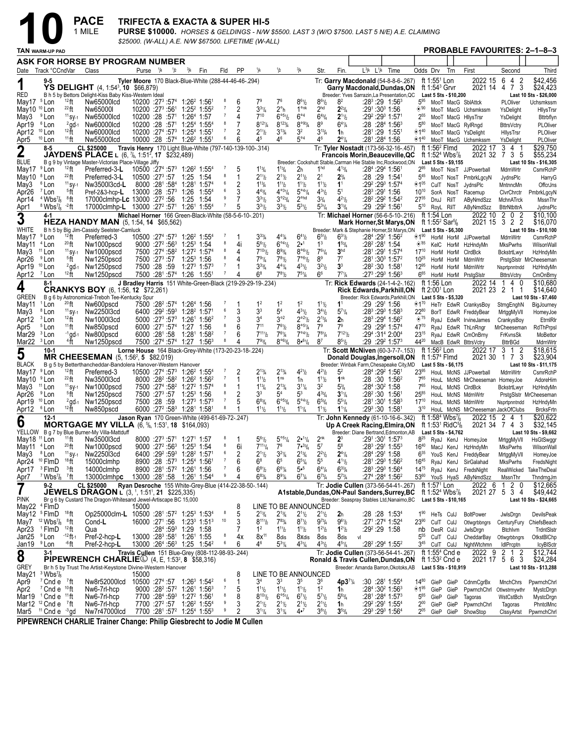# 10 PACE 1 MILE

**TRIFECTA & EXACTA & SUPER HI-5**

**PURSE $10000.** *HORSES & GELDINGS - N/W $5500. LAST 3 (W/O $7500. LAST 5 N/E) A.E. CLAIMING $25000. (W-ALL) A.E. N/W $67500. LIFETIME (W-ALL)*

TAN WARM-UP PAD

**PROBABLE FAVOURITES: 2–1–8–3**

**ASK FOR HORSE BY PROGRAM NUMBER**

---

## 1 — YS DELIGHT (4, 1:54³, 10 $66,879) — RED — 9-5

Tyler Moore 170 Black-Blue-White (288-44-46-46-.294)
Tr: Garry Macdonald (54-8-8-6-.267) — Garry Macdonald,Dundas,ON
B h 5 by Bettors Delight-Kiss Baby Kiss-Western Ideal
Breeder: Yves Sarrazin,La Presentation,QC
ft 1:55¹ Lon; ft 1:54³ Grvr — 2022: 15 6 4 2 $42,456 — 2021: 14 4 7 3 $24,423
Last 5 Sts - $10,200 — Last 10 Sts - $26,000

| Date | Track | °CndVar | Class | Purse | 1/4 | 1/2 | 3/4 | Fin | Fld | PP | 1/4 | 1/2 | 3/4 | Str. | Fin. | L3/4 L1/4 Time | Odds | Drv | Trn | First | Second | Third |
|---|---|---|---|---|---|---|---|---|---|---|---|---|---|---|---|---|---|---|---|---|---|---|
| May17 | ⁵Lon | ¹²ft | Nw65000lcd | 10200 | :27³ | :57⁴ | 1:26² | 1:56¹ | 8 | 6 | 7⁹ | 7⁶ | 8⁶½ | 8⁶½ | 8² | :28³ :29 1:56³ | 5⁹⁵ | MooT | MacG | SblAttck | PLOliver | Uchsmkssm |
| May10 | ¹⁰Lon | ²²ft | Nw65000l | 10200 | :27³ | :56¹ | 1:25² | 1:55² | 7 | 2 | 3³¼ | 2°h | 1°nk | 2hd | 2³¼ | :29¹ :30³ 1:56 | ◈.90 | MooT | MacG | Uchsmkssm | YsDelight | HllysTrsr |
| May3 | ⁹Lon | ¹¹sy-1 | Nw65000lcd | 10200 | :28 | :57¹ | 1:26⁴ | 1:57 | 7 | 4 | 7¹⁰ | 6°⁵½ | 6°⁴ | 6⁴¾ | 2¹½ | :29² :29³ 1:57¹ | 2⁵⁵ | MooT | MacG | HllysTrsr | YsDelight | Bttrbflyn |
| Apr19 | ⁶Lon | ²gd-1 | Nw60000lcd | 10200 | :28 | :57¹ | 1:25⁴ | 1:55⁴ | 8 | 7 | 8¹²¼ | 8¹²¾ | 8°⁹¾ | 8⁹ | 6⁴¼ | :28 :28⁴ 1:56³ | 5⁸⁰ | MooT | MacG | RylRngd | BttrsVctry | PLOliver |
| Apr12 | ¹⁰Lon | ¹²ft | Nw60000lcd | 10200 | :27⁴ | :57³ | 1:25⁴ | 1:55¹ | 7 | 2 | 2¹½ | 3¹¾ | 3² | 3¹¾ | 1h | :28¹ :29 1:55¹ | ◈1⁴⁰ | MooT | MacG | YsDelight | HllysTrsr | PLOliver |
| Apr5 | ¹⁰Lon | ¹¹ft | Nw55000lcd | 10000 | :28 | :57⁴ | 1:26² | 1:55¹ | 6 | 6 | 4⁵ | 4⁶ | 5°⁴ | 4⁶ | 2⁴¼ | :28¹ :28⁴ 1:56 | ◈1⁴⁰ | MooT | MacG | Uchsmkssm | YsDelight | PLOliver |

## 2 — JAYDENS PLACE L (6, 7/8, 1:51², 17 $232,489) — BLUE — 8-5 — CL $25000

Travis Henry 170 Light Blue-White (797-140-139-100-.314)
Tr: Tyler Nostadt (173-56-32-16-.457) — Francois Morin,Beauceville,QC
B g 9 by Vintage Master-Victorias Place-Village Jiffy
Breeder: Cockshutt Stable,Carman Hie Stable Inc,Rockwood,ON
ft 1:56² Flmd; ft 1:52⁴ Wbs7/8 — 2022: 17 3 4 1 $29,750 — 2021: 32 7 3 5 $55,234
Last 5 Sts - $9,155 — Last 10 Sts - $16,305

| Date | Track | °CndVar | Class | Purse | 1/4 | 1/2 | 3/4 | Fin | Fld | PP | 1/4 | 1/2 | 3/4 | Str. | Fin. | L3/4 L1/4 Time | Odds | Drv | Trn | First | Second | Third |
|---|---|---|---|---|---|---|---|---|---|---|---|---|---|---|---|---|---|---|---|---|---|---|
| May17 | ⁹Lon | ¹²ft | Preferred-3-L | 10500 | :27⁴ | :57³ | 1:26² | 1:55⁴ | 7 | 5 | 1¹¾ | 1¹¾ | 2h | 1hd | 4¹¾ | :28⁴ :29⁴ 1:56¹ | 2⁸⁵ | MooT | NosT | JJPowerball | MdrnWrtr | CsmrRchP |
| May10 | ⁸Lon | ²²ft | Preferred-3-L | 10500 | :27³ | :57 | 1:25 | 1:54 | 8 | 1 | 2¹½ | 2¹½ | 2¹½ | 2¹ | 2¾ | :28 :29 1:54¹ | 5⁴⁵ | MooT | NosT | PmbrkLgcyN | JydnsPlc | HarryG |
| May3 | ⁶Lon | ¹¹sy-1 | Nw3500l3cd-L | 8000 | :28¹ | :58⁴ | 1:28¹ | 1:57⁴ | 6 | 2 | 1¹¾ | 1¹½ | 1¹½ | 1¹½ | 1¹ | :29² :29³ 1:57⁴ | ◈1⁰⁵ | CulT | NosT | JydnsPlc | MntnncMn | OffcrJns |
| Apr26 | ⁷Lon | ⁵ft | Pref-2&3-hcp-L | 13000 | :28 | :57³ | 1:26 | 1:55⁴ | 6 | 3 | 4⁴¾ | 4°³¼ | 5°⁴¼ | 4³½ | 5¹ | :28³ :29¹ 1:56 | 10¹⁰ | SorA | NosT | Racemup | ClvrChrctr | PmbrkLgcyN |
| Apr14 | ⁴Wbs7/8 | ⁸ft | 17000clmhp-Lc | 13000 | :27² | :56 | 1:25 | 1:54 | 9 | 7 | 3³½ | 3°²¾ | 2°hd | 3¾ | 4²½ | :28² :29² 1:54² | 27³⁵ | DruJ | RilT | AByNmdSzz | MchnATrck | MssnThr |
| Apr1 | ⁸Wbs7/8 | ⁻²ft | 17000clmhp-L | 13000 | :27² | :57¹ | 1:26¹ | 1:55⁴ | 7 | 5 | 3³½ | 3³½ | 5³½ | 5³¼ | 3¹¾ | :29 :29² 1:56¹ | 5¹⁰ | RoyL | RilT | AByNmdSzz | BttrNtbttrA | JydnsPlc |

## 3 — HEZA HANDY MAN (5, 1:54, 14 $65,562) — WHITE — 4-1

Michael Horner 166 Green-Black-White (58-5-6-10-.201)
Tr: Michael Horner (56-5-5-10-.216) — Mark Horner,St Marys,ON
B h 5 by Big Jim-Cassidy Seelster-Camluck
Breeder: Mark & Stephanie Horner,St Marys,ON
ft 1:54 Lon; ft 1:55² Sar5/8 — 2022: 10 2 0 2 $10,100 — 2021: 15 3 2 2 $16,070
Last 5 Sts - $6,300 — Last 10 Sts - $10,100

| Date | Track | °CndVar | Class | Purse | 1/4 | 1/2 | 3/4 | Fin | Fld | PP | 1/4 | 1/2 | 3/4 | Str. | Fin. | L3/4 L1/4 Time | Odds | Drv | Trn | First | Second | Third |
|---|---|---|---|---|---|---|---|---|---|---|---|---|---|---|---|---|---|---|---|---|---|---|
| May17 | ⁹Lon | ¹²ft | Preferred-3 | 10500 | :27⁴ | :57³ | 1:26² | 1:55⁴ | 7 | 1 | 3³¾ | 4⁴¼ | 6⁴½ | 6⁵½ | 6³½ | :28⁴ :29⁴ 1:56² | ◈1⁸⁰ | HorM | HorM | JJPowerball | MdrnWrtr | CsmrRchP |
| May11 | ⁴Lon | ²⁰ft | Nw1000pscd | 9000 | :27² | :56³ | 1:25³ | 1:54 | 8 | 4i | 5⁶½ | 6°⁴½ | 2•¹ | 1³ | 1⁵¾ | :28² :28¹ 1:54 | ◈.⁸⁵ | KelC | HorM | HzHndyMn | MksPwrhs | WilsonWall |
| May3 | ¹¹Lon | ¹¹sy-1 | Nw1000pscd | 7500 | :27⁴ | :58² | 1:27² | 1:57⁴ | 8 | 4 | 7¹⁰½ | 8⁹¾ | 8°⁶½ | 7⁶¼ | 3hd | :28¹ :29¹ 1:57⁴ | 17¹⁰ | HorM | HorM | ClrdBck | BckstrtLwyr | HzHndyMn |
| Apr26 | ⁹Lon | ⁵ft | Nw1250pscd | 7500 | :27³ | :57 | 1:25³ | 1:56 | 8 | 4 | 7⁹¼ | 7⁸½ | 7°⁶½ | 8⁹ | 7⁷ | :28¹ :30³ 1:57² | 10²⁵ | HorM | HorM | MdrnWrtr | PrstgSlstr | MrCheeseman |
| Apr19 | ¹⁰Lon | ²gd-1 | Nw1250pscd | 7500 | :28 | :59 | 1:27³ | 1:57³ | 7 | 1 | 3³¾ | 4⁴¼ | 4³½ | 3²½ | 3³ | :28² :30 1:58¹ | 12⁸⁵ | HorM | HorM | MdrnWrtr | Nsprtpnntndd | HzHndyMn |
| Apr12 | ⁷Lon | ¹²ft | Nw1250pscd | 7500 | :28¹ | :57⁴ | 1:26 | 1:55¹ | 7 | 4 | 6⁸ | 7⁸½ | 7⁵¼ | 6⁶ | 7⁷¼ | :27³ :29³ 1:56³ | 6⁶⁵ | HorM | HorM | PrstgSlstr | BttrsVctry | CmOnBrny |

## 4 — CRANKYS BOY (6, 1:56, 12 $72,261) — GREEN — 8-1

J Bradley Harris 151 White-Green-Black (219-29-29-19-.234)
Tr: Rick Edwards (24-1-4-2-.162) — Rick Edwards,Parkhill,ON
B g 6 by Astronomical-Treboh Tee-Kentucky Spur
Breeder: Rick Edwards,Parkhill,ON
ft 1:56 Lon; ft 2:00¹ Lon — 2022: 14 1 4 0 $10,680 — 2021: 23 2 1 1 $14,640
Last 5 Sts - $5,320 — Last 10 Sts - $7,460

| Date | Track | °CndVar | Class | Purse | 1/4 | 1/2 | 3/4 | Fin | Fld | PP | 1/4 | 1/2 | 3/4 | Str. | Fin. | L3/4 L1/4 Time | Odds | Drv | Trn | First | Second | Third |
|---|---|---|---|---|---|---|---|---|---|---|---|---|---|---|---|---|---|---|---|---|---|---|
| May11 | ¹Lon | ²⁰ft | Nw600pscd | 7500 | :28² | :57⁴ | 1:26⁴ | 1:56 | 7 | 1 | 1² | 1² | 1² | 1¹½ | 1¹ | :29 :29¹ 1:56 | ◈1⁷⁰ | HeTr | EdwR | CrankysBoy | StrngEnghN | BigJourney |
| May3 | ⁸Lon | ¹¹sy-1 | Nw2250l3cd | 6400 | :29² | :59³ | 1:28² | 1:57¹ | 6 | 3 | 3³ | 5⁴ | 4³½ | 3⁴½ | 5⁷¼ | :28³ :29³ 1:58³ | 22⁸⁰ | BorT | EdwR | FreddyBear | MrtggMyVll | HomeyJoe |
| Apr12 | ³Lon | ¹²ft | Nw1000l3cd | 5000 | :27³ | :57³ | 1:26¹ | 1:56² | 7 | 3 | 3⁴ | 3°² | 2°²½ | 2¹¾ | 2h | :28¹ :29⁴ 1:56² | ◈.⁷⁵ | RyaJ | EdwR | IrvineJames | CrankysBoy | EtrnlRlr |
| Apr5 | ⁵Lon | ¹¹ft | Nw850pscd | 6000 | :27¹ | :57⁴ | 1:27 | 1:56 | 8 | 6 | 7¹¹ | 7⁶½ | 8°⁵¼ | 7⁹ | 7⁹ | :29 :29⁴ 1:57⁴ | 47⁷⁰ | RyaJ | EdwR | ThLnRngr | MrCheeseman | RdThPrpsl |
| Mar29 | ³Lon | ⁻¹gd-1 | Nw800pscd | 6000 | :28¹ | :58 | 1:28¹ | 1:58² | 7 | 6 | 7¹¹½ | 7⁶¼ | 7°⁴½ | 7⁸¼ | 7¹²½ | :29⁴ :31⁴ 2:00⁴ | 23¹⁵ | RyaJ | EdwR | CmOnBrny | FrKvnsSk | MoBettor |
| Mar22 | ³Lon | ⁴ft | Nw1250pscd | 7500 | :27⁴ | :57⁴ | 1:27 | 1:56³ | 8 | 4 | 7⁹¾ | 8°⁶¾ | 8•⁶¼ | 8⁷ | 8⁵½ | :29 :29² 1:57³ | 44²⁰ | MacB | EdwR | BttrsVctry | BttrBGd | MdrnWrtr |

## 5 — MR CHEESEMAN (5, 1:56², 5 $82,019) — BLACK — 10-1

Lorne House 164 Black-Grey-White (173-20-23-18-.224)
Tr: Scott McNiven (60-3-7-7-.153) — Donald Douglas,Ingersoll,ON
B g 5 by Betterthancheddar-Bandolera Hanover-Western Hanover
Breeder: Winbak Farm,Chesapeake City,MD
ft 1:56² Lon; ft 1:57⁴ Flmd — 2022: 17 3 1 2 $18,615 — 2021: 30 1 7 3 $23,904
Last 5 Sts - $6,175 — Last 10 Sts - $11,175

| Date | Track | °CndVar | Class | Purse | 1/4 | 1/2 | 3/4 | Fin | Fld | PP | 1/4 | 1/2 | 3/4 | Str. | Fin. | L3/4 L1/4 Time | Odds | Drv | Trn | First | Second | Third |
|---|---|---|---|---|---|---|---|---|---|---|---|---|---|---|---|---|---|---|---|---|---|---|
| May17 | ⁹Lon | ¹²ft | Preferred-3 | 10500 | :27⁴ | :57³ | 1:26² | 1:55⁴ | 7 | 2 | 2¹¾ | 2¹¾ | 4²½ | 4²½ | 5² | :28⁴ :29² 1:56¹ | 23⁹⁵ | HouL | McNS | JJPowerball | MdrnWrtr | CsmrRchP |
| May10 | ⁹Lon | ²²ft | Nw3500l3cd | 8000 | :28² | :58² | 1:26² | 1:56² | 7 | 1 | 1¹½ | 1ns | 1h | 1¹½ | 1nk | :28 :30 1:56² | 7⁶⁵ | HouL | McNS | MrCheeseman | HomeyJoe | AdoreHim |
| May3 | ¹¹Lon | ¹¹sy-1 | Nw1000pscd | 7500 | :27⁴ | :58² | 1:27² | 1:57⁴ | 8 | 1 | 1¹¾ | 2¹¾ | 3¹¼ | 3² | 5¾ | :28⁴ :30² 1:58 | 7⁶⁵ | HouL | McNS | ClrdBck | BckstrtLwyr | HzHndyMn |
| Apr26 | ⁹Lon | ⁵ft | Nw1250pscd | 7500 | :27³ | :57 | 1:25³ | 1:56 | 8 | 2 | 3³ | 5⁴ | 5³ | 4³¾ | 3¹¼ | :28² :30 1:56¹ | 25⁸⁵ | HouL | McNS | MdrnWrtr | PrstgSlstr | MrCheeseman |
| Apr19 | ¹⁰Lon | ²gd-1 | Nw1250pscd | 7500 | :28 | :59 | 1:27³ | 1:57³ | 7 | 5 | 6⁸¾ | 6°⁵¾ | 5°⁴½ | 6⁵¾ | 5⁵¼ | :28¹ :30¹ 1:58³ | 17¹⁰ | HouL | McNS | MdrnWrtr | Nsprtpnntndd | HzHndyMn |
| Apr12 | ⁶Lon | ¹²ft | Nw850pscd | 6000 | :27² | :58³ | 1:28¹ | 1:58¹ | 8 | 1 | 1¹½ | 1¹½ | 1¹¼ | 1¹½ | 1¹¼ | :29³ :30 1:58¹ | 3¹⁰ | HouL | McNS | MrCheeseman | JackOfClubs | BrcksFrtn |

## 6 — MORTGAGE MY VILLA (6, 5/8, 1:53¹, 18 $164,093) — YELLOW — 12-1

Jason Ryan 170 Green-White (499-61-69-72-.247)
Tr: John Kennedy (61-10-16-6-.342) — Up A Creek Racing,Elmira,ON
B g 7 by Blue Burner-My Villa-Mattduff
Breeder: Diane Bertrand,Edmonton,AB
ft 1:58⁴ Wbs7/8; ft 1:53¹ RidC5/8 — 2022: 15 2 4 1 $20,622 — 2021: 34 7 4 3 $32,145
Last 5 Sts - $4,762 — Last 10 Sts - $9,662

| Date | Track | °CndVar | Class | Purse | 1/4 | 1/2 | 3/4 | Fin | Fld | PP | 1/4 | 1/2 | 3/4 | Str. | Fin. | L3/4 L1/4 Time | Odds | Drv | Trn | First | Second | Third |
|---|---|---|---|---|---|---|---|---|---|---|---|---|---|---|---|---|---|---|---|---|---|---|
| May18 | ¹¹Lon | ¹¹ft | Nw3500l3cd | 8000 | :27³ | :57¹ | 1:27¹ | 1:57 | 8 | 1 | 5⁶½ | 5°⁵¼ | 2•¹¼ | 2nk | 2³ | :29¹ :30¹ 1:57³ | 8²⁵ | RyaJ | KenJ | HomeyJoe | MrtggMyVll | HsGtSwggr |
| May11 | ⁴Lon | ²⁰ft | Nw1000pscd | 9000 | :27² | :56³ | 1:25³ | 1:54 | 8 | 6i | 7¹¹¼ | 7⁶ | 7•³¾ | 5⁷ | 5⁸ | :28³ :29¹ 1:55³ | 16⁴⁰ | MacJ | KenJ | HzHndyMn | MksPwrhs | WilsonWall |
| May3 | ⁸Lon | ¹¹sy-1 | Nw2250l3cd | 6400 | :29² | :59³ | 1:28² | 1:57¹ | 6 | 2 | 2¹½ | 3²¼ | 2¹¾ | 2²½ | 2⁴¼ | :28⁴ :29¹ 1:58 | 6³⁵ | YouS | KenJ | FreddyBear | MrtggMyVll | HomeyJoe |
| Apr24 | ¹⁰FlmD | ¹⁸ft | 15000clmhp | 8900 | :28 | :57³ | 1:25⁴ | 1:56¹ | 7 | 6 | 6⁸ | 6⁵ | 6⁵¼ | 5⁵ | 4¹½ | :28¹ :29³ 1:56² | 16⁴⁵ | RyaJ | KenJ | SirGalahad | MksPwrhs | FredsNight |
| Apr17 | ³FlmD | ³ft | 14000clmhp | 8900 | :28¹ | :57² | 1:26¹ | 1:56 | 7 | 6 | 6⁸½ | 6⁶¼ | 5•⁵ | 6⁴¼ | 6³¾ | :28³ :29³ 1:56⁴ | 14⁷⁵ | RyaJ | KenJ | FredsNight | RealWicked | TakeTheDeal |
| Apr7 | ⁷Wbs7/8 | ⁷ft | 13000clmhpc | 13000 | :28¹ | :58 | 1:26¹ | 1:54⁴ | 9 | 4 | 6⁸¾ | 8⁹¼ | 6⁷¼ | 6⁷¾ | 5⁷¾ | :27⁴ :28⁴ 1:56² | 53⁶⁰ | YouS | HyaS | AByNmdSzz | MssnThr | ThndrngJm |

## 7 — JEWELS DRAGON L (3, 1, 1:51¹, 21 $225,335) — PINK — 9-2 — CL $25000

Ryan Desroche 155 White-Grey-Blue (414-22-38-50-.144)
Tr: Jodie Cullen (373-56-54-41-.267) — A1stable,Dundas,ON-Paul Sanders,Surrey,BC
Br g 6 by Custard The Dragon-Whitesand Jewel-Artiscape BC 15,000
Breeder: Seaspray Stables Ltd,Nanaimo,BC
ft 1:57¹ Lon; ft 1:52⁴ Wbs7/8 — 2022: 6 1 2 0 $12,665 — 2021: 27 5 3 4 $49,442
Last 5 Sts - $10,165 — Last 10 Sts - $24,665

| Date | Track | °CndVar | Class | Purse | 1/4 | 1/2 | 3/4 | Fin | Fld | PP | 1/4 | 1/2 | 3/4 | Str. | Fin. | L3/4 L1/4 Time | Odds | Drv | Trn | First | Second | Third |
|---|---|---|---|---|---|---|---|---|---|---|---|---|---|---|---|---|---|---|---|---|---|---|
| May22 | ⁴FlmD | | | 15000 | | | | | | 8 | LINE TO BE ANNOUNCED | | | | | | | | | | | |
| May12 | ⁵FlmD | ¹⁸ft | Op25000clm-L | 10500 | :28¹ | :57² | 1:25³ | 1:53⁴ | 8 | 5 | 2¹¾ | 2¹¾ | 2¹½ | 2¹½ | 2h | :28 :28 1:53⁴ | 1⁹⁰ | HeTs | CulJ | BoltPower | JwlsDrgn | DevilsPeak |
| May7 | ¹²Wbs7/8 | ⁸ft | Cond-L | 16000 | :27¹ | :56 | 1:23³ | 1:51³ | 10 | 3 | 8¹¹½ | 7⁸¾ | 8⁷½ | 9⁷¾ | 9⁶½ | :27¹ :27⁴ 1:52⁴ | 23⁹⁰ | CulT | CulJ | Otlwgrbbngrs | CenturyFury | ChiefsBeach |
| Apr23 | ¹FlmD | ¹²ft | Qua | | :28⁴ | :59³ | 1:29 | 1:58 | | 7 | 1² | 1¹½ | 1¹½ | 1²½ | 1²½ | :29² :29 1:58 | nb | DesR | CulJ | JwlsDrgn | Btchlvm | TrdntSlstr |
| Jan25 | ⁹Lon | ⁻¹²ft-1 | Pref-2-hcp-L | 13000 | :28³ | :58¹ | 1:26¹ | 1:55 | 8 | 4x | 8x¹¹ | 8dis | 8xdis | 8dis | 8dis | vl | 5⁵⁵ | CulT | CulJ | CheddarBay | Otlwgrbbngrs | OtkstBlChp |
| Jan19 | ⁹Lon | ⁻⁶ft | Pref-2-hcp-L | 13000 | :26⁴ | :56³ | 1:25 | 1:54² | 6 | 6 | 4⁶ | 5³¼ | 4³¼ | 4³½ | 4⁵¼ | :28² :29² 1:55² | 3⁴⁵ | CulT | CulJ | NghtWtchmn | IdlPrcptn | IcyBlStr |

## 8 — PIPEWRENCH CHARLIE Ⓛ (4, E, 1:53², 8 $58,316) — GREY — 3-1

Travis Cullen 151 Blue-Grey (808-112-98-93-.244)
Tr: Jodie Cullen (373-56-54-41-.267) — Ronald & Travis Cullen,Dundas,ON
Br h 5 by Trust The Artist-Keystone Divine-Western Hanover
Breeder: Amanda Barron,Okotoks,AB
ft 1:55⁴ Cnd e; ft 1:53² Cnd e — 2022: 9 2 1 2 $12,744 — 2021: 17 5 6 3 $24,284
Last 5 Sts - $10,919 — Last 10 Sts - $13,288

| Date | Track | °CndVar | Class | Purse | 1/4 | 1/2 | 3/4 | Fin | Fld | PP | 1/4 | 1/2 | 3/4 | Str. | Fin. | L3/4 L1/4 Time | Odds | Drv | Trn | First | Second | Third |
|---|---|---|---|---|---|---|---|---|---|---|---|---|---|---|---|---|---|---|---|---|---|---|
| May21 | ³Wbs7/8 | | | 15000 | | | | | | 8 | LINE TO BE ANNOUNCED | | | | | | | | | | | |
| Apr9 | ⁷Cnd e | ⁷ft | Nw8r52000lcd | 10500 | :27⁴ | :57 | 1:26³ | 1:54² | 6 | 1 | 3⁴ | 3³ | 3⁵ | 3⁶ | 4p3⁷¼ | :30 :28¹ 1:55⁴ | 14⁸⁰ | GieP | GieP | CdnmCgrBx | MnchChrs | PpwrnchChrl |
| Apr2 | ⁷Cnd e | ¹⁰ft | Nw6-7rl-hcp | 9000 | :28² | :57² | 1:26¹ | 1:56³ | 7 | 5 | 1¹½ | 1¹½ | 1¹½ | 1² | 1h | :28⁴ :30² 1:56³ | ◈1⁹⁵ | GieP | GieP | PpwrnchChrl | Otlwstrmywthr | MystcDrgn |
| Mar19 | ¹Cnd e | ¹¹ft | Nw6-7rl-hcp | 7700 | :28⁴ | :59³ | 1:27² | 1:56¹ | 8 | 8 | 8¹⁰½ | 6°⁵¼ | 6⁷½ | 5⁷½ | 5⁶¾ | :28¹ :28⁴ 1:57³ | 5⁶⁵ | GieP | GieP | Tagoras | WstCstBch | MystcDrgn |
| Mar12 | ¹²Cnd e | ⁷ft | Nw6-7rl-hcp | 7700 | :27² | :57 | 1:26² | 1:55⁴ | 9 | 3 | 2¹½ | 2¹½ | 2¹½ | 2¹½ | 1h | :29² :29¹ 1:55⁴ | 2⁰⁰ | GieP | GieP | PpwrnchChrl | Tagoras | PhntclMnc |
| Mar5 | ¹¹Cnd e | ⁻³gd | Nw7r47000lcd | 7700 | :28¹ | :57² | 1:25⁴ | 1:55³ | 9 | 2 | 3¹¼ | 3¹¼ | 4•⁷ | 3⁸½ | 3³¾ | :29³ :29³ 1:56⁴ | 2⁰⁵ | GieP | GieP | ShowStop | ClssyArtst | PpwrnchChrl |

**PIPEWRENCH CHARLIE Trainer Change: Philip Giesbrecht to Jodie M Cullen**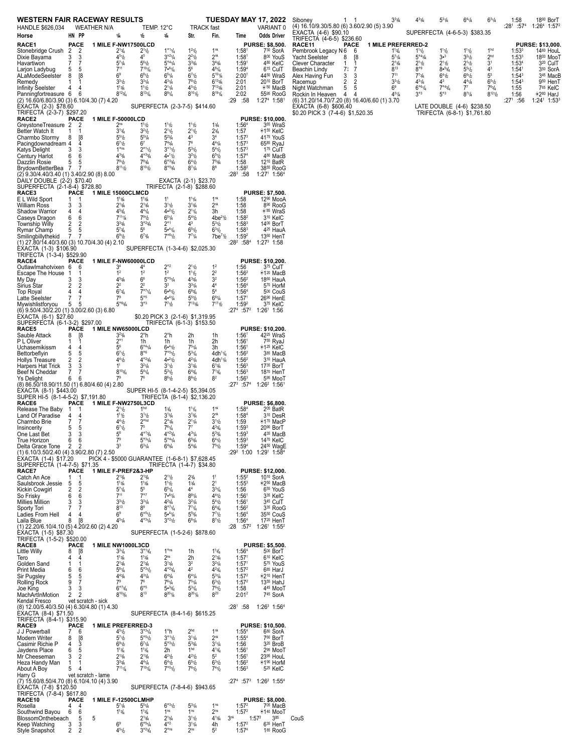# WESTERN FAIR RACEWAY RESULTS — TUESDAY MAY 17, 2022

HANDLE $626,034 WEATHER N/A TEMP. 12°C TRACK fast VARIANT 0

## RACE1 — PACE — 1 MILE F-NW17500LCD — PURSE: $8,500.

| Horse | HN | PP | 1/4 | 1/2 | 3/4 | Str. | Fin. | Time | Odds | Driver |
|---|---|---|---|---|---|---|---|---|---|---|
| Stonebridge Crush | 2 | 2 | 2 1 1/4 | 2 1 1/2 | 1 o1 1/4 | 1 2 1/2 | 1 nk | 1:58 1 | 7 30 | SorA |
| Dixie Bayama | 3 | 3 | 4 5 1/2 | 4 5 | 3 o3 1/4 | 2 2 1/2 | 2 nk | 1:58 1 | 8 00 | YouS |
| Havartiwon | 7 | 7 | 5 7 1/4 | 5 5 1/2 | 5 o4 1/4 | 3 3 3/4 | 3 4 3/4 | 1:59 1 | 4 80 | KelC |
| Larjon Ladybug | 5 | 5 | 7 11 | 7 10 1/4 | 7 •6 1/4 | 5 6 | 4 6 1/4 | 1:59 2 | 6 15 | CulT |
| ALaModeSeelster | 8 | [8 | 6 9 | 6 8 1/2 | 6 5 1/4 | 6 7 1/2 | 5 10 1/4 | 2:00 1 | 44 50 | WraS |
| Remedy | 1 | 1 | 3 3 1/2 | 3 3 1/4 | 4 3 1/4 | 7 8 1/2 | 6 13 3/4 | 2:01 | 20 10 | BorT |
| Infinity Seelster | 4 | 4 | 1 1 1/4 | 1 1 1/2 | 2 1 1/4 | 4 5 1/2 | 7 13 3/4 | 2:01 | ⊛50 | MacB |
| Panningfortreasure | 6 | 6 | 8 12 3/4 | 8 13 1/4 | 8 9 1/4 | 8 10 1/2 | 8 19 1/4 | 2:02 | 55 95 | RooG |

(2) 16.60/6.80/3.90 (3) 6.10/4.30 (7) 4.20 — :29 :58 1:27 4 1:58 1

EXACTA (2-3) $78.60 SUPERFECTA (2-3-7-5) $414.60

TRIFECTA (2-3-7) $297.20

## RACE2 — PACE — 1 MILE F-50000LCD — PURSE: $10,000.

| Horse | HN | PP | 1/4 | 1/2 | 3/4 | Str. | Fin. | Time | Odds | Driver |
|---|---|---|---|---|---|---|---|---|---|---|
| GreystoneTreasure | 2 | 2 | 2 ns | 1 1 1/2 | 1 1 1/2 | 1 1 1/2 | 1 3/4 | 1:56 4 | 3 65 | WraS |
| Better Watch It | 1 | 1 | 3 1 3/4 | 3 2 1/2 | 2 1 1/2 | 2 1 1/2 | 2 3/4 | 1:57 | ⊛1 55 | KelC |
| Charmbo Stormy | 8 | [8 | 5 5 1/2 | 5 5 1/4 | 5 2 3/4 | 4 3 | 3 4 | 1:57 3 | 41 75 | YouS |
| Pacingdownadream | 4 | 4 | 6 7 1/2 | 6 7 | 7 4 3/4 | 7 6 | 4 4 1/4 | 1:57 3 | 65 85 | RyaJ |
| Katys Delight | 3 | 3 | 1 ons | 2 o1 1/2 | 3 o1 1/2 | 5 3 1/2 | 5 4 1/2 | 1:57 3 | 1 75 | CulT |
| Century Harlot | 6 | 6 | 4 3 3/4 | 4 o3 3/4 | 4• 1 1/2 | 3 2 1/2 | 6 5 1/2 | 1:57 4 | 4 80 | MacB |
| Dazzlin Rosie | 5 | 5 | 7 9 1/2 | 7 8 3/4 | 6 o3 3/4 | 6 4 1/2 | 7 5 3/4 | 1:58 | 12 10 | BatR |
| BrydownBetterBea | 7 | 7 | 8 11 1/2 | 8 10 1/2 | 8 o5 1/2 | 8 7 1/4 | 8 8 | 1:58 2 | 38 55 | RooG |

(2) 9.30/4.40/3.40 (1) 3.40/2.90 (8) 8.00 — :28 3 :58 1:27 1 1:56 4

DAILY DOUBLE (2-2) $70.40 EXACTA (2-1) $23.70

SUPERFECTA (2-1-8-4) $728.80 TRIFECTA (2-1-8) $288.60

## RACE3 — PACE — 1 MILE 15000CLMCD — PURSE: $7,500.

| Horse | HN | PP | 1/4 | 1/2 | 3/4 | Str. | Fin. | Time | Odds | Driver |
|---|---|---|---|---|---|---|---|---|---|---|
| E L Wild Sport | 1 | 1 | 1 1 3/4 | 1 1 3/4 | 1 1 | 1 1 1/4 | 1 nk | 1:58 | 12 90 | MooA |
| William Ross | 3 | 3 | 2 1 3/4 | 2 1 3/4 | 3 1 1/2 | 3 1 1/4 | 2 nk | 1:58 | 8 90 | RooG |
| Shadow Warrior | 4 | 4 | 4 3 3/4 | 4 4 1/4 | 4• 2 1/2 | 2 1 1/4 | 3h | 1:58 | ⊛85 | WraS |
| Caseys Dragon | 6 | 6 | 7 11 1/4 | 7 9 1/2 | 6 5 1/4 | 5 4 1/2 | 4be 2 1/2 | 1:58 2 | 3 10 | KelC |
| Township Willy | 2 | 2 | 3 3 3/4 | 3 o2 3/4 | 2 o1 | 4 3 | 5 3 1/2 | 1:58 3 | 14 00 | BorT |
| Rymar Champ | 5 | 5 | 5 7 3/4 | 5 6 | 5• 4 1/4 | 6 5 1/2 | 6 3 1/2 | 1:58 3 | 4 25 | HauA |
| Smilingbillythekid | 7 | 7 | 6 9 1/2 | 6 7 3/4 | 7 o6 1/2 | 7 7 1/4 | 7be T 1/2 | 1:59 2 | 13 60 | HenT |

(1) 27.80/14.40/3.60 (3) 10.70/4.30 (4) 2.10 — :28 2 :58 4 1:27 3 1:58

EXACTA (1-3) $106.90 SUPERFECTA (1-3-4-6) $2,025.30

TRIFECTA (1-3-4) $529.90

## RACE4 — PACE — 1 MILE F-NW60000LCD — PURSE: $10,200.

| Horse | HN | PP | 1/4 | 1/2 | 3/4 | Str. | Fin. | Time | Odds | Driver |
|---|---|---|---|---|---|---|---|---|---|---|
| Outlawlmahotvixen | 6 | 6 | 3 4 | 4 4 | 2 o2 | 2 1 1/2 | 1 2 | 1:56 | 3 75 | CulT |
| Escape The House | 1 | 1 | 1 2 | 1 2 | 1 2 | 1 1 1/2 | 2 2 | 1:56 2 | ⊛1 20 | MacB |
| My Day | 3 | 3 | 4 5 3/4 | 6 8 | 5 o5 1/4 | 4 3 3/4 | 3 2 | 1:56 2 | 18 60 | HauA |
| Sirius Star | 2 | 2 | 2 2 | 2 2 | 3 3 | 3 3 1/4 | 4 4 | 1:56 4 | 5 70 | HorM |
| Top Royal | 4 | 4 | 6 7 3/4 | 7 o7 1/4 | 6• 6 1/2 | 6 6 3/4 | 5 4 | 1:56 4 | 5 00 | CouS |
| Latte Seelster | 7 | 7 | 7 9 | 5 o5 | 4• 4 1/4 | 5 5 1/2 | 6 6 1/4 | 1:57 1 | 26 90 | HenE |
| Mywishlistforyou | 5 | 5 | 5 o6 3/4 | 3 o3 | 7 7 1/2 | 7 13 3/4 | 7 17 1/2 | 1:59 2 | 3 75 | KelC |

(6) 9.50/4.30/2.20 (1) 3.00/2.60 (3) 6.80 — :27 4 :57 2 1:26 1 1:56

EXACTA (6-1) $27.60 $0.20 PICK 3 (2-1-6) $1,319.95

SUPERFECTA (6-1-3-2) $297.00 TRIFECTA (6-1-3) $153.50

## RACE5 — PACE — 1 MILE NW65000LCD — PURSE: $10,200.

| Horse | HN | PP | 1/4 | 1/2 | 3/4 | Str. | Fin. | Time | Odds | Driver |
|---|---|---|---|---|---|---|---|---|---|---|
| Sauble Attack | 8 | [8 | 3 2 3/4 | 2 oh | 2 oh | 2h | 1h | 1:56 1 | 42 25 | WraS |
| P L Oliver | 1 | 1 | 2 o1 | 1h | 1h | 1h | 2h | 1:56 1 | 7 55 | RyaJ |
| Uchasemikissm | 4 | 4 | 5 6 | 6 o4 1/4 | 6• 4 1/2 | 7 5 1/4 | 3h | 1:56 1 | ⊛1 25 | KelC |
| Bettorbeflyin | 5 | 5 | 6 7 1/2 | 8 o6 | 7 o5 1/2 | 5 3 1/4 | 4dh 1 1/4 | 1:56 2 | 3 85 | MacB |
| Hollys Treasure | 2 | 2 | 4 4 1/2 | 4 o2 3/4 | 4• 2 1/2 | 4 2 1/4 | 4dh 1 1/4 | 1:56 2 | 3 10 | HauA |
| Harpers Hat Trick | 3 | 3 | 1 1 | 3 2 1/4 | 3 1 1/2 | 3 1 1/4 | 6 1 3/4 | 1:56 3 | 17 35 | BorT |
| Beef N Cheddar | 7 | 7 | 8 10 3/4 | 5 4 1/4 | 5 3 1/2 | 6 4 1/2 | 7 1 3/4 | 1:56 3 | 18 70 | HenT |
| Ys Delight | 6 | 6 | 7 9 | 7 6 | 8 6 1/2 | 8 6 1/2 | 8 2 | 1:56 3 | 5 95 | MooT |

(8) 86.50/18.90/11.50 (1) 6.80/4.60 (4) 2.80 — :27 3 :57 4 1:26 2 1:56 1

EXACTA (8-1) $443.00 SUPER HI-5 (8-1-4-2-5) $5,394.05

SUPER HI-5 (8-1-4-5-2) $7,191.80 TRIFECTA (8-1-4) $2,136.20

## RACE6 — PACE — 1 MILE F-NW2750L3CD — PURSE: $6,800.

| Horse | HN | PP | 1/4 | 1/2 | 3/4 | Str. | Fin. | Time | Odds | Driver |
|---|---|---|---|---|---|---|---|---|---|---|
| Release The Baby | 1 | 1 | 2 1 1/2 | 1 hd | 1 3/4 | 1 1 1/4 | 1 nk | 1:58 4 | 2 05 | BatR |
| Land Of Paradise | 4 | 4 | 1 1 1/2 | 3 1 1/2 | 3 1 3/4 | 3 1 3/4 | 2 nk | 1:58 4 | 3 10 | DesR |
| Charmbo Brie | 7 | 7 | 4 4 1/2 | 2 ohd | 2 o3/4 | 2 1 1/4 | 3 1 1/2 | 1:59 | ⊛1 70 | MacP |
| Insincerity | 5 | 5 | 6 7 1/2 | 7 5 | 7 6 1/4 | 7 7 | 4 3 3/4 | 1:59 3 | 20 90 | BorT |
| One Last Bet | 3 | 3 | 5 6 | 4 o1 3/4 | 4 o2 3/4 | 4 3 1/4 | 5 3 3/4 | 1:59 3 | 4 35 | MacB |
| True Horizon | 6 | 6 | 7 9 | 5 o3 1/4 | 5 o4 1/4 | 6 5 3/4 | 6 4 1/2 | 1:59 3 | 14 70 | KelC |
| Delta Grace Tone | 2 | 2 | 3 3 | 6 3 1/4 | 6 4 3/4 | 5 4 3/4 | 7 5 1/2 | 1:59 4 | 24 50 | WagE |

(1) 6.10/3.50/2.40 (4) 3.90/2.80 (7) 2.50 — :29 2 1:00 1:29 1 1:58 4

EXACTA (1-4) $17.20 PICK 4 - $5000 GUARANTEE (1-6-8-1) $7,628.45

SUPERFECTA (1-4-7-5) $71.35 TRIFECTA (1-4-7) $34.80

## RACE7 — PACE — 1 MILE F-PREF2&3-HP — PURSE: $12,000.

| Horse | HN | PP | 1/4 | 1/2 | 3/4 | Str. | Fin. | Time | Odds | Driver |
|---|---|---|---|---|---|---|---|---|---|---|
| Catch An Ace | 1 | 1 | 2 1 3/4 | 2 1 3/4 | 2 1 1/2 | 2 3/4 | 1 1 | 1:55 2 | 10 10 | SorA |
| Saulsbrook Jessie | 5 | 5 | 1 1 3/4 | 1 1 3/4 | 1 1 1/2 | 1 3/4 | 2 1 | 1:55 3 | ⊛2 50 | MacB |
| Kickin Cowgirl | 2 | 2 | 5 7 1/4 | 5 5 | 6 5 1/4 | 4 4 | 3 3 1/4 | 1:56 | 6 55 | YouS |
| So Frisky | 6 | 6 | 7 11 | 7 o7 | 7• 6 1/4 | 8 8 1/4 | 4 4 1/2 | 1:56 1 | 3 35 | KelC |
| Millies Million | 3 | 3 | 3 3 1/2 | 3 3 1/4 | 4 2 3/4 | 3 2 1/4 | 5 4 1/2 | 1:56 1 | 3 45 | CulT |
| Sporty Tori | 7 | 7 | 8 13 | 8 9 | 8 o7 1/4 | 7 7 1/4 | 6 4 3/4 | 1:56 2 | 3 35 | RooG |
| Ladies From Hell | 4 | 4 | 6 9 | 6 o5 1/2 | 5• 4 1/4 | 5 5 3/4 | 7 7 1/2 | 1:56 4 | 35 50 | CouS |
| Laila Blue | 8 | [8 | 4 5 1/4 | 4 o3 1/4 | 3 o2 1/2 | 6 6 1/4 | 8 7 1/2 | 1:56 4 | 17 20 | HenT |

(1) 22.20/6.10/4.10 (5) 4.20/2.60 (2) 4.20 — :28 :57 2 1:26 1 1:55 2

EXACTA (1-5) $87.30 SUPERFECTA (1-5-2-6) $878.60

TRIFECTA (1-5-2) $520.00

## RACE8 — PACE — 1 MILE NW1000L3CD — PURSE: $5,500.

| Horse | HN | PP | 1/4 | 1/2 | 3/4 | Str. | Fin. | Time | Odds | Driver |
|---|---|---|---|---|---|---|---|---|---|---|
| Little Willy | 8 | [8 | 3 3 1/4 | 3 o1 3/4 | 1 ons | 1h | 1 1 1/4 | 1:56 4 | 5 00 | BorT |
| Tero | 4 | 4 | 1 1 3/4 | 1 1 3/4 | 2 ns | 2h | 2 1 1/4 | 1:57 1 | 6 10 | KelC |
| Golden Sand | 1 | 1 | 2 1 3/4 | 2 1 3/4 | 3 1 3/4 | 3 2 | 3 2 1/4 | 1:57 1 | 5 75 | YouS |
| Print Media | 6 | 6 | 5 6 1/4 | 5 o3 1/2 | 4 o2 3/4 | 4 2 | 4 2 3/4 | 1:57 2 | 6 85 | HarJ |
| Sir Pugsley | 5 | 5 | 4 4 3/4 | 4 3 1/4 | 6 4 3/4 | 6 4 1/2 | 5 3 1/4 | 1:57 2 | ⊛2 10 | HenT |
| Rolling Rock | 9 | 7 | 7 9 | 7 6 | 7 6 1/4 | 7 5 1/4 | 6 3 1/2 | 1:57 2 | 13 55 | HahJ |
| Joe King | 3 | 3 | 6 o7 3/4 | 6 o5 | 5• 3 1/4 | 5 3 1/4 | 7 6 1/2 | 1:58 | 4 45 | MooT |
| MachArtInMotion | 2 | 2 | 8 10 3/4 | 8 13 | 8 20 1/4 | 8 20 1/4 | 8 23 | 2:01 2 | 7 45 | SorA |
| Kendal Fresco | | | vet scratch - sick | | | | | | | |

(8) 12.00/5.40/3.50 (4) 6.30/4.80 (1) 4.30 — :28 1 :58 1:26 3 1:56 4

EXACTA (8-4) $71.50 SUPERFECTA (8-4-1-6) $615.25

TRIFECTA (8-4-1) $315.90

## RACE9 — PACE — 1 MILE PREFERRED-3 — PURSE: $10,500.

| Horse | HN | PP | 1/4 | 1/2 | 3/4 | Str. | Fin. | Time | Odds | Driver |
|---|---|---|---|---|---|---|---|---|---|---|
| J J Powerball | 7 | 6 | 4 5 1/2 | 3 o3 1/4 | 1 oh | 2 hd | 1 nk | 1:55 4 | 6 80 | SorA |
| Modern Writer | 8 | [8 | 5 7 1/2 | 5 o5 1/2 | 3 o1 1/2 | 3 1 1/4 | 2 nk | 1:55 4 | 7 60 | BorT |
| Casimir Richie P | 4 | 3 | 6 9 1/2 | 6 7 1/4 | 5 o3 1/2 | 5 3 3/4 | 3 1 1/4 | 1:56 | 3 20 | BroB |
| Jaydens Place | 6 | 5 | 1 1 3/4 | 1 1 3/4 | 2h | 1 hd | 4 1 3/4 | 1:56 1 | 2 95 | MooT |
| Mr Cheeseman | 3 | 2 | 2 1 3/4 | 2 1 3/4 | 4 2 1/2 | 4 2 1/2 | 5 2 | 1:56 1 | 23 95 | HouL |
| Heza Handy Man | 1 | 1 | 3 3 3/4 | 4 4 1/2 | 6 4 1/2 | 6 5 1/2 | 6 3 1/2 | 1:56 2 | ⊛1 90 | HorM |
| About A Boy | 5 | 4 | 7 11 1/4 | 7 10 1/4 | 7 o5 1/2 | 7 6 1/2 | 7 4 1/2 | 1:56 3 | 5 25 | KelC |
| Harry G | | | vet scratch - lame | | | | | | | |

(7) 15.60/8.50/4.70 (8) 6.10/4.10 (4) 3.90 — :27 4 :57 3 1:26 2 1:55 4

EXACTA (7-8) $120.50 SUPERFECTA (7-8-4-6) $943.65

TRIFECTA (7-8-4) $617.80

## RACE10 — PACE — 1 MILE F-12500CLMHP — PURSE: $8,000.

| Horse | HN | PP | 1/4 | 1/2 | 3/4 | Str. | Fin. | Time | Odds | Driver |
|---|---|---|---|---|---|---|---|---|---|---|
| Rosella | 4 | 4 | 5 7 1/4 | 5 5 1/4 | 6 o3 1/2 | 5 3 1/4 | 1 ns | 1:57 2 | 7 05 | MacB |
| Southwind Bayou | 6 | 6 | 1 1 3/4 | 1 1 3/4 | 1 ns | 1 ns | 2 ns | 1:57 2 | ⊛1 40 | MooT |
| BlossomOnthebeach | 5 | 5 | | 2 1 3/4 | 2 1 3/4 | 3 1 1/2 | 4 1 3/4 | 3 nk 1:57 2 | 3 85 | CouS |
| Keep Watching | 3 | 3 | 6 9 | 6 o5 1/4 | 4 o2 | 3 1/4 | 4h | 1:57 2 | 6 35 | HenT |
| Style Snapshot | 2 | 2 | 4 5 1/2 | 3 o2 3/4 | 2 ons | 2 ns | 5 2 | 1:57 4 | 1 85 | RooG |
| Siboney | 1 | 1 | 3 3 3/4 | 4 3 3/4 | 5 3 1/4 | 6 4 1/4 | 6 3 1/4 | 1:58 | 18 90 | BorT |

(4) 16.10/9.30/5.80 (6) 3.60/2.90 (5) 3.90 — :28 1 :57 4 1:26 4 1:57 2

EXACTA (4-6) $90.10 SUPERFECTA (4-6-5-3) $383.35

TRIFECTA (4-6-5) $236.60

## RACE11 — PACE — 1 MILE PREFERRED-2 — PURSE: $13,000.

| Horse | HN | PP | 1/4 | 1/2 | 3/4 | Str. | Fin. | Time | Odds | Driver |
|---|---|---|---|---|---|---|---|---|---|---|
| Pembrook Legacy N | 6 | 6 | 1 1 3/4 | 1 1 1/2 | 1 1 1/2 | 1 1 1/2 | 1 hd | 1:53 3 | 14 60 | HouL |
| Yacht Seelster | 8 | [8 | 5 7 1/4 | 5 o4 3/4 | 3• 3 | 3 2 1/2 | 2 hd | 1:53 3 | 18 00 | MooT |
| Clever Character | 1 | 1 | 2 1 3/4 | 2 1 1/2 | 2 1 1/2 | 2 1 1/2 | 3 1 | 1:53 4 | 3 20 | CulT |
| Beachin Lindy | 7‡ | 7 | 8 13 | 8 o9 | 8• 5 3/4 | 5 5 1/2 | 4 3 | 1:54 1 | 3 50 | SorA |
| Alex Having Fun | 3 | 3 | 7 11 | 7 7 3/4 | 6 4 1/2 | 6 6 1/2 | 5 5 | 1:54 3 | 3 45 | MacB |
| Racemup | 2 | 2 | 3 3 1/2 | 4 3 1/4 | 4 3 | 4 4 1/4 | 6 5 1/2 | 1:54 3 | 9 50 | HenT |
| Night Watchman | 5 | 5 | 6 9 | 6 o5 1/4 | 7 o4 3/4 | 7 7 | 7 6 3/4 | 1:55 | 7 65 | KelC |
| Rockin In Heaven | 4 | 4 | 4 5 1/4 | 3 o3 | 5 o3 | 8 7 1/4 | 8 12 1/2 | 1:56 | ⊛2 80 | HarJ |

(6) 31.20/14.70/7.20 (8) 16.40/6.60 (1) 3.70 — :27 1 :56 1:24 1 1:53 3

EXACTA (6-8) $606.40 LATE DOUBLE (4-6) $238.50

$0.20 PICK 3 (7-4-6) $1,520.35 TRIFECTA (6-8-1) $1,761.80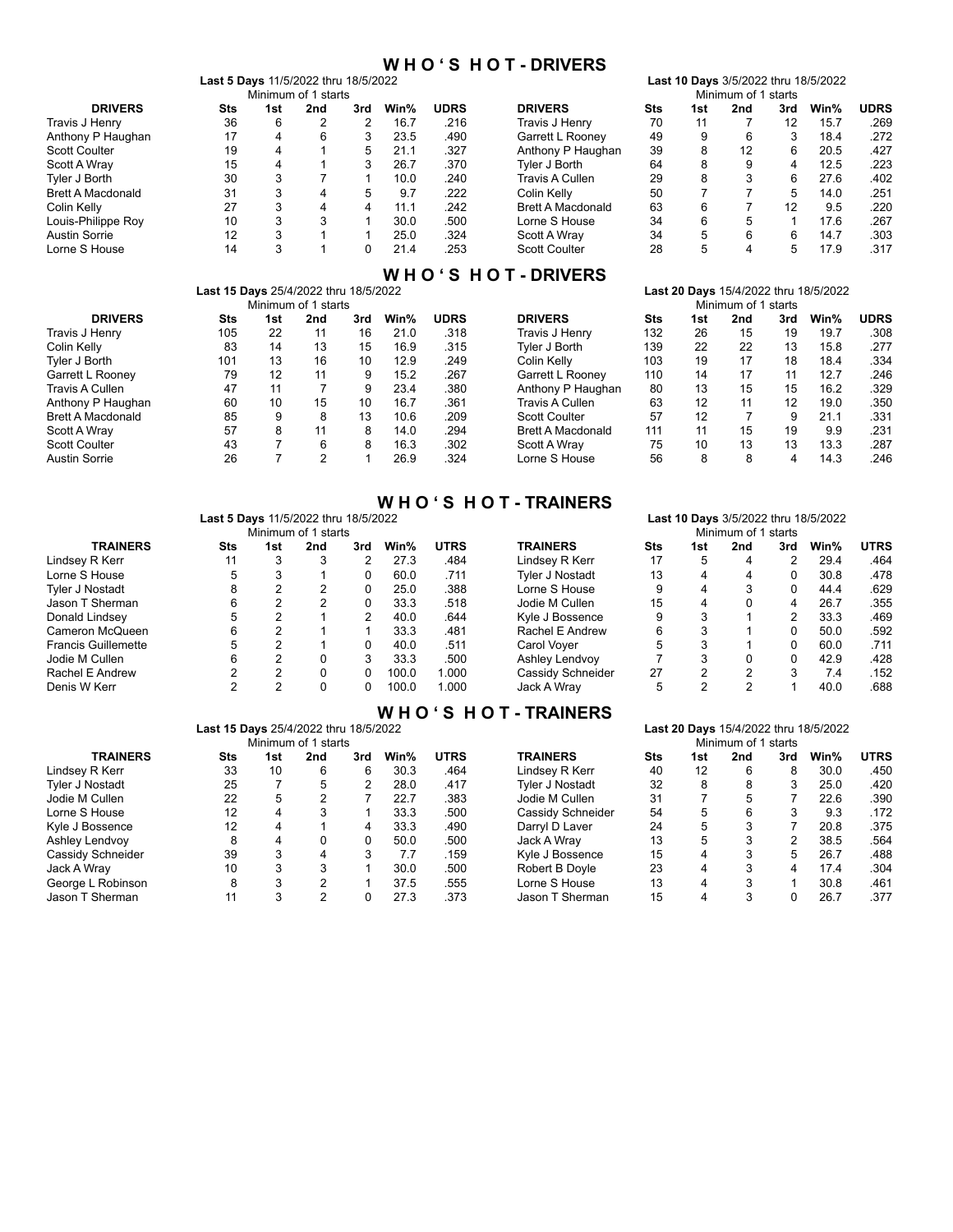# WHO'S HOT - DRIVERS

**Last 5 Days** 11/5/2022 thru 18/5/2022

Minimum of 1 starts

| DRIVERS | Sts | 1st | 2nd | 3rd | Win% | UDRS |
|---|---|---|---|---|---|---|
| Travis J Henry | 36 | 6 | 2 | 2 | 16.7 | .216 |
| Anthony P Haughan | 17 | 4 | 6 | 3 | 23.5 | .490 |
| Scott Coulter | 19 | 4 | 1 | 5 | 21.1 | .327 |
| Scott A Wray | 15 | 4 | 1 | 3 | 26.7 | .370 |
| Tyler J Borth | 30 | 3 | 7 | 1 | 10.0 | .240 |
| Brett A Macdonald | 31 | 3 | 4 | 5 | 9.7 | .222 |
| Colin Kelly | 27 | 3 | 4 | 4 | 11.1 | .242 |
| Louis-Philippe Roy | 10 | 3 | 3 | 1 | 30.0 | .500 |
| Austin Sorrie | 12 | 3 | 1 | 1 | 25.0 | .324 |
| Lorne S House | 14 | 3 | 1 | 0 | 21.4 | .253 |

**Last 10 Days** 3/5/2022 thru 18/5/2022

Minimum of 1 starts

| DRIVERS | Sts | 1st | 2nd | 3rd | Win% | UDRS |
|---|---|---|---|---|---|---|
| Travis J Henry | 70 | 11 | 7 | 12 | 15.7 | .269 |
| Garrett L Rooney | 49 | 9 | 6 | 3 | 18.4 | .272 |
| Anthony P Haughan | 39 | 8 | 12 | 6 | 20.5 | .427 |
| Tyler J Borth | 64 | 8 | 9 | 4 | 12.5 | .223 |
| Travis A Cullen | 29 | 8 | 3 | 6 | 27.6 | .402 |
| Colin Kelly | 50 | 7 | 7 | 5 | 14.0 | .251 |
| Brett A Macdonald | 63 | 6 | 7 | 12 | 9.5 | .220 |
| Lorne S House | 34 | 6 | 5 | 1 | 17.6 | .267 |
| Scott A Wray | 34 | 5 | 6 | 6 | 14.7 | .303 |
| Scott Coulter | 28 | 5 | 4 | 5 | 17.9 | .317 |

# WHO'S HOT - DRIVERS

**Last 15 Days** 25/4/2022 thru 18/5/2022

Minimum of 1 starts

| DRIVERS | Sts | 1st | 2nd | 3rd | Win% | UDRS |
|---|---|---|---|---|---|---|
| Travis J Henry | 105 | 22 | 11 | 16 | 21.0 | .318 |
| Colin Kelly | 83 | 14 | 13 | 15 | 16.9 | .315 |
| Tyler J Borth | 101 | 13 | 16 | 10 | 12.9 | .249 |
| Garrett L Rooney | 79 | 12 | 11 | 9 | 15.2 | .267 |
| Travis A Cullen | 47 | 11 | 7 | 9 | 23.4 | .380 |
| Anthony P Haughan | 60 | 10 | 15 | 10 | 16.7 | .361 |
| Brett A Macdonald | 85 | 9 | 8 | 13 | 10.6 | .209 |
| Scott A Wray | 57 | 8 | 11 | 8 | 14.0 | .294 |
| Scott Coulter | 43 | 7 | 6 | 8 | 16.3 | .302 |
| Austin Sorrie | 26 | 7 | 2 | 1 | 26.9 | .324 |

**Last 20 Days** 15/4/2022 thru 18/5/2022

Minimum of 1 starts

| DRIVERS | Sts | 1st | 2nd | 3rd | Win% | UDRS |
|---|---|---|---|---|---|---|
| Travis J Henry | 132 | 26 | 15 | 19 | 19.7 | .308 |
| Tyler J Borth | 139 | 22 | 22 | 13 | 15.8 | .277 |
| Colin Kelly | 103 | 19 | 17 | 18 | 18.4 | .334 |
| Garrett L Rooney | 110 | 14 | 17 | 11 | 12.7 | .246 |
| Anthony P Haughan | 80 | 13 | 15 | 15 | 16.2 | .329 |
| Travis A Cullen | 63 | 12 | 11 | 12 | 19.0 | .350 |
| Scott Coulter | 57 | 12 | 7 | 9 | 21.1 | .331 |
| Brett A Macdonald | 111 | 11 | 15 | 19 | 9.9 | .231 |
| Scott A Wray | 75 | 10 | 13 | 13 | 13.3 | .287 |
| Lorne S House | 56 | 8 | 8 | 4 | 14.3 | .246 |

# WHO'S HOT - TRAINERS

**Last 5 Days** 11/5/2022 thru 18/5/2022

Minimum of 1 starts

| TRAINERS | Sts | 1st | 2nd | 3rd | Win% | UTRS |
|---|---|---|---|---|---|---|
| Lindsey R Kerr | 11 | 3 | 3 | 2 | 27.3 | .484 |
| Lorne S House | 5 | 3 | 1 | 0 | 60.0 | .711 |
| Tyler J Nostadt | 8 | 2 | 2 | 0 | 25.0 | .388 |
| Jason T Sherman | 6 | 2 | 2 | 0 | 33.3 | .518 |
| Donald Lindsey | 5 | 2 | 1 | 2 | 40.0 | .644 |
| Cameron McQueen | 6 | 2 | 1 | 1 | 33.3 | .481 |
| Francis Guillemette | 5 | 2 | 1 | 0 | 40.0 | .511 |
| Jodie M Cullen | 6 | 2 | 0 | 3 | 33.3 | .500 |
| Rachel E Andrew | 2 | 2 | 0 | 0 | 100.0 | 1.000 |
| Denis W Kerr | 2 | 2 | 0 | 0 | 100.0 | 1.000 |

**Last 10 Days** 3/5/2022 thru 18/5/2022

Minimum of 1 starts

| TRAINERS | Sts | 1st | 2nd | 3rd | Win% | UTRS |
|---|---|---|---|---|---|---|
| Lindsey R Kerr | 17 | 5 | 4 | 2 | 29.4 | .464 |
| Tyler J Nostadt | 13 | 4 | 4 | 0 | 30.8 | .478 |
| Lorne S House | 9 | 4 | 3 | 0 | 44.4 | .629 |
| Jodie M Cullen | 15 | 4 | 0 | 4 | 26.7 | .355 |
| Kyle J Bossence | 9 | 3 | 1 | 2 | 33.3 | .469 |
| Rachel E Andrew | 6 | 3 | 1 | 0 | 50.0 | .592 |
| Carol Voyer | 5 | 3 | 1 | 0 | 60.0 | .711 |
| Ashley Lendvoy | 7 | 3 | 0 | 0 | 42.9 | .428 |
| Cassidy Schneider | 27 | 2 | 2 | 3 | 7.4 | .152 |
| Jack A Wray | 5 | 2 | 2 | 1 | 40.0 | .688 |

# WHO'S HOT - TRAINERS

**Last 15 Days** 25/4/2022 thru 18/5/2022

Minimum of 1 starts

| TRAINERS | Sts | 1st | 2nd | 3rd | Win% | UTRS |
|---|---|---|---|---|---|---|
| Lindsey R Kerr | 33 | 10 | 6 | 6 | 30.3 | .464 |
| Tyler J Nostadt | 25 | 7 | 5 | 2 | 28.0 | .417 |
| Jodie M Cullen | 22 | 5 | 2 | 7 | 22.7 | .383 |
| Lorne S House | 12 | 4 | 3 | 1 | 33.3 | .500 |
| Kyle J Bossence | 12 | 4 | 1 | 4 | 33.3 | .490 |
| Ashley Lendvoy | 8 | 4 | 0 | 0 | 50.0 | .500 |
| Cassidy Schneider | 39 | 3 | 4 | 3 | 7.7 | .159 |
| Jack A Wray | 10 | 3 | 3 | 1 | 30.0 | .500 |
| George L Robinson | 8 | 3 | 2 | 1 | 37.5 | .555 |
| Jason T Sherman | 11 | 3 | 2 | 0 | 27.3 | .373 |

**Last 20 Days** 15/4/2022 thru 18/5/2022

Minimum of 1 starts

| TRAINERS | Sts | 1st | 2nd | 3rd | Win% | UTRS |
|---|---|---|---|---|---|---|
| Lindsey R Kerr | 40 | 12 | 6 | 8 | 30.0 | .450 |
| Tyler J Nostadt | 32 | 8 | 8 | 3 | 25.0 | .420 |
| Jodie M Cullen | 31 | 7 | 5 | 7 | 22.6 | .390 |
| Cassidy Schneider | 54 | 5 | 6 | 3 | 9.3 | .172 |
| Darryl D Laver | 24 | 5 | 3 | 7 | 20.8 | .375 |
| Jack A Wray | 13 | 5 | 3 | 2 | 38.5 | .564 |
| Kyle J Bossence | 15 | 4 | 3 | 5 | 26.7 | .488 |
| Robert B Doyle | 23 | 4 | 3 | 4 | 17.4 | .304 |
| Lorne S House | 13 | 4 | 3 | 1 | 30.8 | .461 |
| Jason T Sherman | 15 | 4 | 3 | 0 | 26.7 | .377 |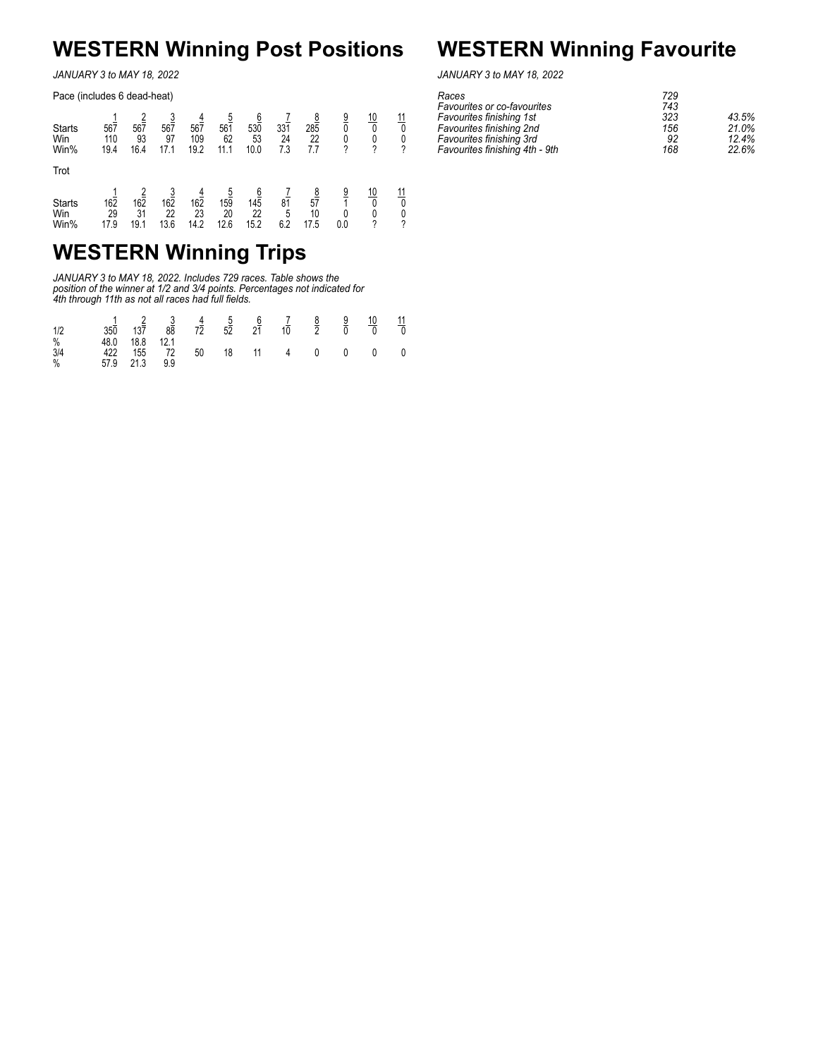# WESTERN Winning Post Positions

*JANUARY 3 to MAY 18, 2022*

Pace (includes 6 dead-heat)

| | 1 | 2 | 3 | 4 | 5 | 6 | 7 | 8 | 9 | 10 | 11 |
|---|---|---|---|---|---|---|---|---|---|---|---|
| Starts | 567 | 567 | 567 | 567 | 561 | 530 | 331 | 285 | 0 | 0 | 0 |
| Win | 110 | 93 | 97 | 109 | 62 | 53 | 24 | 22 | 0 | 0 | 0 |
| Win% | 19.4 | 16.4 | 17.1 | 19.2 | 11.1 | 10.0 | 7.3 | 7.7 | ? | ? | ? |

Trot

| | 1 | 2 | 3 | 4 | 5 | 6 | 7 | 8 | 9 | 10 | 11 |
|---|---|---|---|---|---|---|---|---|---|---|---|
| Starts | 162 | 162 | 162 | 162 | 159 | 145 | 81 | 57 | 1 | 0 | 0 |
| Win | 29 | 31 | 22 | 23 | 20 | 22 | 5 | 10 | 0 | 0 | 0 |
| Win% | 17.9 | 19.1 | 13.6 | 14.2 | 12.6 | 15.2 | 6.2 | 17.5 | 0.0 | ? | ? |

# WESTERN Winning Trips

*JANUARY 3 to MAY 18, 2022. Includes 729 races. Table shows the position of the winner at 1/2 and 3/4 points. Percentages not indicated for 4th through 11th as not all races had full fields.*

| | 1 | 2 | 3 | 4 | 5 | 6 | 7 | 8 | 9 | 10 | 11 |
|---|---|---|---|---|---|---|---|---|---|---|---|
| 1/2 | 350 | 137 | 88 | 72 | 52 | 21 | 10 | 2 | 0 | 0 | 0 |
| % | 48.0 | 18.8 | 12.1 | | | | | | | | |
| 3/4 | 422 | 155 | 72 | 50 | 18 | 11 | 4 | 0 | 0 | 0 | 0 |
| % | 57.9 | 21.3 | 9.9 | | | | | | | | |

# WESTERN Winning Favourite

*JANUARY 3 to MAY 18, 2022*

| | | |
|---|---|---|
| *Races* | *729* | |
| *Favourites or co-favourites* | *743* | |
| *Favourites finishing 1st* | *323* | *43.5%* |
| *Favourites finishing 2nd* | *156* | *21.0%* |
| *Favourites finishing 3rd* | *92* | *12.4%* |
| *Favourites finishing 4th - 9th* | *168* | *22.6%* |